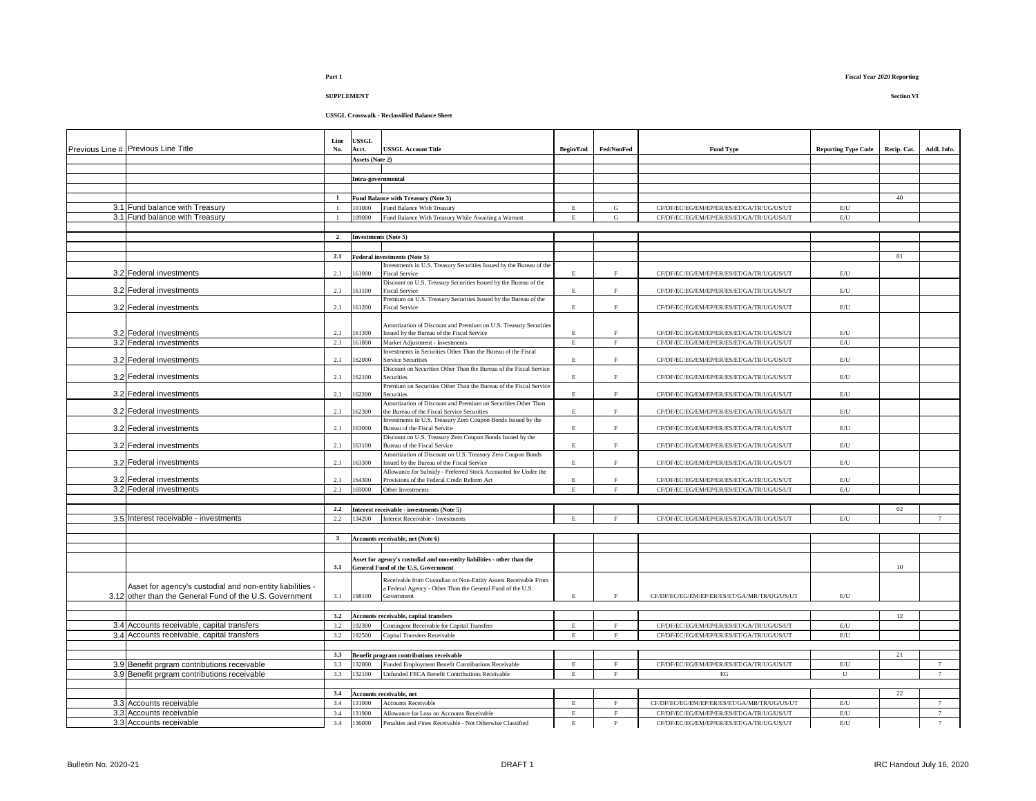Part 1

SUPPLEMENT

USSGL Crosswalk - Reclassified Balance Sheet

Fiscal Year 2020 Reporting

Section VI

| Previous Line # | Previous Line Title | Line No. | USSGL Acct. | USSGL Account Title | Begin/End | Fed/NonFed | Fund Type | Reporting Type Code | Recip. Cat. | Addl. Info. |
|---|---|---|---|---|---|---|---|---|---|---|
| | | | Assets (Note 2) | | | | | | | |
| | | | Intra-governmental | | | | | | | |
| | | 1 | Fund Balance with Treasury (Note 3) | | | | | | 40 | |
| 3.1 | Fund balance with Treasury | 1 | 101000 | Fund Balance With Treasury | E | G | CF/DF/EC/EG/EM/EP/ER/ES/ET/GA/TR/UG/US/UT | E/U | | |
| 3.1 | Fund balance with Treasury | 1 | 109000 | Fund Balance With Treasury While Awaiting a Warrant | E | G | CF/DF/EC/EG/EM/EP/ER/ES/ET/GA/TR/UG/US/UT | E/U | | |
| | | 2 | Investments (Note 5) | | | | | | | |
| | | 2.1 | Federal investments (Note 5) | | | | | | 01 | |
| 3.2 | Federal investments | 2.1 | 161000 | Investments in U.S. Treasury Securities Issued by the Bureau of the Fiscal Service | E | F | CF/DF/EC/EG/EM/EP/ER/ES/ET/GA/TR/UG/US/UT | E/U | | |
| 3.2 | Federal investments | 2.1 | 161100 | Discount on U.S. Treasury Securities Issued by the Bureau of the Fiscal Service | E | F | CF/DF/EC/EG/EM/EP/ER/ES/ET/GA/TR/UG/US/UT | E/U | | |
| 3.2 | Federal investments | 2.1 | 161200 | Premium on U.S. Treasury Securities Issued by the Bureau of the Fiscal Service | E | F | CF/DF/EC/EG/EM/EP/ER/ES/ET/GA/TR/UG/US/UT | E/U | | |
| 3.2 | Federal investments | 2.1 | 161300 | Amortization of Discount and Premium on U.S. Treasury Securities Issued by the Bureau of the Fiscal Service | E | F | CF/DF/EC/EG/EM/EP/ER/ES/ET/GA/TR/UG/US/UT | E/U | | |
| 3.2 | Federal investments | 2.1 | 161800 | Market Adjustment - Investments | E | F | CF/DF/EC/EG/EM/EP/ER/ES/ET/GA/TR/UG/US/UT | E/U | | |
| 3.2 | Federal investments | 2.1 | 162000 | Investments in Securities Other Than the Bureau of the Fiscal Service Securities | E | F | CF/DF/EC/EG/EM/EP/ER/ES/ET/GA/TR/UG/US/UT | E/U | | |
| 3.2 | Federal investments | 2.1 | 162100 | Discount on Securities Other Than the Bureau of the Fiscal Service Securities | E | F | CF/DF/EC/EG/EM/EP/ER/ES/ET/GA/TR/UG/US/UT | E/U | | |
| 3.2 | Federal investments | 2.1 | 162200 | Premium on Securities Other Than the Bureau of the Fiscal Service Securities | E | F | CF/DF/EC/EG/EM/EP/ER/ES/ET/GA/TR/UG/US/UT | E/U | | |
| 3.2 | Federal investments | 2.1 | 162300 | Amortization of Discount and Premium on Securities Other Than the Bureau of the Fiscal Service Securities | E | F | CF/DF/EC/EG/EM/EP/ER/ES/ET/GA/TR/UG/US/UT | E/U | | |
| 3.2 | Federal investments | 2.1 | 163000 | Investments in U.S. Treasury Zero Coupon Bonds Issued by the Bureau of the Fiscal Service | E | F | CF/DF/EC/EG/EM/EP/ER/ES/ET/GA/TR/UG/US/UT | E/U | | |
| 3.2 | Federal investments | 2.1 | 163100 | Discount on U.S. Treasury Zero Coupon Bonds Issued by the Bureau of the Fiscal Service | E | F | CF/DF/EC/EG/EM/EP/ER/ES/ET/GA/TR/UG/US/UT | E/U | | |
| 3.2 | Federal investments | 2.1 | 163300 | Amortization of Discount on U.S. Treasury Zero Coupon Bonds Issued by the Bureau of the Fiscal Service | E | F | CF/DF/EC/EG/EM/EP/ER/ES/ET/GA/TR/UG/US/UT | E/U | | |
| 3.2 | Federal investments | 2.1 | 164300 | Allowance for Subsidy - Preferred Stock Accounted for Under the Provisions of the Federal Credit Reform Act | E | F | CF/DF/EC/EG/EM/EP/ER/ES/ET/GA/TR/UG/US/UT | E/U | | |
| 3.2 | Federal investments | 2.1 | 169000 | Other Investments | E | F | CF/DF/EC/EG/EM/EP/ER/ES/ET/GA/TR/UG/US/UT | E/U | | |
| | | 2.2 | Interest receivable - investments (Note 5) | | | | | | 02 | |
| 3.5 | Interest receivable - investments | 2.2 | 134200 | Interest Receivable - Investments | E | F | CF/DF/EC/EG/EM/EP/ER/ES/ET/GA/TR/UG/US/UT | E/U | | 7 |
| | | 3 | Accounts receivable, net (Note 6) | | | | | | | |
| | | 3.1 | Asset for agency's custodial and non-entity liabilities - other than the General Fund of the U.S. Government | | | | | | 10 | |
| 3.12 | Asset for agency's custodial and non-entity liabilities - other than the General Fund of the U.S. Government | 3.1 | 198100 | Receivable from Custodian or Non-Entity Assets Receivable From a Federal Agency - Other Than the General Fund of the U.S. Government | E | F | CF/DF/EC/EG/EM/EP/ER/ES/ET/GA/MR/TR/UG/US/UT | E/U | | |
| | | 3.2 | Accounts receivable, capital transfers | | | | | | 12 | |
| 3.4 | Accounts receivable, capital transfers | 3.2 | 192300 | Contingent Receivable for Capital Transfers | E | F | CF/DF/EC/EG/EM/EP/ER/ES/ET/GA/TR/UG/US/UT | E/U | | |
| 3.4 | Accounts receivable, capital transfers | 3.2 | 192500 | Capital Transfers Receivable | E | F | CF/DF/EC/EG/EM/EP/ER/ES/ET/GA/TR/UG/US/UT | E/U | | |
| | | 3.3 | Benefit program contributions receivable | | | | | | 21 | |
| 3.9 | Benefit prgram contributions receivable | 3.3 | 132000 | Funded Employment Benefit Contributions Receivable | E | F | CF/DF/EC/EG/EM/EP/ER/ES/ET/GA/TR/UG/US/UT | E/U | | 7 |
| 3.9 | Benefit prgram contributions receivable | 3.3 | 132100 | Unfunded FECA Benefit Contributions Receivable | E | F | EG | U | | 7 |
| | | 3.4 | Accounts receivable, net | | | | | | 22 | |
| 3.3 | Accounts receivable | 3.4 | 131000 | Accounts Receivable | E | F | CF/DF/EC/EG/EM/EP/ER/ES/ET/GA/MR/TR/UG/US/UT | E/U | | 7 |
| 3.3 | Accounts receivable | 3.4 | 131900 | Allowance for Loss on Accounts Receivable | E | F | CF/DF/EC/EG/EM/EP/ER/ES/ET/GA/TR/UG/US/UT | E/U | | 7 |
| 3.3 | Accounts receivable | 3.4 | 136000 | Penalties and Fines Receivable - Not Otherwise Classified | E | F | CF/DF/EC/EG/EM/EP/ER/ES/ET/GA/TR/UG/US/UT | E/U | | 7 |

Bulletin No. 2020-21 DRAFT 1 IRC Handout July 16, 2020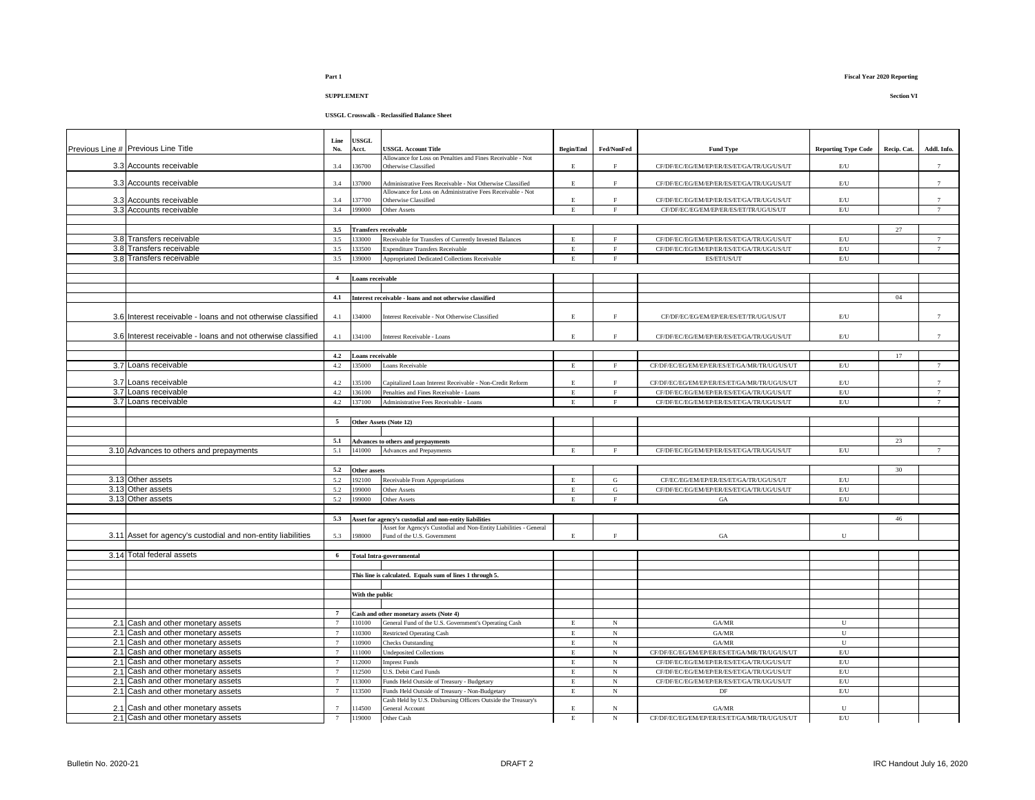**Part 1**

**SUPPLEMENT**

**USSGL Crosswalk - Reclassified Balance Sheet**

**Fiscal Year 2020 Reporting**

**Section VI**

| Previous Line # | Previous Line Title | Line No. | USSGL Acct. | USSGL Account Title | Begin/End | Fed/NonFed | Fund Type | Reporting Type Code | Recip. Cat. | Addl. Info. |
|---|---|---|---|---|---|---|---|---|---|---|
| 3.3 | Accounts receivable | 3.4 | 136700 | Allowance for Loss on Penalties and Fines Receivable - Not Otherwise Classified | E | F | CF/DF/EC/EG/EM/EP/ER/ES/ET/GA/TR/UG/US/UT | E/U | | 7 |
| 3.3 | Accounts receivable | 3.4 | 137000 | Administrative Fees Receivable - Not Otherwise Classified | E | F | CF/DF/EC/EG/EM/EP/ER/ES/ET/GA/TR/UG/US/UT | E/U | | 7 |
| 3.3 | Accounts receivable | 3.4 | 137700 | Allowance for Loss on Administrative Fees Receivable - Not Otherwise Classified | E | F | CF/DF/EC/EG/EM/EP/ER/ES/ET/GA/TR/UG/US/UT | E/U | | 7 |
| 3.3 | Accounts receivable | 3.4 | 199000 | Other Assets | E | F | CF/DF/EC/EG/EM/EP/ER/ES/ET/TR/UG/US/UT | E/U | | 7 |
| | | | | | | | | | | |
| | | **3.5** | **Transfers receivable** | | | | | | 27 | |
| 3.8 | Transfers receivable | 3.5 | 133000 | Receivable for Transfers of Currently Invested Balances | E | F | CF/DF/EC/EG/EM/EP/ER/ES/ET/GA/TR/UG/US/UT | E/U | | 7 |
| 3.8 | Transfers receivable | 3.5 | 133500 | Expenditure Transfers Receivable | E | F | CF/DF/EC/EG/EM/EP/ER/ES/ET/GA/TR/UG/US/UT | E/U | | 7 |
| 3.8 | Transfers receivable | 3.5 | 139000 | Appropriated Dedicated Collections Receivable | E | F | ES/ET/US/UT | E/U | | |
| | | | | | | | | | | |
| | | **4** | **Loans receivable** | | | | | | | |
| | | | | | | | | | | |
| | | **4.1** | **Interest receivable - loans and not otherwise classified** | | | | | | 04 | |
| 3.6 | Interest receivable - loans and not otherwise classified | 4.1 | 134000 | Interest Receivable - Not Otherwise Classified | E | F | CF/DF/EC/EG/EM/EP/ER/ES/ET/TR/UG/US/UT | E/U | | 7 |
| 3.6 | Interest receivable - loans and not otherwise classified | 4.1 | 134100 | Interest Receivable - Loans | E | F | CF/DF/EC/EG/EM/EP/ER/ES/ET/GA/TR/UG/US/UT | E/U | | 7 |
| | | | | | | | | | | |
| | | **4.2** | **Loans receivable** | | | | | | 17 | |
| 3.7 | Loans receivable | 4.2 | 135000 | Loans Receivable | E | F | CF/DF/EC/EG/EM/EP/ER/ES/ET/GA/MR/TR/UG/US/UT | E/U | | 7 |
| 3.7 | Loans receivable | 4.2 | 135100 | Capitalized Loan Interest Receivable - Non-Credit Reform | E | F | CF/DF/EC/EG/EM/EP/ER/ES/ET/GA/MR/TR/UG/US/UT | E/U | | 7 |
| 3.7 | Loans receivable | 4.2 | 136100 | Penalties and Fines Receivable - Loans | E | F | CF/DF/EC/EG/EM/EP/ER/ES/ET/GA/TR/UG/US/UT | E/U | | 7 |
| 3.7 | Loans receivable | 4.2 | 137100 | Administrative Fees Receivable - Loans | E | F | CF/DF/EC/EG/EM/EP/ER/ES/ET/GA/TR/UG/US/UT | E/U | | 7 |
| | | | | | | | | | | |
| | | **5** | **Other Assets (Note 12)** | | | | | | | |
| | | | | | | | | | | |
| | | **5.1** | **Advances to others and prepayments** | | | | | | 23 | |
| 3.10 | Advances to others and prepayments | 5.1 | 141000 | Advances and Prepayments | E | F | CF/DF/EC/EG/EM/EP/ER/ES/ET/GA/TR/UG/US/UT | E/U | | 7 |
| | | | | | | | | | | |
| | | **5.2** | **Other assets** | | | | | | 30 | |
| 3.13 | Other assets | 5.2 | 192100 | Receivable From Appropriations | E | G | CF/EC/EG/EM/EP/ER/ES/ET/GA/TR/UG/US/UT | E/U | | |
| 3.13 | Other assets | 5.2 | 199000 | Other Assets | E | G | CF/DF/EC/EG/EM/EP/ER/ES/ET/GA/TR/UG/US/UT | E/U | | |
| 3.13 | Other assets | 5.2 | 199000 | Other Assets | E | F | GA | E/U | | |
| | | | | | | | | | | |
| | | **5.3** | **Asset for agency's custodial and non-entity liabilities** | | | | | | 46 | |
| 3.11 | Asset for agency's custodial and non-entity liabilities | 5.3 | 198000 | Asset for Agency's Custodial and Non-Entity Liabilities - General Fund of the U.S. Government | E | F | GA | U | | |
| | | | | | | | | | | |
| 3.14 | Total federal assets | **6** | **Total Intra-governmental** | | | | | | | |
| | | | | | | | | | | |
| | | | **This line is calculated. Equals sum of lines 1 through 5.** | | | | | | | |
| | | | | | | | | | | |
| | | | **With the public** | | | | | | | |
| | | | | | | | | | | |
| | | **7** | **Cash and other monetary assets (Note 4)** | | | | | | | |
| 2.1 | Cash and other monetary assets | 7 | 110100 | General Fund of the U.S. Government's Operating Cash | E | N | GA/MR | U | | |
| 2.1 | Cash and other monetary assets | 7 | 110300 | Restricted Operating Cash | E | N | GA/MR | U | | |
| 2.1 | Cash and other monetary assets | 7 | 110900 | Checks Outstanding | E | N | GA/MR | U | | |
| 2.1 | Cash and other monetary assets | 7 | 111000 | Undeposited Collections | E | N | CF/DF/EC/EG/EM/EP/ER/ES/ET/GA/MR/TR/UG/US/UT | E/U | | |
| 2.1 | Cash and other monetary assets | 7 | 112000 | Imprest Funds | E | N | CF/DF/EC/EG/EM/EP/ER/ES/ET/GA/TR/UG/US/UT | E/U | | |
| 2.1 | Cash and other monetary assets | 7 | 112500 | U.S. Debit Card Funds | E | N | CF/DF/EC/EG/EM/EP/ER/ES/ET/GA/TR/UG/US/UT | E/U | | |
| 2.1 | Cash and other monetary assets | 7 | 113000 | Funds Held Outside of Treasury - Budgetary | E | N | CF/DF/EC/EG/EM/EP/ER/ES/ET/GA/TR/UG/US/UT | E/U | | |
| 2.1 | Cash and other monetary assets | 7 | 113500 | Funds Held Outside of Treasury - Non-Budgetary | E | N | DF | E/U | | |
| 2.1 | Cash and other monetary assets | 7 | 114500 | Cash Held by U.S. Disbursing Officers Outside the Treasury's General Account | E | N | GA/MR | U | | |
| 2.1 | Cash and other monetary assets | 7 | 119000 | Other Cash | E | N | CF/DF/EC/EG/EM/EP/ER/ES/ET/GA/MR/TR/UG/US/UT | E/U | | |

Bulletin No. 2020-21 | DRAFT 2 | IRC Handout July 16, 2020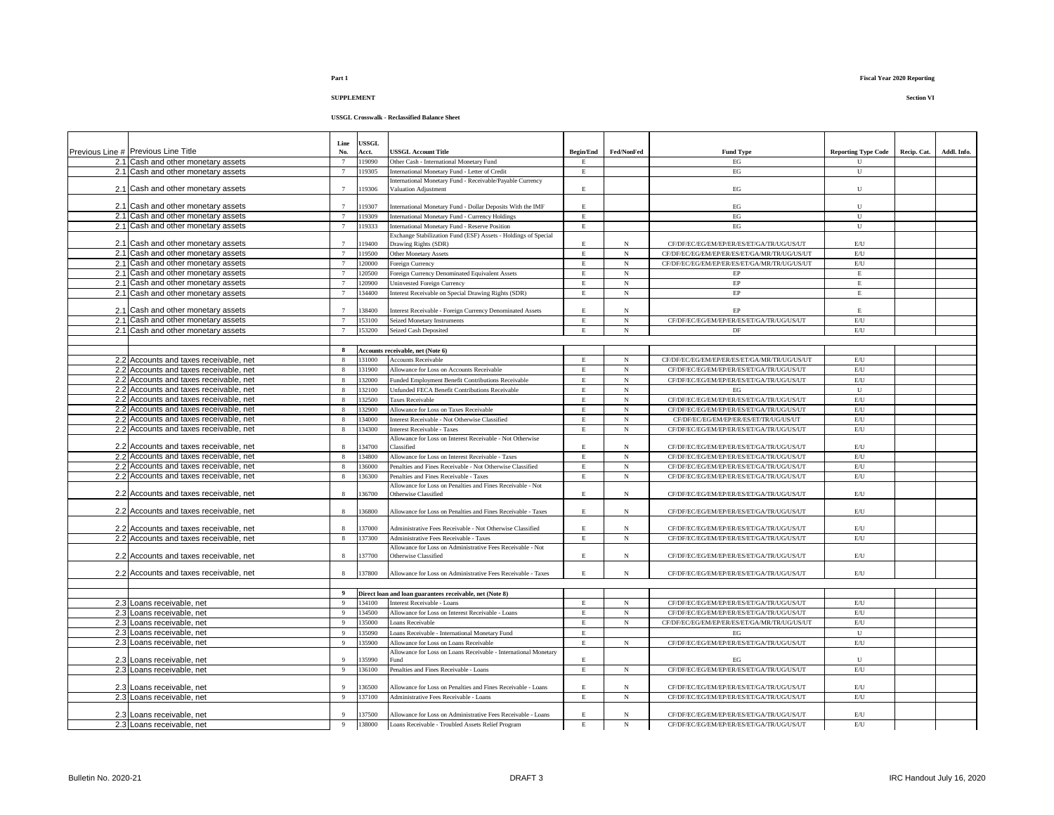**Part 1**

**Fiscal Year 2020 Reporting**

**SUPPLEMENT**

**Section VI**

**USSGL Crosswalk - Reclassified Balance Sheet**

| Previous Line # | Previous Line Title | Line No. | USSGL Acct. | USSGL Account Title | Begin/End | Fed/NonFed | Fund Type | Reporting Type Code | Recip. Cat. | Addl. Info. |
|---|---|---|---|---|---|---|---|---|---|---|
| 2.1 | Cash and other monetary assets | 7 | 119090 | Other Cash - International Monetary Fund | E | | EG | U | | |
| 2.1 | Cash and other monetary assets | 7 | 119305 | International Monetary Fund - Letter of Credit | E | | EG | U | | |
| 2.1 | Cash and other monetary assets | 7 | 119306 | International Monetary Fund - Receivable/Payable Currency Valuation Adjustment | E | | EG | U | | |
| 2.1 | Cash and other monetary assets | 7 | 119307 | International Monetary Fund - Dollar Deposits With the IMF | E | | EG | U | | |
| 2.1 | Cash and other monetary assets | 7 | 119309 | International Monetary Fund - Currency Holdings | E | | EG | U | | |
| 2.1 | Cash and other monetary assets | 7 | 119333 | International Monetary Fund - Reserve Position | E | | EG | U | | |
| 2.1 | Cash and other monetary assets | 7 | 119400 | Exchange Stabilization Fund (ESF) Assets - Holdings of Special Drawing Rights (SDR) | E | N | CF/DF/EC/EG/EM/EP/ER/ES/ET/GA/TR/UG/US/UT | E/U | | |
| 2.1 | Cash and other monetary assets | 7 | 119500 | Other Monetary Assets | E | N | CF/DF/EC/EG/EM/EP/ER/ES/ET/GA/MR/TR/UG/US/UT | E/U | | |
| 2.1 | Cash and other monetary assets | 7 | 120000 | Foreign Currency | E | N | CF/DF/EC/EG/EM/EP/ER/ES/ET/GA/MR/TR/UG/US/UT | E/U | | |
| 2.1 | Cash and other monetary assets | 7 | 120500 | Foreign Currency Denominated Equivalent Assets | E | N | EP | E | | |
| 2.1 | Cash and other monetary assets | 7 | 120900 | Uninvested Foreign Currency | E | N | EP | E | | |
| 2.1 | Cash and other monetary assets | 7 | 134400 | Interest Receivable on Special Drawing Rights (SDR) | E | N | EP | E | | |
| 2.1 | Cash and other monetary assets | 7 | 138400 | Interest Receivable - Foreign Currency Denominated Assets | E | N | EP | E | | |
| 2.1 | Cash and other monetary assets | 7 | 153100 | Seized Monetary Instruments | E | N | CF/DF/EC/EG/EM/EP/ER/ES/ET/GA/TR/UG/US/UT | E/U | | |
| 2.1 | Cash and other monetary assets | 7 | 153200 | Seized Cash Deposited | E | N | DF | E/U | | |
| | | | | | | | | | | |
| | | **8** | | **Accounts receivable, net (Note 6)** | | | | | | |
| 2.2 | Accounts and taxes receivable, net | 8 | 131000 | Accounts Receivable | E | N | CF/DF/EC/EG/EM/EP/ER/ES/ET/GA/MR/TR/UG/US/UT | E/U | | |
| 2.2 | Accounts and taxes receivable, net | 8 | 131900 | Allowance for Loss on Accounts Receivable | E | N | CF/DF/EC/EG/EM/EP/ER/ES/ET/GA/TR/UG/US/UT | E/U | | |
| 2.2 | Accounts and taxes receivable, net | 8 | 132000 | Funded Employment Benefit Contributions Receivable | E | N | CF/DF/EC/EG/EM/EP/ER/ES/ET/GA/TR/UG/US/UT | E/U | | |
| 2.2 | Accounts and taxes receivable, net | 8 | 132100 | Unfunded FECA Benefit Contributions Receivable | E | N | EG | U | | |
| 2.2 | Accounts and taxes receivable, net | 8 | 132500 | Taxes Receivable | E | N | CF/DF/EC/EG/EM/EP/ER/ES/ET/GA/TR/UG/US/UT | E/U | | |
| 2.2 | Accounts and taxes receivable, net | 8 | 132900 | Allowance for Loss on Taxes Receivable | E | N | CF/DF/EC/EG/EM/EP/ER/ES/ET/GA/TR/UG/US/UT | E/U | | |
| 2.2 | Accounts and taxes receivable, net | 8 | 134000 | Interest Receivable - Not Otherwise Classified | E | N | CF/DF/EC/EG/EM/EP/ER/ES/ET/TR/UG/US/UT | E/U | | |
| 2.2 | Accounts and taxes receivable, net | 8 | 134300 | Interest Receivable - Taxes | E | N | CF/DF/EC/EG/EM/EP/ER/ES/ET/GA/TR/UG/US/UT | E/U | | |
| 2.2 | Accounts and taxes receivable, net | 8 | 134700 | Allowance for Loss on Interest Receivable - Not Otherwise Classified | E | N | CF/DF/EC/EG/EM/EP/ER/ES/ET/GA/TR/UG/US/UT | E/U | | |
| 2.2 | Accounts and taxes receivable, net | 8 | 134800 | Allowance for Loss on Interest Receivable - Taxes | E | N | CF/DF/EC/EG/EM/EP/ER/ES/ET/GA/TR/UG/US/UT | E/U | | |
| 2.2 | Accounts and taxes receivable, net | 8 | 136000 | Penalties and Fines Receivable - Not Otherwise Classified | E | N | CF/DF/EC/EG/EM/EP/ER/ES/ET/GA/TR/UG/US/UT | E/U | | |
| 2.2 | Accounts and taxes receivable, net | 8 | 136300 | Penalties and Fines Receivable - Taxes | E | N | CF/DF/EC/EG/EM/EP/ER/ES/ET/GA/TR/UG/US/UT | E/U | | |
| 2.2 | Accounts and taxes receivable, net | 8 | 136700 | Allowance for Loss on Penalties and Fines Receivable - Not Otherwise Classified | E | N | CF/DF/EC/EG/EM/EP/ER/ES/ET/GA/TR/UG/US/UT | E/U | | |
| 2.2 | Accounts and taxes receivable, net | 8 | 136800 | Allowance for Loss on Penalties and Fines Receivable - Taxes | E | N | CF/DF/EC/EG/EM/EP/ER/ES/ET/GA/TR/UG/US/UT | E/U | | |
| 2.2 | Accounts and taxes receivable, net | 8 | 137000 | Administrative Fees Receivable - Not Otherwise Classified | E | N | CF/DF/EC/EG/EM/EP/ER/ES/ET/GA/TR/UG/US/UT | E/U | | |
| 2.2 | Accounts and taxes receivable, net | 8 | 137300 | Administrative Fees Receivable - Taxes | E | N | CF/DF/EC/EG/EM/EP/ER/ES/ET/GA/TR/UG/US/UT | E/U | | |
| 2.2 | Accounts and taxes receivable, net | 8 | 137700 | Allowance for Loss on Administrative Fees Receivable - Not Otherwise Classified | E | N | CF/DF/EC/EG/EM/EP/ER/ES/ET/GA/TR/UG/US/UT | E/U | | |
| 2.2 | Accounts and taxes receivable, net | 8 | 137800 | Allowance for Loss on Administrative Fees Receivable - Taxes | E | N | CF/DF/EC/EG/EM/EP/ER/ES/ET/GA/TR/UG/US/UT | E/U | | |
| | | | | | | | | | | |
| | | **9** | | **Direct loan and loan guarantees receivable, net (Note 8)** | | | | | | |
| 2.3 | Loans receivable, net | 9 | 134100 | Interest Receivable - Loans | E | N | CF/DF/EC/EG/EM/EP/ER/ES/ET/GA/TR/UG/US/UT | E/U | | |
| 2.3 | Loans receivable, net | 9 | 134500 | Allowance for Loss on Interest Receivable - Loans | E | N | CF/DF/EC/EG/EM/EP/ER/ES/ET/GA/TR/UG/US/UT | E/U | | |
| 2.3 | Loans receivable, net | 9 | 135000 | Loans Receivable | E | N | CF/DF/EC/EG/EM/EP/ER/ES/ET/GA/MR/TR/UG/US/UT | E/U | | |
| 2.3 | Loans receivable, net | 9 | 135090 | Loans Receivable - International Monetary Fund | E | | EG | U | | |
| 2.3 | Loans receivable, net | 9 | 135900 | Allowance for Loss on Loans Receivable | E | N | CF/DF/EC/EG/EM/EP/ER/ES/ET/GA/TR/UG/US/UT | E/U | | |
| 2.3 | Loans receivable, net | 9 | 135990 | Allowance for Loss on Loans Receivable - International Monetary Fund | E | | EG | U | | |
| 2.3 | Loans receivable, net | 9 | 136100 | Penalties and Fines Receivable - Loans | E | N | CF/DF/EC/EG/EM/EP/ER/ES/ET/GA/TR/UG/US/UT | E/U | | |
| 2.3 | Loans receivable, net | 9 | 136500 | Allowance for Loss on Penalties and Fines Receivable - Loans | E | N | CF/DF/EC/EG/EM/EP/ER/ES/ET/GA/TR/UG/US/UT | E/U | | |
| 2.3 | Loans receivable, net | 9 | 137100 | Administrative Fees Receivable - Loans | E | N | CF/DF/EC/EG/EM/EP/ER/ES/ET/GA/TR/UG/US/UT | E/U | | |
| 2.3 | Loans receivable, net | 9 | 137500 | Allowance for Loss on Administrative Fees Receivable - Loans | E | N | CF/DF/EC/EG/EM/EP/ER/ES/ET/GA/TR/UG/US/UT | E/U | | |
| 2.3 | Loans receivable, net | 9 | 138000 | Loans Receivable - Troubled Assets Relief Program | E | N | CF/DF/EC/EG/EM/EP/ER/ES/ET/GA/TR/UG/US/UT | E/U | | |

Bulletin No. 2020-21 DRAFT 3 IRC Handout July 16, 2020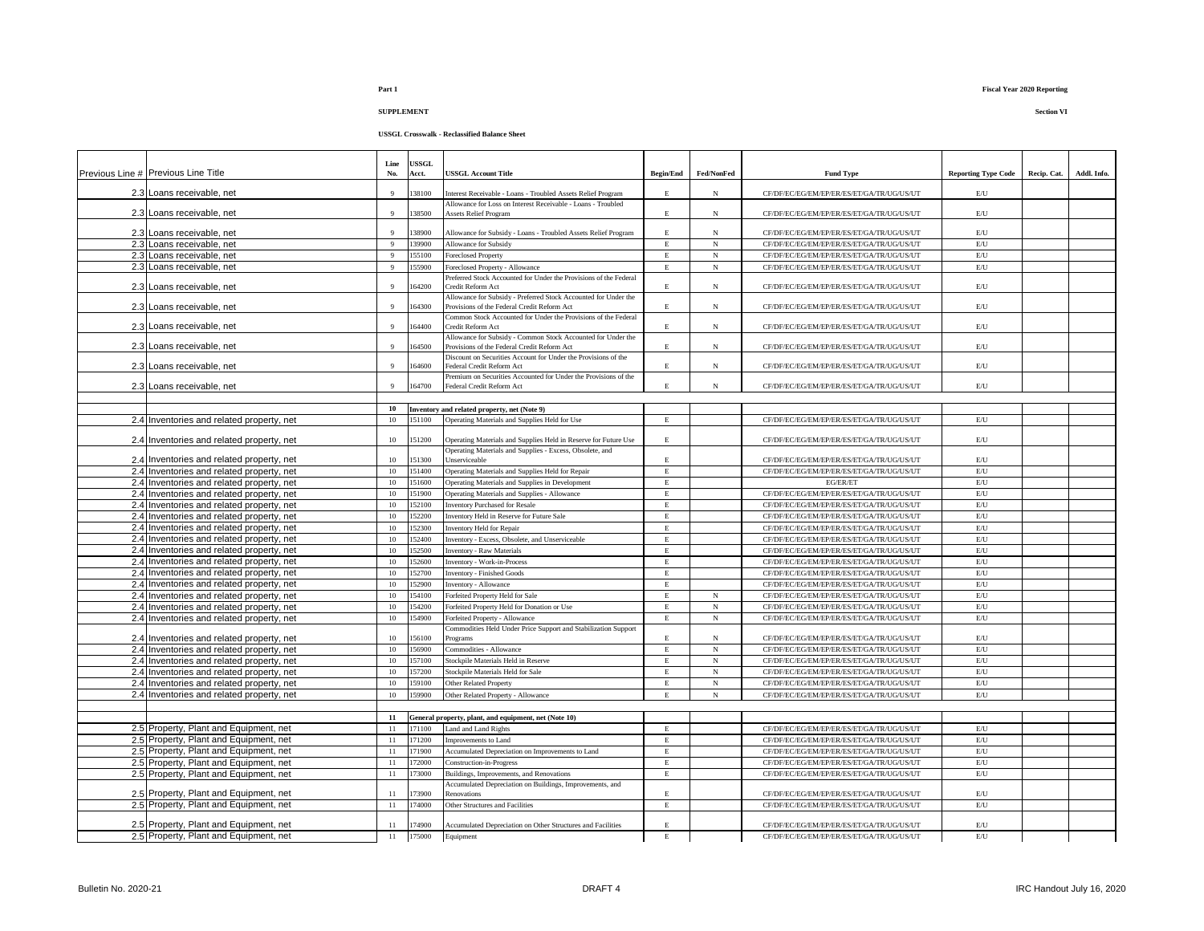**Part 1**

**Fiscal Year 2020 Reporting**

**SUPPLEMENT**

**Section VI**

**USSGL Crosswalk - Reclassified Balance Sheet**

| Previous Line # | Previous Line Title | Line No. | USSGL Acct. | USSGL Account Title | Begin/End | Fed/NonFed | Fund Type | Reporting Type Code | Recip. Cat. | Addl. Info. |
|---|---|---|---|---|---|---|---|---|---|---|
| 2.3 | Loans receivable, net | 9 | 138100 | Interest Receivable - Loans - Troubled Assets Relief Program | E | N | CF/DF/EC/EG/EM/EP/ER/ES/ET/GA/TR/UG/US/UT | E/U | | |
| 2.3 | Loans receivable, net | 9 | 138500 | Allowance for Loss on Interest Receivable - Loans - Troubled Assets Relief Program | E | N | CF/DF/EC/EG/EM/EP/ER/ES/ET/GA/TR/UG/US/UT | E/U | | |
| 2.3 | Loans receivable, net | 9 | 138900 | Allowance for Subsidy - Loans - Troubled Assets Relief Program | E | N | CF/DF/EC/EG/EM/EP/ER/ES/ET/GA/TR/UG/US/UT | E/U | | |
| 2.3 | Loans receivable, net | 9 | 139900 | Allowance for Subsidy | E | N | CF/DF/EC/EG/EM/EP/ER/ES/ET/GA/TR/UG/US/UT | E/U | | |
| 2.3 | Loans receivable, net | 9 | 155100 | Foreclosed Property | E | N | CF/DF/EC/EG/EM/EP/ER/ES/ET/GA/TR/UG/US/UT | E/U | | |
| 2.3 | Loans receivable, net | 9 | 155900 | Foreclosed Property - Allowance | E | N | CF/DF/EC/EG/EM/EP/ER/ES/ET/GA/TR/UG/US/UT | E/U | | |
| 2.3 | Loans receivable, net | 9 | 164200 | Preferred Stock Accounted for Under the Provisions of the Federal Credit Reform Act | E | N | CF/DF/EC/EG/EM/EP/ER/ES/ET/GA/TR/UG/US/UT | E/U | | |
| 2.3 | Loans receivable, net | 9 | 164300 | Allowance for Subsidy - Preferred Stock Accounted for Under the Provisions of the Federal Credit Reform Act | E | N | CF/DF/EC/EG/EM/EP/ER/ES/ET/GA/TR/UG/US/UT | E/U | | |
| 2.3 | Loans receivable, net | 9 | 164400 | Common Stock Accounted for Under the Provisions of the Federal Credit Reform Act | E | N | CF/DF/EC/EG/EM/EP/ER/ES/ET/GA/TR/UG/US/UT | E/U | | |
| 2.3 | Loans receivable, net | 9 | 164500 | Allowance for Subsidy - Common Stock Accounted for Under the Provisions of the Federal Credit Reform Act | E | N | CF/DF/EC/EG/EM/EP/ER/ES/ET/GA/TR/UG/US/UT | E/U | | |
| 2.3 | Loans receivable, net | 9 | 164600 | Discount on Securities Account for Under the Provisions of the Federal Credit Reform Act | E | N | CF/DF/EC/EG/EM/EP/ER/ES/ET/GA/TR/UG/US/UT | E/U | | |
| 2.3 | Loans receivable, net | 9 | 164700 | Premium on Securities Accounted for Under the Provisions of the Federal Credit Reform Act | E | N | CF/DF/EC/EG/EM/EP/ER/ES/ET/GA/TR/UG/US/UT | E/U | | |
| | | | | | | | | | | |
| | | **10** | | **Inventory and related property, net (Note 9)** | | | | | | |
| 2.4 | Inventories and related property, net | 10 | 151100 | Operating Materials and Supplies Held for Use | E | | CF/DF/EC/EG/EM/EP/ER/ES/ET/GA/TR/UG/US/UT | E/U | | |
| 2.4 | Inventories and related property, net | 10 | 151200 | Operating Materials and Supplies Held in Reserve for Future Use | E | | CF/DF/EC/EG/EM/EP/ER/ES/ET/GA/TR/UG/US/UT | E/U | | |
| 2.4 | Inventories and related property, net | 10 | 151300 | Operating Materials and Supplies - Excess, Obsolete, and Unserviceable | E | | CF/DF/EC/EG/EM/EP/ER/ES/ET/GA/TR/UG/US/UT | E/U | | |
| 2.4 | Inventories and related property, net | 10 | 151400 | Operating Materials and Supplies Held for Repair | E | | CF/DF/EC/EG/EM/EP/ER/ES/ET/GA/TR/UG/US/UT | E/U | | |
| 2.4 | Inventories and related property, net | 10 | 151600 | Operating Materials and Supplies in Development | E | | EG/ER/ET | E/U | | |
| 2.4 | Inventories and related property, net | 10 | 151900 | Operating Materials and Supplies - Allowance | E | | CF/DF/EC/EG/EM/EP/ER/ES/ET/GA/TR/UG/US/UT | E/U | | |
| 2.4 | Inventories and related property, net | 10 | 152100 | Inventory Purchased for Resale | E | | CF/DF/EC/EG/EM/EP/ER/ES/ET/GA/TR/UG/US/UT | E/U | | |
| 2.4 | Inventories and related property, net | 10 | 152200 | Inventory Held in Reserve for Future Sale | E | | CF/DF/EC/EG/EM/EP/ER/ES/ET/GA/TR/UG/US/UT | E/U | | |
| 2.4 | Inventories and related property, net | 10 | 152300 | Inventory Held for Repair | E | | CF/DF/EC/EG/EM/EP/ER/ES/ET/GA/TR/UG/US/UT | E/U | | |
| 2.4 | Inventories and related property, net | 10 | 152400 | Inventory - Excess, Obsolete, and Unserviceable | E | | CF/DF/EC/EG/EM/EP/ER/ES/ET/GA/TR/UG/US/UT | E/U | | |
| 2.4 | Inventories and related property, net | 10 | 152500 | Inventory - Raw Materials | E | | CF/DF/EC/EG/EM/EP/ER/ES/ET/GA/TR/UG/US/UT | E/U | | |
| 2.4 | Inventories and related property, net | 10 | 152600 | Inventory - Work-in-Process | E | | CF/DF/EC/EG/EM/EP/ER/ES/ET/GA/TR/UG/US/UT | E/U | | |
| 2.4 | Inventories and related property, net | 10 | 152700 | Inventory - Finished Goods | E | | CF/DF/EC/EG/EM/EP/ER/ES/ET/GA/TR/UG/US/UT | E/U | | |
| 2.4 | Inventories and related property, net | 10 | 152900 | Inventory - Allowance | E | | CF/DF/EC/EG/EM/EP/ER/ES/ET/GA/TR/UG/US/UT | E/U | | |
| 2.4 | Inventories and related property, net | 10 | 154100 | Forfeited Property Held for Sale | E | N | CF/DF/EC/EG/EM/EP/ER/ES/ET/GA/TR/UG/US/UT | E/U | | |
| 2.4 | Inventories and related property, net | 10 | 154200 | Forfeited Property Held for Donation or Use | E | N | CF/DF/EC/EG/EM/EP/ER/ES/ET/GA/TR/UG/US/UT | E/U | | |
| 2.4 | Inventories and related property, net | 10 | 154900 | Forfeited Property - Allowance | E | N | CF/DF/EC/EG/EM/EP/ER/ES/ET/GA/TR/UG/US/UT | E/U | | |
| 2.4 | Inventories and related property, net | 10 | 156100 | Commodities Held Under Price Support and Stabilization Support Programs | E | N | CF/DF/EC/EG/EM/EP/ER/ES/ET/GA/TR/UG/US/UT | E/U | | |
| 2.4 | Inventories and related property, net | 10 | 156900 | Commodities - Allowance | E | N | CF/DF/EC/EG/EM/EP/ER/ES/ET/GA/TR/UG/US/UT | E/U | | |
| 2.4 | Inventories and related property, net | 10 | 157100 | Stockpile Materials Held in Reserve | E | N | CF/DF/EC/EG/EM/EP/ER/ES/ET/GA/TR/UG/US/UT | E/U | | |
| 2.4 | Inventories and related property, net | 10 | 157200 | Stockpile Materials Held for Sale | E | N | CF/DF/EC/EG/EM/EP/ER/ES/ET/GA/TR/UG/US/UT | E/U | | |
| 2.4 | Inventories and related property, net | 10 | 159100 | Other Related Property | E | N | CF/DF/EC/EG/EM/EP/ER/ES/ET/GA/TR/UG/US/UT | E/U | | |
| 2.4 | Inventories and related property, net | 10 | 159900 | Other Related Property - Allowance | E | N | CF/DF/EC/EG/EM/EP/ER/ES/ET/GA/TR/UG/US/UT | E/U | | |
| | | | | | | | | | | |
| | | **11** | | **General property, plant, and equipment, net (Note 10)** | | | | | | |
| 2.5 | Property, Plant and Equipment, net | 11 | 171100 | Land and Land Rights | E | | CF/DF/EC/EG/EM/EP/ER/ES/ET/GA/TR/UG/US/UT | E/U | | |
| 2.5 | Property, Plant and Equipment, net | 11 | 171200 | Improvements to Land | E | | CF/DF/EC/EG/EM/EP/ER/ES/ET/GA/TR/UG/US/UT | E/U | | |
| 2.5 | Property, Plant and Equipment, net | 11 | 171900 | Accumulated Depreciation on Improvements to Land | E | | CF/DF/EC/EG/EM/EP/ER/ES/ET/GA/TR/UG/US/UT | E/U | | |
| 2.5 | Property, Plant and Equipment, net | 11 | 172000 | Construction-in-Progress | E | | CF/DF/EC/EG/EM/EP/ER/ES/ET/GA/TR/UG/US/UT | E/U | | |
| 2.5 | Property, Plant and Equipment, net | 11 | 173000 | Buildings, Improvements, and Renovations | E | | CF/DF/EC/EG/EM/EP/ER/ES/ET/GA/TR/UG/US/UT | E/U | | |
| 2.5 | Property, Plant and Equipment, net | 11 | 173900 | Accumulated Depreciation on Buildings, Improvements, and Renovations | E | | CF/DF/EC/EG/EM/EP/ER/ES/ET/GA/TR/UG/US/UT | E/U | | |
| 2.5 | Property, Plant and Equipment, net | 11 | 174000 | Other Structures and Facilities | E | | CF/DF/EC/EG/EM/EP/ER/ES/ET/GA/TR/UG/US/UT | E/U | | |
| 2.5 | Property, Plant and Equipment, net | 11 | 174900 | Accumulated Depreciation on Other Structures and Facilities | E | | CF/DF/EC/EG/EM/EP/ER/ES/ET/GA/TR/UG/US/UT | E/U | | |
| 2.5 | Property, Plant and Equipment, net | 11 | 175000 | Equipment | E | | CF/DF/EC/EG/EM/EP/ER/ES/ET/GA/TR/UG/US/UT | E/U | | |

Bulletin No. 2020-21 DRAFT 4 IRC Handout July 16, 2020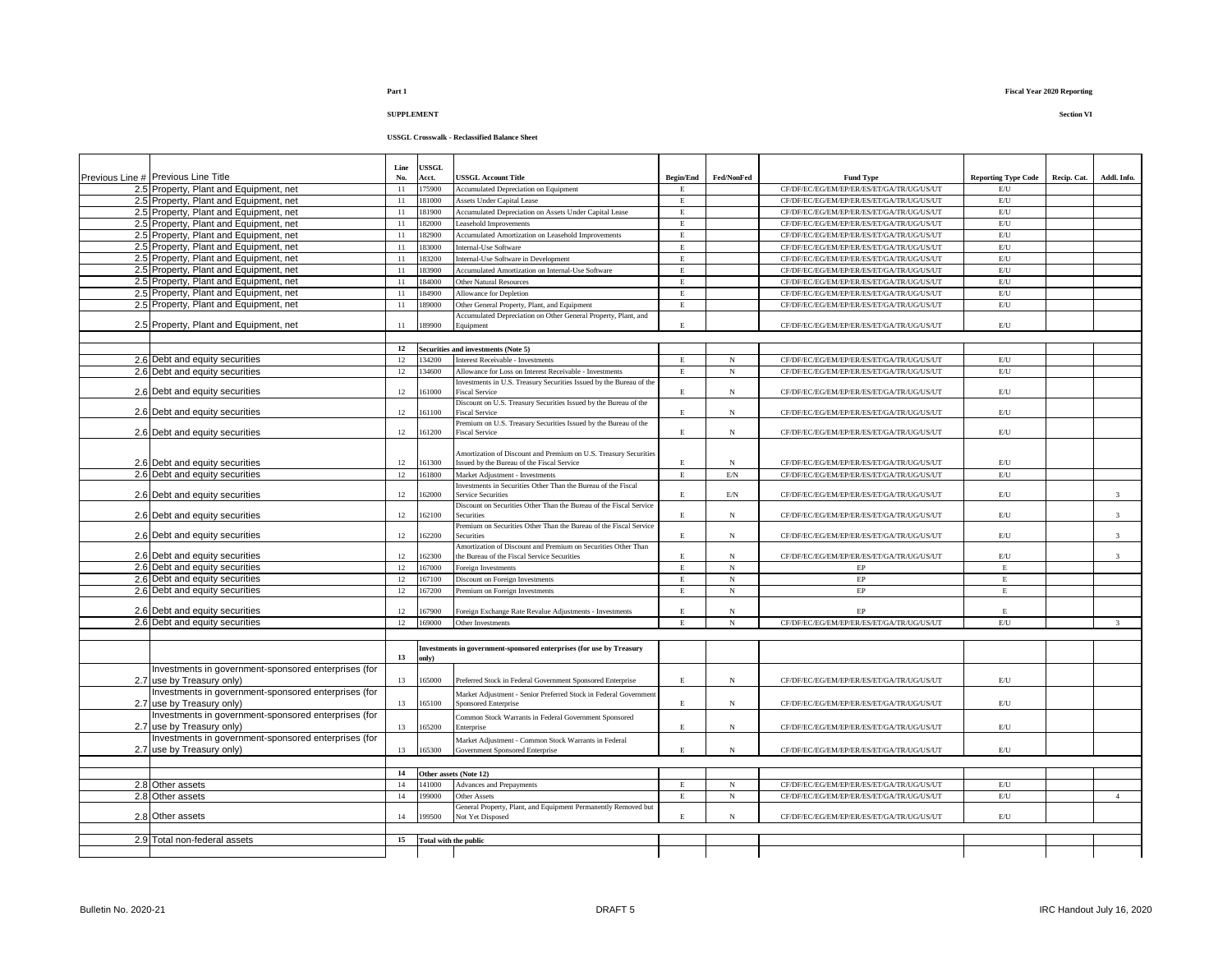**Part 1**

**Fiscal Year 2020 Reporting**

**SUPPLEMENT**

**Section VI**

**USSGL Crosswalk - Reclassified Balance Sheet**

| Previous Line # | Previous Line Title | Line No. | USSGL Acct. | USSGL Account Title | Begin/End | Fed/NonFed | Fund Type | Reporting Type Code | Recip. Cat. | Addl. Info. |
|---|---|---|---|---|---|---|---|---|---|---|
| 2.5 | Property, Plant and Equipment, net | 11 | 175900 | Accumulated Depreciation on Equipment | E | | CF/DF/EC/EG/EM/EP/ER/ES/ET/GA/TR/UG/US/UT | E/U | | |
| 2.5 | Property, Plant and Equipment, net | 11 | 181000 | Assets Under Capital Lease | E | | CF/DF/EC/EG/EM/EP/ER/ES/ET/GA/TR/UG/US/UT | E/U | | |
| 2.5 | Property, Plant and Equipment, net | 11 | 181900 | Accumulated Depreciation on Assets Under Capital Lease | E | | CF/DF/EC/EG/EM/EP/ER/ES/ET/GA/TR/UG/US/UT | E/U | | |
| 2.5 | Property, Plant and Equipment, net | 11 | 182000 | Leasehold Improvements | E | | CF/DF/EC/EG/EM/EP/ER/ES/ET/GA/TR/UG/US/UT | E/U | | |
| 2.5 | Property, Plant and Equipment, net | 11 | 182900 | Accumulated Amortization on Leasehold Improvements | E | | CF/DF/EC/EG/EM/EP/ER/ES/ET/GA/TR/UG/US/UT | E/U | | |
| 2.5 | Property, Plant and Equipment, net | 11 | 183000 | Internal-Use Software | E | | CF/DF/EC/EG/EM/EP/ER/ES/ET/GA/TR/UG/US/UT | E/U | | |
| 2.5 | Property, Plant and Equipment, net | 11 | 183200 | Internal-Use Software in Development | E | | CF/DF/EC/EG/EM/EP/ER/ES/ET/GA/TR/UG/US/UT | E/U | | |
| 2.5 | Property, Plant and Equipment, net | 11 | 183900 | Accumulated Amortization on Internal-Use Software | E | | CF/DF/EC/EG/EM/EP/ER/ES/ET/GA/TR/UG/US/UT | E/U | | |
| 2.5 | Property, Plant and Equipment, net | 11 | 184000 | Other Natural Resources | E | | CF/DF/EC/EG/EM/EP/ER/ES/ET/GA/TR/UG/US/UT | E/U | | |
| 2.5 | Property, Plant and Equipment, net | 11 | 184900 | Allowance for Depletion | E | | CF/DF/EC/EG/EM/EP/ER/ES/ET/GA/TR/UG/US/UT | E/U | | |
| 2.5 | Property, Plant and Equipment, net | 11 | 189000 | Other General Property, Plant, and Equipment | E | | CF/DF/EC/EG/EM/EP/ER/ES/ET/GA/TR/UG/US/UT | E/U | | |
| 2.5 | Property, Plant and Equipment, net | 11 | 189900 | Accumulated Depreciation on Other General Property, Plant, and Equipment | E | | CF/DF/EC/EG/EM/EP/ER/ES/ET/GA/TR/UG/US/UT | E/U | | |
| | | | | | | | | | | |
| | | **12** | | **Securities and investments (Note 5)** | | | | | | |
| 2.6 | Debt and equity securities | 12 | 134200 | Interest Receivable - Investments | E | N | CF/DF/EC/EG/EM/EP/ER/ES/ET/GA/TR/UG/US/UT | E/U | | |
| 2.6 | Debt and equity securities | 12 | 134600 | Allowance for Loss on Interest Receivable - Investments | E | N | CF/DF/EC/EG/EM/EP/ER/ES/ET/GA/TR/UG/US/UT | E/U | | |
| 2.6 | Debt and equity securities | 12 | 161000 | Investments in U.S. Treasury Securities Issued by the Bureau of the Fiscal Service | E | N | CF/DF/EC/EG/EM/EP/ER/ES/ET/GA/TR/UG/US/UT | E/U | | |
| 2.6 | Debt and equity securities | 12 | 161100 | Discount on U.S. Treasury Securities Issued by the Bureau of the Fiscal Service | E | N | CF/DF/EC/EG/EM/EP/ER/ES/ET/GA/TR/UG/US/UT | E/U | | |
| 2.6 | Debt and equity securities | 12 | 161200 | Premium on U.S. Treasury Securities Issued by the Bureau of the Fiscal Service | E | N | CF/DF/EC/EG/EM/EP/ER/ES/ET/GA/TR/UG/US/UT | E/U | | |
| 2.6 | Debt and equity securities | 12 | 161300 | Amortization of Discount and Premium on U.S. Treasury Securities Issued by the Bureau of the Fiscal Service | E | N | CF/DF/EC/EG/EM/EP/ER/ES/ET/GA/TR/UG/US/UT | E/U | | |
| 2.6 | Debt and equity securities | 12 | 161800 | Market Adjustment - Investments | E | E/N | CF/DF/EC/EG/EM/EP/ER/ES/ET/GA/TR/UG/US/UT | E/U | | |
| 2.6 | Debt and equity securities | 12 | 162000 | Investments in Securities Other Than the Bureau of the Fiscal Service Securities | E | E/N | CF/DF/EC/EG/EM/EP/ER/ES/ET/GA/TR/UG/US/UT | E/U | | 3 |
| 2.6 | Debt and equity securities | 12 | 162100 | Discount on Securities Other Than the Bureau of the Fiscal Service Securities | E | N | CF/DF/EC/EG/EM/EP/ER/ES/ET/GA/TR/UG/US/UT | E/U | | 3 |
| 2.6 | Debt and equity securities | 12 | 162200 | Premium on Securities Other Than the Bureau of the Fiscal Service Securities | E | N | CF/DF/EC/EG/EM/EP/ER/ES/ET/GA/TR/UG/US/UT | E/U | | 3 |
| 2.6 | Debt and equity securities | 12 | 162300 | Amortization of Discount and Premium on Securities Other Than the Bureau of the Fiscal Service Securities | E | N | CF/DF/EC/EG/EM/EP/ER/ES/ET/GA/TR/UG/US/UT | E/U | | 3 |
| 2.6 | Debt and equity securities | 12 | 167000 | Foreign Investments | E | N | EP | E | | |
| 2.6 | Debt and equity securities | 12 | 167100 | Discount on Foreign Investments | E | N | EP | E | | |
| 2.6 | Debt and equity securities | 12 | 167200 | Premium on Foreign Investments | E | N | EP | E | | |
| 2.6 | Debt and equity securities | 12 | 167900 | Foreign Exchange Rate Revalue Adjustments - Investments | E | N | EP | E | | |
| 2.6 | Debt and equity securities | 12 | 169000 | Other Investments | E | N | CF/DF/EC/EG/EM/EP/ER/ES/ET/GA/TR/UG/US/UT | E/U | | 3 |
| | | | | | | | | | | |
| | | **13** | | **Investments in government-sponsored enterprises (for use by Treasury only)** | | | | | | |
| 2.7 | Investments in government-sponsored enterprises (for use by Treasury only) | 13 | 165000 | Preferred Stock in Federal Government Sponsored Enterprise | E | N | CF/DF/EC/EG/EM/EP/ER/ES/ET/GA/TR/UG/US/UT | E/U | | |
| 2.7 | Investments in government-sponsored enterprises (for use by Treasury only) | 13 | 165100 | Market Adjustment - Senior Preferred Stock in Federal Government Sponsored Enterprise | E | N | CF/DF/EC/EG/EM/EP/ER/ES/ET/GA/TR/UG/US/UT | E/U | | |
| 2.7 | Investments in government-sponsored enterprises (for use by Treasury only) | 13 | 165200 | Common Stock Warrants in Federal Government Sponsored Enterprise | E | N | CF/DF/EC/EG/EM/EP/ER/ES/ET/GA/TR/UG/US/UT | E/U | | |
| 2.7 | Investments in government-sponsored enterprises (for use by Treasury only) | 13 | 165300 | Market Adjustment - Common Stock Warrants in Federal Government Sponsored Enterprise | E | N | CF/DF/EC/EG/EM/EP/ER/ES/ET/GA/TR/UG/US/UT | E/U | | |
| | | | | | | | | | | |
| | | **14** | | **Other assets (Note 12)** | | | | | | |
| 2.8 | Other assets | 14 | 141000 | Advances and Prepayments | E | N | CF/DF/EC/EG/EM/EP/ER/ES/ET/GA/TR/UG/US/UT | E/U | | |
| 2.8 | Other assets | 14 | 199000 | Other Assets | E | N | CF/DF/EC/EG/EM/EP/ER/ES/ET/GA/TR/UG/US/UT | E/U | | 4 |
| 2.8 | Other assets | 14 | 199500 | General Property, Plant, and Equipment Permanently Removed but Not Yet Disposed | E | N | CF/DF/EC/EG/EM/EP/ER/ES/ET/GA/TR/UG/US/UT | E/U | | |
| | | | | | | | | | | |
| 2.9 | Total non-federal assets | **15** | | **Total with the public** | | | | | | |

Bulletin No. 2020-21 DRAFT 5 IRC Handout July 16, 2020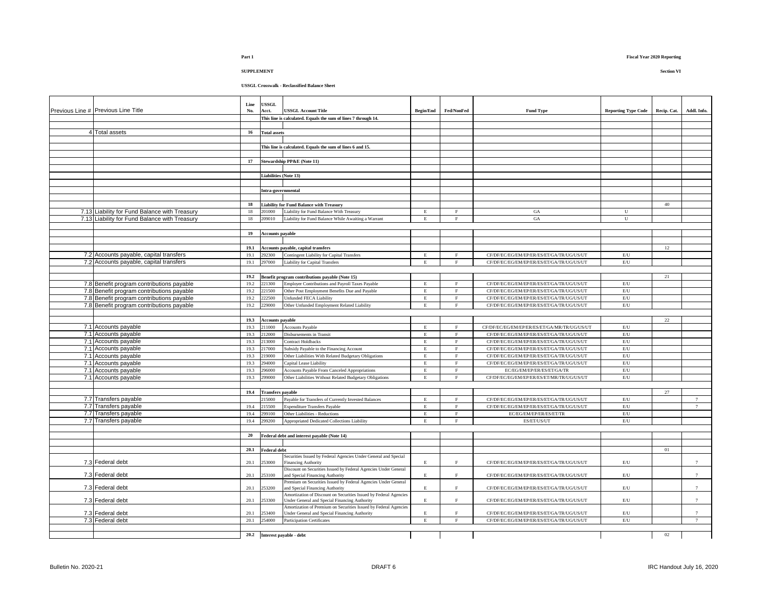**Part 1**

**SUPPLEMENT**

**Fiscal Year 2020 Reporting**

**Section VI**

**USSGL Crosswalk - Reclassified Balance Sheet**

| Previous Line # | Previous Line Title | Line No. | USSGL Acct. | USSGL Account Title | Begin/End | Fed/NonFed | Fund Type | Reporting Type Code | Recip. Cat. | Addl. Info. |
|---|---|---|---|---|---|---|---|---|---|---|
| | | | | This line is calculated. Equals the sum of lines 7 through 14. | | | | | | |
| | | | | | | | | | | |
| 4 | Total assets | 16 | Total assets | | | | | | | |
| | | | | | | | | | | |
| | | | | This line is calculated. Equals the sum of lines 6 and 15. | | | | | | |
| | | | | | | | | | | |
| | | 17 | Stewardship PP&E (Note 11) | | | | | | | |
| | | | | | | | | | | |
| | | | Liabilities (Note 13) | | | | | | | |
| | | | | | | | | | | |
| | | | Intra-governmental | | | | | | | |
| | | | | | | | | | | |
| | | 18 | | Liability for Fund Balance with Treasury | | | | | 40 | |
| 7.13 | Liability for Fund Balance with Treasury | 18 | 201000 | Liability for Fund Balance With Treasury | E | F | GA | U | | |
| 7.13 | Liability for Fund Balance with Treasury | 18 | 209010 | Liability for Fund Balance While Awaiting a Warrant | E | F | GA | U | | |
| | | | | | | | | | | |
| | | 19 | Accounts payable | | | | | | | |
| | | | | | | | | | | |
| | | 19.1 | | Accounts payable, capital transfers | | | | | 12 | |
| 7.2 | Accounts payable, capital transfers | 19.1 | 292300 | Contingent Liability for Capital Transfers | E | F | CF/DF/EC/EG/EM/EP/ER/ES/ET/GA/TR/UG/US/UT | E/U | | |
| 7.2 | Accounts payable, capital transfers | 19.1 | 297000 | Liability for Capital Transfers | E | F | CF/DF/EC/EG/EM/EP/ER/ES/ET/GA/TR/UG/US/UT | E/U | | |
| | | | | | | | | | | |
| | | 19.2 | | Benefit program contributions payable (Note 15) | | | | | 21 | |
| 7.8 | Benefit program contributions payable | 19.2 | 221300 | Employer Contributions and Payroll Taxes Payable | E | F | CF/DF/EC/EG/EM/EP/ER/ES/ET/GA/TR/UG/US/UT | E/U | | |
| 7.8 | Benefit program contributions payable | 19.2 | 221500 | Other Post Employment Benefits Due and Payable | E | F | CF/DF/EC/EG/EM/EP/ER/ES/ET/GA/TR/UG/US/UT | E/U | | |
| 7.8 | Benefit program contributions payable | 19.2 | 222500 | Unfunded FECA Liability | E | F | CF/DF/EC/EG/EM/EP/ER/ES/ET/GA/TR/UG/US/UT | E/U | | |
| 7.8 | Benefit program contributions payable | 19.2 | 229000 | Other Unfunded Employment Related Liability | E | F | CF/DF/EC/EG/EM/EP/ER/ES/ET/GA/TR/UG/US/UT | E/U | | |
| | | | | | | | | | | |
| | | 19.3 | Accounts payable | | | | | | 22 | |
| 7.1 | Accounts payable | 19.3 | 211000 | Accounts Payable | E | F | CF/DF/EC/EG/EM/EP/ER/ES/ET/GA/MR/TR/UG/US/UT | E/U | | |
| 7.1 | Accounts payable | 19.3 | 212000 | Disbursements in Transit | E | F | CF/DF/EC/EG/EM/EP/ER/ES/ET/GA/TR/UG/US/UT | E/U | | |
| 7.1 | Accounts payable | 19.3 | 213000 | Contract Holdbacks | E | F | CF/DF/EC/EG/EM/EP/ER/ES/ET/GA/TR/UG/US/UT | E/U | | |
| 7.1 | Accounts payable | 19.3 | 217000 | Subsidy Payable to the Financing Account | E | F | CF/DF/EC/EG/EM/EP/ER/ES/ET/GA/TR/UG/US/UT | E/U | | |
| 7.1 | Accounts payable | 19.3 | 219000 | Other Liabilities With Related Budgetary Obligations | E | F | CF/DF/EC/EG/EM/EP/ER/ES/ET/GA/TR/UG/US/UT | E/U | | |
| 7.1 | Accounts payable | 19.3 | 294000 | Capital Lease Liability | E | F | CF/DF/EC/EG/EM/EP/ER/ES/ET/GA/TR/UG/US/UT | E/U | | |
| 7.1 | Accounts payable | 19.3 | 296000 | Accounts Payable From Canceled Appropriations | E | F | EC/EG/EM/EP/ER/ES/ET/GA/TR | E/U | | |
| 7.1 | Accounts payable | 19.3 | 299000 | Other Liabilities Without Related Budgetary Obligations | E | F | CF/DF/EC/EG/EM/EP/ER/ES/ET/MR/TR/UG/US/UT | E/U | | |
| | | | | | | | | | | |
| | | 19.4 | Transfers payable | | | | | | 27 | |
| 7.7 | Transfers payable | | 215000 | Payable for Transfers of Currently Invested Balances | E | F | CF/DF/EC/EG/EM/EP/ER/ES/ET/GA/TR/UG/US/UT | E/U | | 7 |
| 7.7 | Transfers payable | 19.4 | 215500 | Expenditure Transfers Payable | E | F | CF/DF/EC/EG/EM/EP/ER/ES/ET/GA/TR/UG/US/UT | E/U | | 7 |
| 7.7 | Transfers payable | 19.4 | 299100 | Other Liabilities - Reductions | E | F | EC/EG/EM/EP/ER/ES/ET/TR | E/U | | |
| 7.7 | Transfers payable | 19.4 | 299200 | Appropriated Dedicated Collections Liability | E | F | ES/ET/US/UT | E/U | | |
| | | | | | | | | | | |
| | | 20 | | Federal debt and interest payable (Note 14) | | | | | | |
| | | | | | | | | | | |
| | | 20.1 | Federal debt | | | | | | 01 | |
| 7.3 | Federal debt | 20.1 | 253000 | Securities Issued by Federal Agencies Under General and Special Financing Authority | E | F | CF/DF/EC/EG/EM/EP/ER/ES/ET/GA/TR/UG/US/UT | E/U | | 7 |
| 7.3 | Federal debt | 20.1 | 253100 | Discount on Securities Issued by Federal Agencies Under General and Special Financing Authority | E | F | CF/DF/EC/EG/EM/EP/ER/ES/ET/GA/TR/UG/US/UT | E/U | | 7 |
| 7.3 | Federal debt | 20.1 | 253200 | Premium on Securities Issued by Federal Agencies Under General and Special Financing Authority | E | F | CF/DF/EC/EG/EM/EP/ER/ES/ET/GA/TR/UG/US/UT | E/U | | 7 |
| 7.3 | Federal debt | 20.1 | 253300 | Amortization of Discount on Securities Issued by Federal Agencies Under General and Special Financing Authority | E | F | CF/DF/EC/EG/EM/EP/ER/ES/ET/GA/TR/UG/US/UT | E/U | | 7 |
| 7.3 | Federal debt | 20.1 | 253400 | Amortization of Premium on Securities Issued by Federal Agencies Under General and Special Financing Authority | E | F | CF/DF/EC/EG/EM/EP/ER/ES/ET/GA/TR/UG/US/UT | E/U | | 7 |
| 7.3 | Federal debt | 20.1 | 254000 | Participation Certificates | E | F | CF/DF/EC/EG/EM/EP/ER/ES/ET/GA/TR/UG/US/UT | E/U | | 7 |
| | | | | | | | | | | |
| | | 20.2 | | Interest payable - debt | | | | | 02 | |

Bulletin No. 2020-21 DRAFT 6 IRC Handout July 16, 2020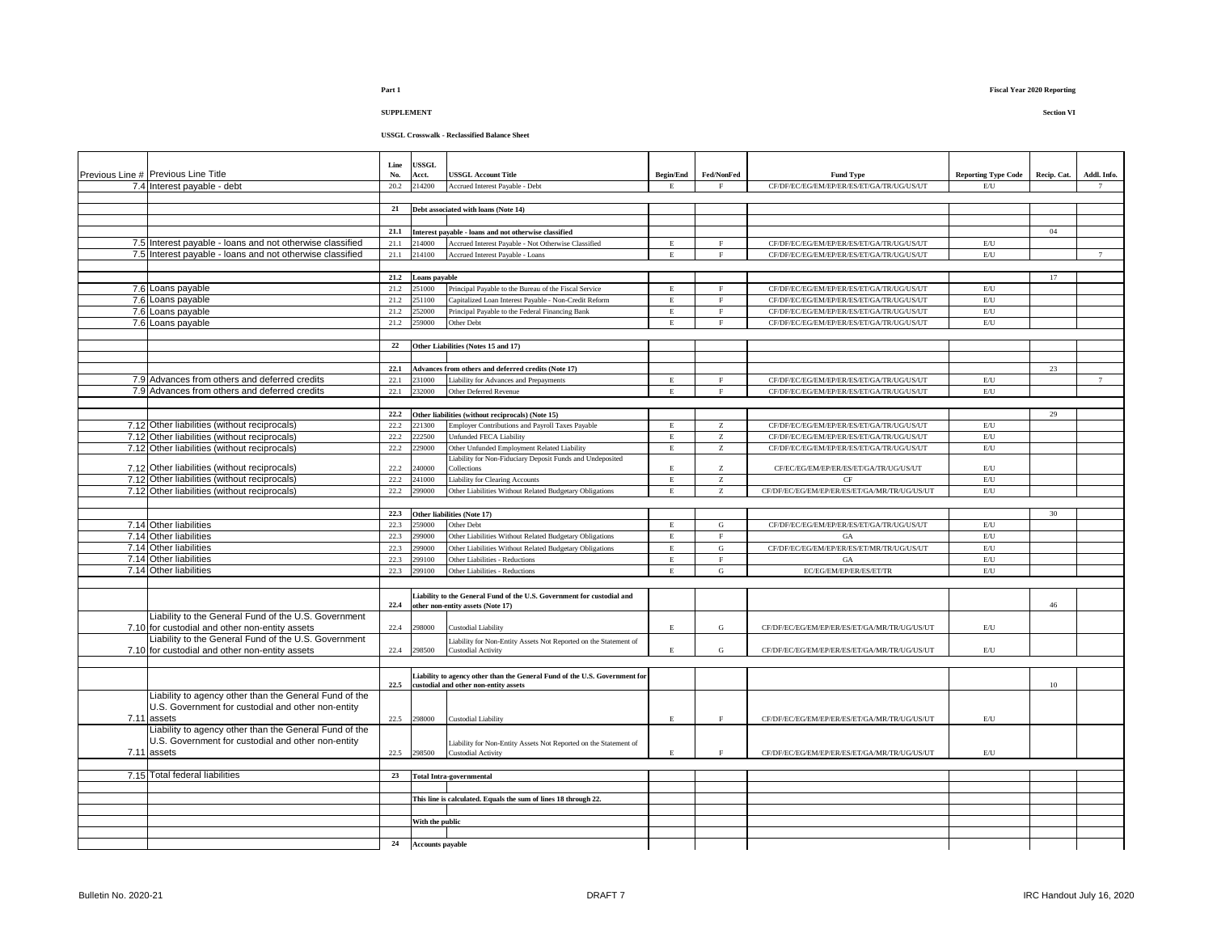**Part 1**

**Fiscal Year 2020 Reporting**

**SUPPLEMENT**

**Section VI**

**USSGL Crosswalk - Reclassified Balance Sheet**

| Previous Line # | Previous Line Title | Line No. | USSGL Acct. | USSGL Account Title | Begin/End | Fed/NonFed | Fund Type | Reporting Type Code | Recip. Cat. | Addl. Info. |
|---|---|---|---|---|---|---|---|---|---|---|
| 7.4 | Interest payable - debt | 20.2 | 214200 | Accrued Interest Payable - Debt | E | F | CF/DF/EC/EG/EM/EP/ER/ES/ET/GA/TR/UG/US/UT | E/U | | 7 |
| | | | | | | | | | | |
| | | **21** | **Debt associated with loans (Note 14)** | | | | | | | |
| | | | | | | | | | | |
| | | **21.1** | **Interest payable - loans and not otherwise classified** | | | | | | 04 | |
| 7.5 | Interest payable - loans and not otherwise classified | 21.1 | 214000 | Accrued Interest Payable - Not Otherwise Classified | E | F | CF/DF/EC/EG/EM/EP/ER/ES/ET/GA/TR/UG/US/UT | E/U | | |
| 7.5 | Interest payable - loans and not otherwise classified | 21.1 | 214100 | Accrued Interest Payable - Loans | E | F | CF/DF/EC/EG/EM/EP/ER/ES/ET/GA/TR/UG/US/UT | E/U | | 7 |
| | | | | | | | | | | |
| | | **21.2** | **Loans payable** | | | | | | 17 | |
| 7.6 | Loans payable | 21.2 | 251000 | Principal Payable to the Bureau of the Fiscal Service | E | F | CF/DF/EC/EG/EM/EP/ER/ES/ET/GA/TR/UG/US/UT | E/U | | |
| 7.6 | Loans payable | 21.2 | 251100 | Capitalized Loan Interest Payable - Non-Credit Reform | E | F | CF/DF/EC/EG/EM/EP/ER/ES/ET/GA/TR/UG/US/UT | E/U | | |
| 7.6 | Loans payable | 21.2 | 252000 | Principal Payable to the Federal Financing Bank | E | F | CF/DF/EC/EG/EM/EP/ER/ES/ET/GA/TR/UG/US/UT | E/U | | |
| 7.6 | Loans payable | 21.2 | 259000 | Other Debt | E | F | CF/DF/EC/EG/EM/EP/ER/ES/ET/GA/TR/UG/US/UT | E/U | | |
| | | | | | | | | | | |
| | | **22** | **Other Liabilities (Notes 15 and 17)** | | | | | | | |
| | | | | | | | | | | |
| | | **22.1** | **Advances from others and deferred credits (Note 17)** | | | | | | 23 | |
| 7.9 | Advances from others and deferred credits | 22.1 | 231000 | Liability for Advances and Prepayments | E | F | CF/DF/EC/EG/EM/EP/ER/ES/ET/GA/TR/UG/US/UT | E/U | | 7 |
| 7.9 | Advances from others and deferred credits | 22.1 | 232000 | Other Deferred Revenue | E | F | CF/DF/EC/EG/EM/EP/ER/ES/ET/GA/TR/UG/US/UT | E/U | | |
| | | | | | | | | | | |
| | | **22.2** | **Other liabilities (without reciprocals) (Note 15)** | | | | | | 29 | |
| 7.12 | Other liabilities (without reciprocals) | 22.2 | 221300 | Employer Contributions and Payroll Taxes Payable | E | Z | CF/DF/EC/EG/EM/EP/ER/ES/ET/GA/TR/UG/US/UT | E/U | | |
| 7.12 | Other liabilities (without reciprocals) | 22.2 | 222500 | Unfunded FECA Liability | E | Z | CF/DF/EC/EG/EM/EP/ER/ES/ET/GA/TR/UG/US/UT | E/U | | |
| 7.12 | Other liabilities (without reciprocals) | 22.2 | 229000 | Other Unfunded Employment Related Liability | E | Z | CF/DF/EC/EG/EM/EP/ER/ES/ET/GA/TR/UG/US/UT | E/U | | |
| 7.12 | Other liabilities (without reciprocals) | 22.2 | 240000 | Liability for Non-Fiduciary Deposit Funds and Undeposited Collections | E | Z | CF/EC/EG/EM/EP/ER/ES/ET/GA/TR/UG/US/UT | E/U | | |
| 7.12 | Other liabilities (without reciprocals) | 22.2 | 241000 | Liability for Clearing Accounts | E | Z | CF | E/U | | |
| 7.12 | Other liabilities (without reciprocals) | 22.2 | 299000 | Other Liabilities Without Related Budgetary Obligations | E | Z | CF/DF/EC/EG/EM/EP/ER/ES/ET/GA/MR/TR/UG/US/UT | E/U | | |
| | | | | | | | | | | |
| | | **22.3** | **Other liabilities (Note 17)** | | | | | | 30 | |
| 7.14 | Other liabilities | 22.3 | 259000 | Other Debt | E | G | CF/DF/EC/EG/EM/EP/ER/ES/ET/GA/TR/UG/US/UT | E/U | | |
| 7.14 | Other liabilities | 22.3 | 299000 | Other Liabilities Without Related Budgetary Obligations | E | F | GA | E/U | | |
| 7.14 | Other liabilities | 22.3 | 299000 | Other Liabilities Without Related Budgetary Obligations | E | G | CF/DF/EC/EG/EM/EP/ER/ES/ET/MR/TR/UG/US/UT | E/U | | |
| 7.14 | Other liabilities | 22.3 | 299100 | Other Liabilities - Reductions | E | F | GA | E/U | | |
| 7.14 | Other liabilities | 22.3 | 299100 | Other Liabilities - Reductions | E | G | EC/EG/EM/EP/ER/ES/ET/TR | E/U | | |
| | | | | | | | | | | |
| | | **22.4** | **Liability to the General Fund of the U.S. Government for custodial and other non-entity assets (Note 17)** | | | | | | 46 | |
| 7.10 | Liability to the General Fund of the U.S. Government for custodial and other non-entity assets | 22.4 | 298000 | Custodial Liability | E | G | CF/DF/EC/EG/EM/EP/ER/ES/ET/GA/MR/TR/UG/US/UT | E/U | | |
| 7.10 | Liability to the General Fund of the U.S. Government for custodial and other non-entity assets | 22.4 | 298500 | Liability for Non-Entity Assets Not Reported on the Statement of Custodial Activity | E | G | CF/DF/EC/EG/EM/EP/ER/ES/ET/GA/MR/TR/UG/US/UT | E/U | | |
| | | | | | | | | | | |
| | | **22.5** | **Liability to agency other than the General Fund of the U.S. Government for custodial and other non-entity assets** | | | | | | 10 | |
| 7.11 | Liability to agency other than the General Fund of the U.S. Government for custodial and other non-entity assets | 22.5 | 298000 | Custodial Liability | E | F | CF/DF/EC/EG/EM/EP/ER/ES/ET/GA/MR/TR/UG/US/UT | E/U | | |
| 7.11 | Liability to agency other than the General Fund of the U.S. Government for custodial and other non-entity assets | 22.5 | 298500 | Liability for Non-Entity Assets Not Reported on the Statement of Custodial Activity | E | F | CF/DF/EC/EG/EM/EP/ER/ES/ET/GA/MR/TR/UG/US/UT | E/U | | |
| | | | | | | | | | | |
| 7.15 | Total federal liabilities | **23** | **Total Intra-governmental** | | | | | | | |
| | | | | | | | | | | |
| | | | **This line is calculated. Equals the sum of lines 18 through 22.** | | | | | | | |
| | | | | | | | | | | |
| | | | **With the public** | | | | | | | |
| | | | | | | | | | | |
| | | **24** | **Accounts payable** | | | | | | | |

Bulletin No. 2020-21 DRAFT 7 IRC Handout July 16, 2020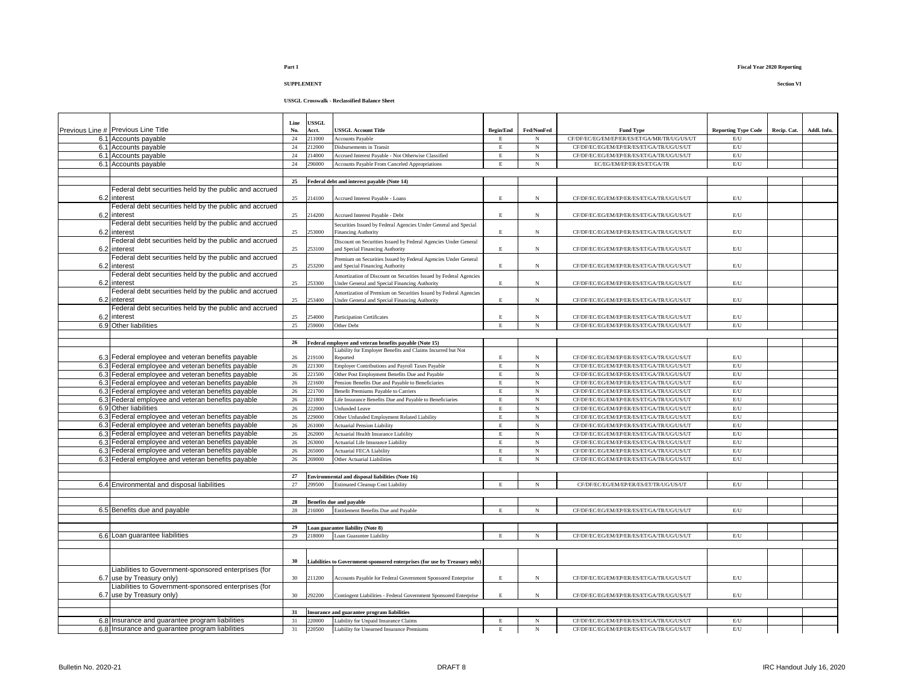**Part 1**

**Fiscal Year 2020 Reporting**

**SUPPLEMENT**

**Section VI**

**USSGL Crosswalk - Reclassified Balance Sheet**

| Previous Line # | Previous Line Title | Line No. | USSGL Acct. | USSGL Account Title | Begin/End | Fed/NonFed | Fund Type | Reporting Type Code | Recip. Cat. | Addl. Info. |
|---|---|---|---|---|---|---|---|---|---|---|
| 6.1 | Accounts payable | 24 | 211000 | Accounts Payable | E | N | CF/DF/EC/EG/EM/EP/ER/ES/ET/GA/MR/TR/UG/US/UT | E/U | | |
| 6.1 | Accounts payable | 24 | 212000 | Disbursements in Transit | E | N | CF/DF/EC/EG/EM/EP/ER/ES/ET/GA/TR/UG/US/UT | E/U | | |
| 6.1 | Accounts payable | 24 | 214000 | Accrued Interest Payable - Not Otherwise Classified | E | N | CF/DF/EC/EG/EM/EP/ER/ES/ET/GA/TR/UG/US/UT | E/U | | |
| 6.1 | Accounts payable | 24 | 296000 | Accounts Payable From Canceled Appropriations | E | N | EC/EG/EM/EP/ER/ES/ET/GA/TR | E/U | | |
| | | | | | | | | | | |
| | | **25** | | **Federal debt and interest payable (Note 14)** | | | | | | |
| 6.2 | Federal debt securities held by the public and accrued interest | 25 | 214100 | Accrued Interest Payable - Loans | E | N | CF/DF/EC/EG/EM/EP/ER/ES/ET/GA/TR/UG/US/UT | E/U | | |
| 6.2 | Federal debt securities held by the public and accrued interest | 25 | 214200 | Accrued Interest Payable - Debt | E | N | CF/DF/EC/EG/EM/EP/ER/ES/ET/GA/TR/UG/US/UT | E/U | | |
| 6.2 | Federal debt securities held by the public and accrued interest | 25 | 253000 | Securities Issued by Federal Agencies Under General and Special Financing Authority | E | N | CF/DF/EC/EG/EM/EP/ER/ES/ET/GA/TR/UG/US/UT | E/U | | |
| 6.2 | Federal debt securities held by the public and accrued interest | 25 | 253100 | Discount on Securities Issued by Federal Agencies Under General and Special Financing Authority | E | N | CF/DF/EC/EG/EM/EP/ER/ES/ET/GA/TR/UG/US/UT | E/U | | |
| 6.2 | Federal debt securities held by the public and accrued interest | 25 | 253200 | Premium on Securities Issued by Federal Agencies Under General and Special Financing Authority | E | N | CF/DF/EC/EG/EM/EP/ER/ES/ET/GA/TR/UG/US/UT | E/U | | |
| 6.2 | Federal debt securities held by the public and accrued interest | 25 | 253300 | Amortization of Discount on Securities Issued by Federal Agencies Under General and Special Financing Authority | E | N | CF/DF/EC/EG/EM/EP/ER/ES/ET/GA/TR/UG/US/UT | E/U | | |
| 6.2 | Federal debt securities held by the public and accrued interest | 25 | 253400 | Amortization of Premium on Securities Issued by Federal Agencies Under General and Special Financing Authority | E | N | CF/DF/EC/EG/EM/EP/ER/ES/ET/GA/TR/UG/US/UT | E/U | | |
| 6.2 | Federal debt securities held by the public and accrued interest | 25 | 254000 | Participation Certificates | E | N | CF/DF/EC/EG/EM/EP/ER/ES/ET/GA/TR/UG/US/UT | E/U | | |
| 6.9 | Other liabilities | 25 | 259000 | Other Debt | E | N | CF/DF/EC/EG/EM/EP/ER/ES/ET/GA/TR/UG/US/UT | E/U | | |
| | | | | | | | | | | |
| | | **26** | | **Federal employee and veteran benefits payable (Note 15)** | | | | | | |
| 6.3 | Federal employee and veteran benefits payable | 26 | 219100 | Liability for Employer Benefits and Claims Incurred but Not Reported | E | N | CF/DF/EC/EG/EM/EP/ER/ES/ET/GA/TR/UG/US/UT | E/U | | |
| 6.3 | Federal employee and veteran benefits payable | 26 | 221300 | Employer Contributions and Payroll Taxes Payable | E | N | CF/DF/EC/EG/EM/EP/ER/ES/ET/GA/TR/UG/US/UT | E/U | | |
| 6.3 | Federal employee and veteran benefits payable | 26 | 221500 | Other Post Employment Benefits Due and Payable | E | N | CF/DF/EC/EG/EM/EP/ER/ES/ET/GA/TR/UG/US/UT | E/U | | |
| 6.3 | Federal employee and veteran benefits payable | 26 | 221600 | Pension Benefits Due and Payable to Beneficiaries | E | N | CF/DF/EC/EG/EM/EP/ER/ES/ET/GA/TR/UG/US/UT | E/U | | |
| 6.3 | Federal employee and veteran benefits payable | 26 | 221700 | Benefit Premiums Payable to Carriers | E | N | CF/DF/EC/EG/EM/EP/ER/ES/ET/GA/TR/UG/US/UT | E/U | | |
| 6.3 | Federal employee and veteran benefits payable | 26 | 221800 | Life Insurance Benefits Due and Payable to Beneficiaries | E | N | CF/DF/EC/EG/EM/EP/ER/ES/ET/GA/TR/UG/US/UT | E/U | | |
| 6.9 | Other liabilities | 26 | 222000 | Unfunded Leave | E | N | CF/DF/EC/EG/EM/EP/ER/ES/ET/GA/TR/UG/US/UT | E/U | | |
| 6.3 | Federal employee and veteran benefits payable | 26 | 229000 | Other Unfunded Employment Related Liability | E | N | CF/DF/EC/EG/EM/EP/ER/ES/ET/GA/TR/UG/US/UT | E/U | | |
| 6.3 | Federal employee and veteran benefits payable | 26 | 261000 | Actuarial Pension Liability | E | N | CF/DF/EC/EG/EM/EP/ER/ES/ET/GA/TR/UG/US/UT | E/U | | |
| 6.3 | Federal employee and veteran benefits payable | 26 | 262000 | Actuarial Health Insurance Liability | E | N | CF/DF/EC/EG/EM/EP/ER/ES/ET/GA/TR/UG/US/UT | E/U | | |
| 6.3 | Federal employee and veteran benefits payable | 26 | 263000 | Actuarial Life Insurance Liability | E | N | CF/DF/EC/EG/EM/EP/ER/ES/ET/GA/TR/UG/US/UT | E/U | | |
| 6.3 | Federal employee and veteran benefits payable | 26 | 265000 | Actuarial FECA Liability | E | N | CF/DF/EC/EG/EM/EP/ER/ES/ET/GA/TR/UG/US/UT | E/U | | |
| 6.3 | Federal employee and veteran benefits payable | 26 | 269000 | Other Actuarial Liabilities | E | N | CF/DF/EC/EG/EM/EP/ER/ES/ET/GA/TR/UG/US/UT | E/U | | |
| | | | | | | | | | | |
| | | **27** | | **Environmental and disposal liabilities (Note 16)** | | | | | | |
| 6.4 | Environmental and disposal liabilities | 27 | 299500 | Estimated Cleanup Cost Liability | E | N | CF/DF/EC/EG/EM/EP/ER/ES/ET/TR/UG/US/UT | E/U | | |
| | | | | | | | | | | |
| | | **28** | | **Benefits due and payable** | | | | | | |
| 6.5 | Benefits due and payable | 28 | 216000 | Entitlement Benefits Due and Payable | E | N | CF/DF/EC/EG/EM/EP/ER/ES/ET/GA/TR/UG/US/UT | E/U | | |
| | | | | | | | | | | |
| | | **29** | | **Loan guarantee liability (Note 8)** | | | | | | |
| 6.6 | Loan guarantee liabilities | 29 | 218000 | Loan Guarantee Liability | E | N | CF/DF/EC/EG/EM/EP/ER/ES/ET/GA/TR/UG/US/UT | E/U | | |
| | | | | | | | | | | |
| | | **30** | | **Liabilities to Government-sponsored enterprises (for use by Treasury only)** | | | | | | |
| 6.7 | Liabilities to Government-sponsored enterprises (for use by Treasury only) | 30 | 211200 | Accounts Payable for Federal Government Sponsored Enterprise | E | N | CF/DF/EC/EG/EM/EP/ER/ES/ET/GA/TR/UG/US/UT | E/U | | |
| 6.7 | Liabilities to Government-sponsored enterprises (for use by Treasury only) | 30 | 292200 | Contingent Liabilities - Federal Government Sponsored Enterprise | E | N | CF/DF/EC/EG/EM/EP/ER/ES/ET/GA/TR/UG/US/UT | E/U | | |
| | | | | | | | | | | |
| | | **31** | | **Insurance and guarantee program liabilities** | | | | | | |
| 6.8 | Insurance and guarantee program liabilities | 31 | 220000 | Liability for Unpaid Insurance Claims | E | N | CF/DF/EC/EG/EM/EP/ER/ES/ET/GA/TR/UG/US/UT | E/U | | |
| 6.8 | Insurance and guarantee program liabilities | 31 | 220500 | Liability for Unearned Insurance Premiums | E | N | CF/DF/EC/EG/EM/EP/ER/ES/ET/GA/TR/UG/US/UT | E/U | | |

Bulletin No. 2020-21 DRAFT 8 IRC Handout July 16, 2020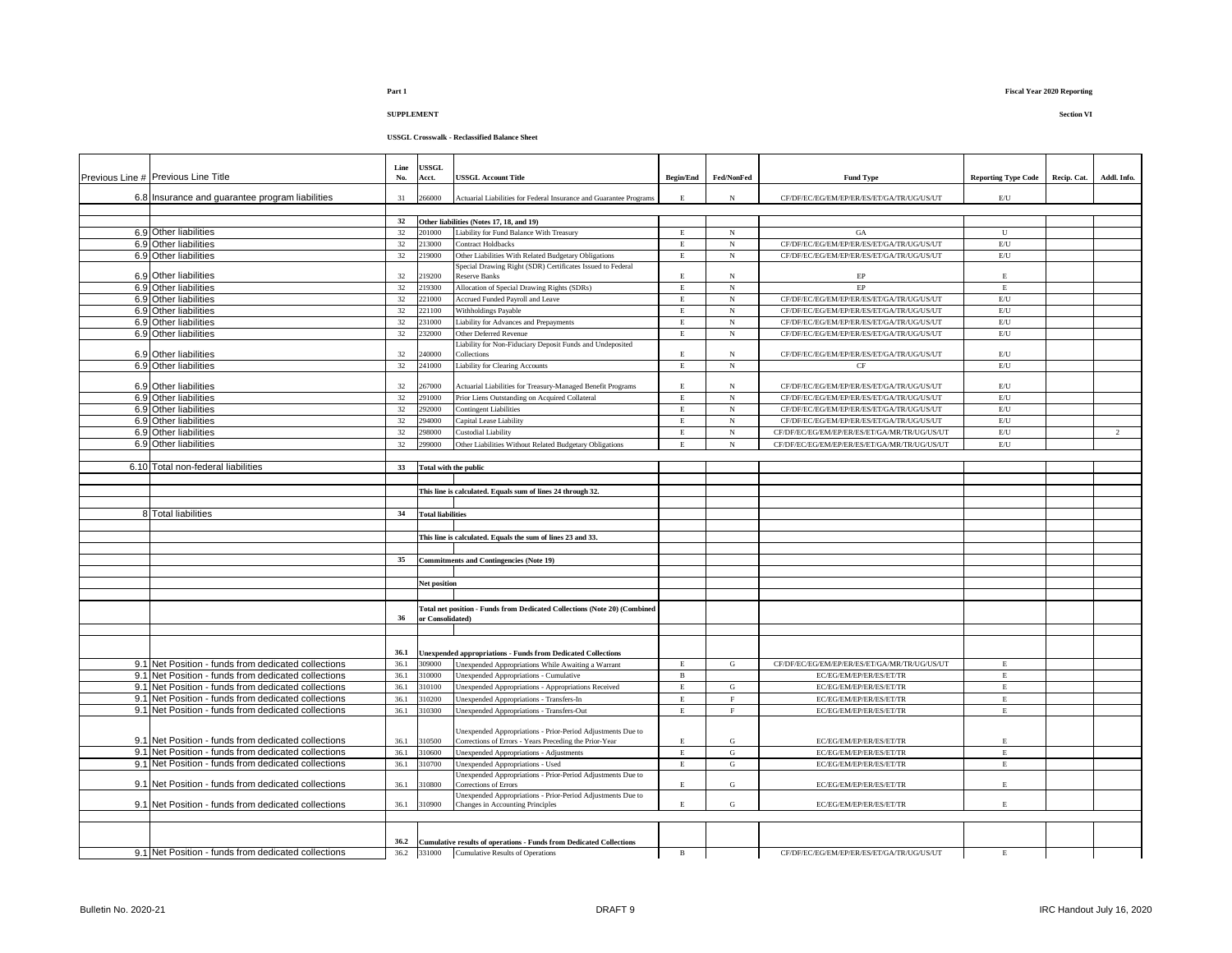Part 1

SUPPLEMENT

Fiscal Year 2020 Reporting

Section VI

**USSGL Crosswalk - Reclassified Balance Sheet**

| Previous Line # | Previous Line Title | Line No. | USSGL Acct. | USSGL Account Title | Begin/End | Fed/NonFed | Fund Type | Reporting Type Code | Recip. Cat. | Addl. Info. |
|---|---|---|---|---|---|---|---|---|---|---|
| 6.8 | Insurance and guarantee program liabilities | 31 | 266000 | Actuarial Liabilities for Federal Insurance and Guarantee Programs | E | N | CF/DF/EC/EG/EM/EP/ER/ES/ET/GA/TR/UG/US/UT | E/U | | |
| | | | | | | | | | | |
| | | **32** | | **Other liabilities (Notes 17, 18, and 19)** | | | | | | |
| 6.9 | Other liabilities | 32 | 201000 | Liability for Fund Balance With Treasury | E | N | GA | U | | |
| 6.9 | Other liabilities | 32 | 213000 | Contract Holdbacks | E | N | CF/DF/EC/EG/EM/EP/ER/ES/ET/GA/TR/UG/US/UT | E/U | | |
| 6.9 | Other liabilities | 32 | 219000 | Other Liabilities With Related Budgetary Obligations | E | N | CF/DF/EC/EG/EM/EP/ER/ES/ET/GA/TR/UG/US/UT | E/U | | |
| 6.9 | Other liabilities | 32 | 219200 | Special Drawing Right (SDR) Certificates Issued to Federal Reserve Banks | E | N | EP | E | | |
| 6.9 | Other liabilities | 32 | 219300 | Allocation of Special Drawing Rights (SDRs) | E | N | EP | E | | |
| 6.9 | Other liabilities | 32 | 221000 | Accrued Funded Payroll and Leave | E | N | CF/DF/EC/EG/EM/EP/ER/ES/ET/GA/TR/UG/US/UT | E/U | | |
| 6.9 | Other liabilities | 32 | 221100 | Withholdings Payable | E | N | CF/DF/EC/EG/EM/EP/ER/ES/ET/GA/TR/UG/US/UT | E/U | | |
| 6.9 | Other liabilities | 32 | 231000 | Liability for Advances and Prepayments | E | N | CF/DF/EC/EG/EM/EP/ER/ES/ET/GA/TR/UG/US/UT | E/U | | |
| 6.9 | Other liabilities | 32 | 232000 | Other Deferred Revenue | E | N | CF/DF/EC/EG/EM/EP/ER/ES/ET/GA/TR/UG/US/UT | E/U | | |
| 6.9 | Other liabilities | 32 | 240000 | Liability for Non-Fiduciary Deposit Funds and Undeposited Collections | E | N | CF/DF/EC/EG/EM/EP/ER/ES/ET/GA/TR/UG/US/UT | E/U | | |
| 6.9 | Other liabilities | 32 | 241000 | Liability for Clearing Accounts | E | N | CF | E/U | | |
| 6.9 | Other liabilities | 32 | 267000 | Actuarial Liabilities for Treasury-Managed Benefit Programs | E | N | CF/DF/EC/EG/EM/EP/ER/ES/ET/GA/TR/UG/US/UT | E/U | | |
| 6.9 | Other liabilities | 32 | 291000 | Prior Liens Outstanding on Acquired Collateral | E | N | CF/DF/EC/EG/EM/EP/ER/ES/ET/GA/TR/UG/US/UT | E/U | | |
| 6.9 | Other liabilities | 32 | 292000 | Contingent Liabilities | E | N | CF/DF/EC/EG/EM/EP/ER/ES/ET/GA/TR/UG/US/UT | E/U | | |
| 6.9 | Other liabilities | 32 | 294000 | Capital Lease Liability | E | N | CF/DF/EC/EG/EM/EP/ER/ES/ET/GA/TR/UG/US/UT | E/U | | |
| 6.9 | Other liabilities | 32 | 298000 | Custodial Liability | E | N | CF/DF/EC/EG/EM/EP/ER/ES/ET/GA/MR/TR/UG/US/UT | E/U | | 2 |
| 6.9 | Other liabilities | 32 | 299000 | Other Liabilities Without Related Budgetary Obligations | E | N | CF/DF/EC/EG/EM/EP/ER/ES/ET/GA/MR/TR/UG/US/UT | E/U | | |
| | | | | | | | | | | |
| 6.10 | Total non-federal liabilities | **33** | | **Total with the public** | | | | | | |
| | | | | | | | | | | |
| | | | | **This line is calculated. Equals sum of lines 24 through 32.** | | | | | | |
| | | | | | | | | | | |
| 8 | Total liabilities | **34** | | **Total liabilities** | | | | | | |
| | | | | | | | | | | |
| | | | | **This line is calculated. Equals the sum of lines 23 and 33.** | | | | | | |
| | | | | | | | | | | |
| | | **35** | | **Commitments and Contingencies (Note 19)** | | | | | | |
| | | | | | | | | | | |
| | | | | **Net position** | | | | | | |
| | | | | | | | | | | |
| | | **36** | | **Total net position - Funds from Dedicated Collections (Note 20) (Combined or Consolidated)** | | | | | | |
| | | | | | | | | | | |
| | | **36.1** | | **Unexpended appropriations - Funds from Dedicated Collections** | | | | | | |
| 9.1 | Net Position - funds from dedicated collections | 36.1 | 309000 | Unexpended Appropriations While Awaiting a Warrant | E | G | CF/DF/EC/EG/EM/EP/ER/ES/ET/GA/MR/TR/UG/US/UT | E | | |
| 9.1 | Net Position - funds from dedicated collections | 36.1 | 310000 | Unexpended Appropriations - Cumulative | B | | EC/EG/EM/EP/ER/ES/ET/TR | E | | |
| 9.1 | Net Position - funds from dedicated collections | 36.1 | 310100 | Unexpended Appropriations - Appropriations Received | E | G | EC/EG/EM/EP/ER/ES/ET/TR | E | | |
| 9.1 | Net Position - funds from dedicated collections | 36.1 | 310200 | Unexpended Appropriations - Transfers-In | E | F | EC/EG/EM/EP/ER/ES/ET/TR | E | | |
| 9.1 | Net Position - funds from dedicated collections | 36.1 | 310300 | Unexpended Appropriations - Transfers-Out | E | F | EC/EG/EM/EP/ER/ES/ET/TR | E | | |
| 9.1 | Net Position - funds from dedicated collections | 36.1 | 310500 | Unexpended Appropriations - Prior-Period Adjustments Due to Corrections of Errors - Years Preceding the Prior-Year | E | G | EC/EG/EM/EP/ER/ES/ET/TR | E | | |
| 9.1 | Net Position - funds from dedicated collections | 36.1 | 310600 | Unexpended Appropriations - Adjustments | E | G | EC/EG/EM/EP/ER/ES/ET/TR | E | | |
| 9.1 | Net Position - funds from dedicated collections | 36.1 | 310700 | Unexpended Appropriations - Used | E | G | EC/EG/EM/EP/ER/ES/ET/TR | E | | |
| 9.1 | Net Position - funds from dedicated collections | 36.1 | 310800 | Unexpended Appropriations - Prior-Period Adjustments Due to Corrections of Errors | E | G | EC/EG/EM/EP/ER/ES/ET/TR | E | | |
| 9.1 | Net Position - funds from dedicated collections | 36.1 | 310900 | Unexpended Appropriations - Prior-Period Adjustments Due to Changes in Accounting Principles | E | G | EC/EG/EM/EP/ER/ES/ET/TR | E | | |
| | | | | | | | | | | |
| | | **36.2** | | **Cumulative results of operations - Funds from Dedicated Collections** | | | | | | |
| 9.1 | Net Position - funds from dedicated collections | 36.2 | 331000 | Cumulative Results of Operations | B | | CF/DF/EC/EG/EM/EP/ER/ES/ET/GA/TR/UG/US/UT | E | | |

Bulletin No. 2020-21 DRAFT 9 IRC Handout July 16, 2020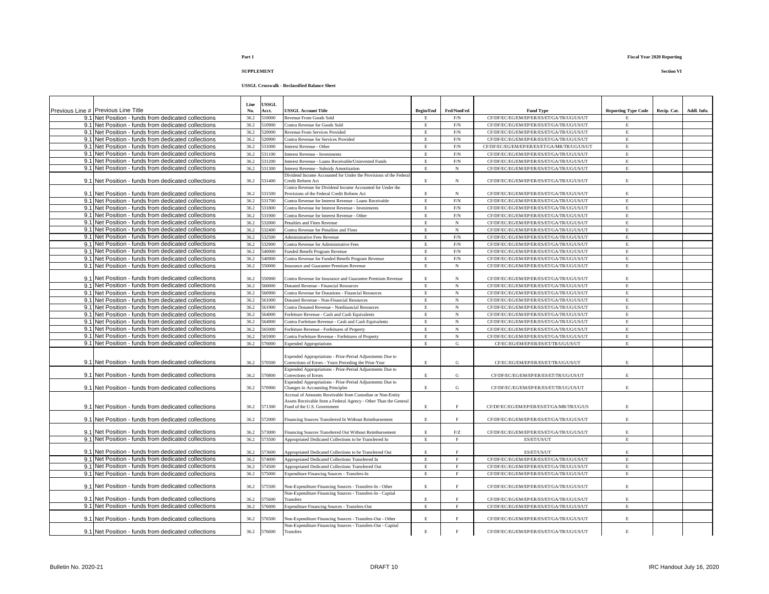**Part 1**

**Fiscal Year 2020 Reporting**

**SUPPLEMENT**

**Section VI**

**USSGL Crosswalk - Reclassified Balance Sheet**

| Previous Line # | Previous Line Title | Line No. | USSGL Acct. | USSGL Account Title | Begin/End | Fed/NonFed | Fund Type | Reporting Type Code | Recip. Cat. | Addl. Info. |
|---|---|---|---|---|---|---|---|---|---|---|
| 9.1 | Net Position - funds from dedicated collections | 36.2 | 510000 | Revenue From Goods Sold | E | F/N | CF/DF/EC/EG/EM/EP/ER/ES/ET/GA/TR/UG/US/UT | E | | |
| 9.1 | Net Position - funds from dedicated collections | 36.2 | 510900 | Contra Revenue for Goods Sold | E | F/N | CF/DF/EC/EG/EM/EP/ER/ES/ET/GA/TR/UG/US/UT | E | | |
| 9.1 | Net Position - funds from dedicated collections | 36.2 | 520000 | Revenue From Services Provided | E | F/N | CF/DF/EC/EG/EM/EP/ER/ES/ET/GA/TR/UG/US/UT | E | | |
| 9.1 | Net Position - funds from dedicated collections | 36.2 | 520900 | Contra Revenue for Services Provided | E | F/N | CF/DF/EC/EG/EM/EP/ER/ES/ET/GA/TR/UG/US/UT | E | | |
| 9.1 | Net Position - funds from dedicated collections | 36.2 | 531000 | Interest Revenue - Other | E | F/N | CF/DF/EC/EG/EM/EP/ER/ES/ET/GA/MR/TR/UG/US/UT | E | | |
| 9.1 | Net Position - funds from dedicated collections | 36.2 | 531100 | Interest Revenue - Investments | E | F/N | CF/DF/EC/EG/EM/EP/ER/ES/ET/GA/TR/UG/US/UT | E | | |
| 9.1 | Net Position - funds from dedicated collections | 36.2 | 531200 | Interest Revenue - Loans Receivable/Uninvested Funds | E | F/N | CF/DF/EC/EG/EM/EP/ER/ES/ET/GA/TR/UG/US/UT | E | | |
| 9.1 | Net Position - funds from dedicated collections | 36.2 | 531300 | Interest Revenue - Subsidy Amortization | E | N | CF/DF/EC/EG/EM/EP/ER/ES/ET/GA/TR/UG/US/UT | E | | |
| 9.1 | Net Position - funds from dedicated collections | 36.2 | 531400 | Dividend Income Accounted for Under the Provisions of the Federal Credit Reform Act | E | N | CF/DF/EC/EG/EM/EP/ER/ES/ET/GA/TR/UG/US/UT | E | | |
| 9.1 | Net Position - funds from dedicated collections | 36.2 | 531500 | Contra Revenue for Dividend Income Accounted for Under the Provisions of the Federal Credit Reform Act | E | N | CF/DF/EC/EG/EM/EP/ER/ES/ET/GA/TR/UG/US/UT | E | | |
| 9.1 | Net Position - funds from dedicated collections | 36.2 | 531700 | Contra Revenue for Interest Revenue - Loans Receivable | E | F/N | CF/DF/EC/EG/EM/EP/ER/ES/ET/GA/TR/UG/US/UT | E | | |
| 9.1 | Net Position - funds from dedicated collections | 36.2 | 531800 | Contra Revenue for Interest Revenue - Investments | E | F/N | CF/DF/EC/EG/EM/EP/ER/ES/ET/GA/TR/UG/US/UT | E | | |
| 9.1 | Net Position - funds from dedicated collections | 36.2 | 531900 | Contra Revenue for Interest Revenue - Other | E | F/N | CF/DF/EC/EG/EM/EP/ER/ES/ET/GA/TR/UG/US/UT | E | | |
| 9.1 | Net Position - funds from dedicated collections | 36.2 | 532000 | Penalties and Fines Revenue | E | N | CF/DF/EC/EG/EM/EP/ER/ES/ET/GA/TR/UG/US/UT | E | | |
| 9.1 | Net Position - funds from dedicated collections | 36.2 | 532400 | Contra Revenue for Penalties and Fines | E | N | CF/DF/EC/EG/EM/EP/ER/ES/ET/GA/TR/UG/US/UT | E | | |
| 9.1 | Net Position - funds from dedicated collections | 36.2 | 532500 | Administrative Fees Revenue | E | F/N | CF/DF/EC/EG/EM/EP/ER/ES/ET/GA/TR/UG/US/UT | E | | |
| 9.1 | Net Position - funds from dedicated collections | 36.2 | 532900 | Contra Revenue for Administrative Fees | E | F/N | CF/DF/EC/EG/EM/EP/ER/ES/ET/GA/TR/UG/US/UT | E | | |
| 9.1 | Net Position - funds from dedicated collections | 36.2 | 540000 | Funded Benefit Program Revenue | E | F/N | CF/DF/EC/EG/EM/EP/ER/ES/ET/GA/TR/UG/US/UT | E | | |
| 9.1 | Net Position - funds from dedicated collections | 36.2 | 540900 | Contra Revenue for Funded Benefit Program Revenue | E | F/N | CF/DF/EC/EG/EM/EP/ER/ES/ET/GA/TR/UG/US/UT | E | | |
| 9.1 | Net Position - funds from dedicated collections | 36.2 | 550000 | Insurance and Guarantee Premium Revenue | E | N | CF/DF/EC/EG/EM/EP/ER/ES/ET/GA/TR/UG/US/UT | E | | |
| 9.1 | Net Position - funds from dedicated collections | 36.2 | 550900 | Contra Revenue for Insurance and Guarantee Premium Revenue | E | N | CF/DF/EC/EG/EM/EP/ER/ES/ET/GA/TR/UG/US/UT | E | | |
| 9.1 | Net Position - funds from dedicated collections | 36.2 | 560000 | Donated Revenue - Financial Resources | E | N | CF/DF/EC/EG/EM/EP/ER/ES/ET/GA/TR/UG/US/UT | E | | |
| 9.1 | Net Position - funds from dedicated collections | 36.2 | 560900 | Contra Revenue for Donations - Financial Resources | E | N | CF/DF/EC/EG/EM/EP/ER/ES/ET/GA/TR/UG/US/UT | E | | |
| 9.1 | Net Position - funds from dedicated collections | 36.2 | 561000 | Donated Revenue - Non-Financial Resources | E | N | CF/DF/EC/EG/EM/EP/ER/ES/ET/GA/TR/UG/US/UT | E | | |
| 9.1 | Net Position - funds from dedicated collections | 36.2 | 561900 | Contra Donated Revenue - Nonfinancial Resources | E | N | CF/DF/EC/EG/EM/EP/ER/ES/ET/GA/TR/UG/US/UT | E | | |
| 9.1 | Net Position - funds from dedicated collections | 36.2 | 564000 | Forfeiture Revenue - Cash and Cash Equivalents | E | N | CF/DF/EC/EG/EM/EP/ER/ES/ET/GA/TR/UG/US/UT | E | | |
| 9.1 | Net Position - funds from dedicated collections | 36.2 | 564900 | Contra Forfeiture Revenue - Cash and Cash Equivalents | E | N | CF/DF/EC/EG/EM/EP/ER/ES/ET/GA/TR/UG/US/UT | E | | |
| 9.1 | Net Position - funds from dedicated collections | 36.2 | 565000 | Forfeiture Revenue - Forfeitures of Property | E | N | CF/DF/EC/EG/EM/EP/ER/ES/ET/GA/TR/UG/US/UT | E | | |
| 9.1 | Net Position - funds from dedicated collections | 36.2 | 565900 | Contra Forfeiture Revenue - Forfeitures of Property | E | N | CF/DF/EC/EG/EM/EP/ER/ES/ET/GA/TR/UG/US/UT | E | | |
| 9.1 | Net Position - funds from dedicated collections | 36.2 | 570000 | Expended Appropriations | E | G | CF/EC/EG/EM/EP/ER/ES/ET/TR/UG/US/UT | E | | |
| 9.1 | Net Position - funds from dedicated collections | 36.2 | 570500 | Expended Appropriations - Prior-Period Adjustments Due to Corrections of Errors - Years Preceding the Prior-Year | E | G | CF/EC/EG/EM/EP/ER/ES/ET/TR/UG/US/UT | E | | |
| 9.1 | Net Position - funds from dedicated collections | 36.2 | 570800 | Expended Appropriations - Prior-Period Adjustments Due to Corrections of Errors | E | G | CF/DF/EC/EG/EM/EP/ER/ES/ET/TR/UG/US/UT | E | | |
| 9.1 | Net Position - funds from dedicated collections | 36.2 | 570900 | Expended Appropriations - Prior-Period Adjustments Due to Changes in Accounting Principles | E | G | CF/DF/EC/EG/EM/EP/ER/ES/ET/TR/UG/US/UT | E | | |
| 9.1 | Net Position - funds from dedicated collections | 36.2 | 571300 | Accrual of Amounts Receivable from Custodian or Non-Entity Assets Receivable from a Federal Agency - Other Than the General Fund of the U.S. Government | E | F | CF/DF/EC/EG/EM/EP/ER/ES/ET/GA/MR/TR/UG/US | E | | |
| 9.1 | Net Position - funds from dedicated collections | 36.2 | 572000 | Financing Sources Transferred In Without Reimbursement | E | F | CF/DF/EC/EG/EM/EP/ER/ES/ET/GA/TR/UG/US/UT | E | | |
| 9.1 | Net Position - funds from dedicated collections | 36.2 | 573000 | Financing Sources Transferred Out Without Reimbursement | E | F/Z | CF/DF/EC/EG/EM/EP/ER/ES/ET/GA/TR/UG/US/UT | E | | |
| 9.1 | Net Position - funds from dedicated collections | 36.2 | 573500 | Appropriated Dedicated Collections to be Transferred In | E | F | ES/ET/US/UT | E | | |
| 9.1 | Net Position - funds from dedicated collections | 36.2 | 573600 | Appropriated Dedicated Collections to be Transferred Out | E | F | ES/ET/US/UT | E | | |
| 9.1 | Net Position - funds from dedicated collections | 36.2 | 574000 | Appropriated Dedicated Collections Transferred In | E | F | CF/DF/EC/EG/EM/EP/ER/ES/ET/GA/TR/UG/US/UT | E | | |
| 9.1 | Net Position - funds from dedicated collections | 36.2 | 574500 | Appropriated Dedicated Collections Transferred Out | E | F | CF/DF/EC/EG/EM/EP/ER/ES/ET/GA/TR/UG/US/UT | E | | |
| 9.1 | Net Position - funds from dedicated collections | 36.2 | 575000 | Expenditure Financing Sources - Transfers-In | E | F | CF/DF/EC/EG/EM/EP/ER/ES/ET/GA/TR/UG/US/UT | E | | |
| 9.1 | Net Position - funds from dedicated collections | 36.2 | 575500 | Non-Expenditure Financing Sources - Transfers-In - Other | E | F | CF/DF/EC/EG/EM/EP/ER/ES/ET/GA/TR/UG/US/UT | E | | |
| 9.1 | Net Position - funds from dedicated collections | 36.2 | 575600 | Non-Expenditure Financing Sources - Transfers-In - Capital Transfers | E | F | CF/DF/EC/EG/EM/EP/ER/ES/ET/GA/TR/UG/US/UT | E | | |
| 9.1 | Net Position - funds from dedicated collections | 36.2 | 576000 | Expenditure Financing Sources - Transfers-Out | E | F | CF/DF/EC/EG/EM/EP/ER/ES/ET/GA/TR/UG/US/UT | E | | |
| 9.1 | Net Position - funds from dedicated collections | 36.2 | 576500 | Non-Expenditure Financing Sources - Transfers-Out - Other | E | F | CF/DF/EC/EG/EM/EP/ER/ES/ET/GA/TR/UG/US/UT | E | | |
| 9.1 | Net Position - funds from dedicated collections | 36.2 | 576600 | Non-Expenditure Financing Sources - Transfers-Out - Capital Transfers | E | F | CF/DF/EC/EG/EM/EP/ER/ES/ET/GA/TR/UG/US/UT | E | | |

Bulletin No. 2020-21 DRAFT 10 IRC Handout July 16, 2020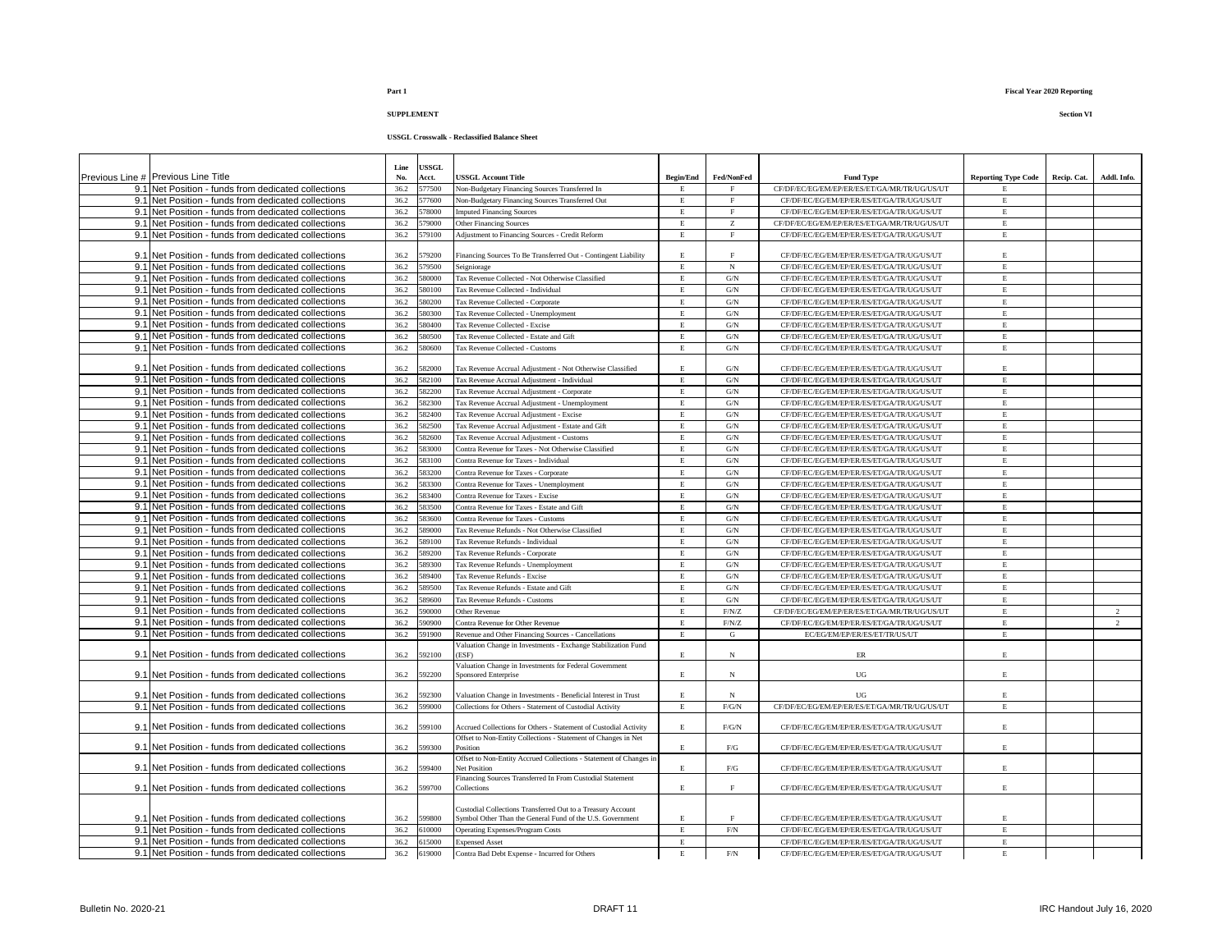**Part 1**

**Fiscal Year 2020 Reporting**

**SUPPLEMENT**

**Section VI**

**USSGL Crosswalk - Reclassified Balance Sheet**

| Previous Line # | Previous Line Title | Line No. | USSGL Acct. | USSGL Account Title | Begin/End | Fed/NonFed | Fund Type | Reporting Type Code | Recip. Cat. | Addl. Info. |
|---|---|---|---|---|---|---|---|---|---|---|
| 9.1 | Net Position - funds from dedicated collections | 36.2 | 577500 | Non-Budgetary Financing Sources Transferred In | E | F | CF/DF/EC/EG/EM/EP/ER/ES/ET/GA/MR/TR/UG/US/UT | E | | |
| 9.1 | Net Position - funds from dedicated collections | 36.2 | 577600 | Non-Budgetary Financing Sources Transferred Out | E | F | CF/DF/EC/EG/EM/EP/ER/ES/ET/GA/TR/UG/US/UT | E | | |
| 9.1 | Net Position - funds from dedicated collections | 36.2 | 578000 | Imputed Financing Sources | E | F | CF/DF/EC/EG/EM/EP/ER/ES/ET/GA/TR/UG/US/UT | E | | |
| 9.1 | Net Position - funds from dedicated collections | 36.2 | 579000 | Other Financing Sources | E | Z | CF/DF/EC/EG/EM/EP/ER/ES/ET/GA/MR/TR/UG/US/UT | E | | |
| 9.1 | Net Position - funds from dedicated collections | 36.2 | 579100 | Adjustment to Financing Sources - Credit Reform | E | F | CF/DF/EC/EG/EM/EP/ER/ES/ET/GA/TR/UG/US/UT | E | | |
| 9.1 | Net Position - funds from dedicated collections | 36.2 | 579200 | Financing Sources To Be Transferred Out - Contingent Liability | E | F | CF/DF/EC/EG/EM/EP/ER/ES/ET/GA/TR/UG/US/UT | E | | |
| 9.1 | Net Position - funds from dedicated collections | 36.2 | 579500 | Seigniorage | E | N | CF/DF/EC/EG/EM/EP/ER/ES/ET/GA/TR/UG/US/UT | E | | |
| 9.1 | Net Position - funds from dedicated collections | 36.2 | 580000 | Tax Revenue Collected - Not Otherwise Classified | E | G/N | CF/DF/EC/EG/EM/EP/ER/ES/ET/GA/TR/UG/US/UT | E | | |
| 9.1 | Net Position - funds from dedicated collections | 36.2 | 580100 | Tax Revenue Collected - Individual | E | G/N | CF/DF/EC/EG/EM/EP/ER/ES/ET/GA/TR/UG/US/UT | E | | |
| 9.1 | Net Position - funds from dedicated collections | 36.2 | 580200 | Tax Revenue Collected - Corporate | E | G/N | CF/DF/EC/EG/EM/EP/ER/ES/ET/GA/TR/UG/US/UT | E | | |
| 9.1 | Net Position - funds from dedicated collections | 36.2 | 580300 | Tax Revenue Collected - Unemployment | E | G/N | CF/DF/EC/EG/EM/EP/ER/ES/ET/GA/TR/UG/US/UT | E | | |
| 9.1 | Net Position - funds from dedicated collections | 36.2 | 580400 | Tax Revenue Collected - Excise | E | G/N | CF/DF/EC/EG/EM/EP/ER/ES/ET/GA/TR/UG/US/UT | E | | |
| 9.1 | Net Position - funds from dedicated collections | 36.2 | 580500 | Tax Revenue Collected - Estate and Gift | E | G/N | CF/DF/EC/EG/EM/EP/ER/ES/ET/GA/TR/UG/US/UT | E | | |
| 9.1 | Net Position - funds from dedicated collections | 36.2 | 580600 | Tax Revenue Collected - Customs | E | G/N | CF/DF/EC/EG/EM/EP/ER/ES/ET/GA/TR/UG/US/UT | E | | |
| 9.1 | Net Position - funds from dedicated collections | 36.2 | 582000 | Tax Revenue Accrual Adjustment - Not Otherwise Classified | E | G/N | CF/DF/EC/EG/EM/EP/ER/ES/ET/GA/TR/UG/US/UT | E | | |
| 9.1 | Net Position - funds from dedicated collections | 36.2 | 582100 | Tax Revenue Accrual Adjustment - Individual | E | G/N | CF/DF/EC/EG/EM/EP/ER/ES/ET/GA/TR/UG/US/UT | E | | |
| 9.1 | Net Position - funds from dedicated collections | 36.2 | 582200 | Tax Revenue Accrual Adjustment - Corporate | E | G/N | CF/DF/EC/EG/EM/EP/ER/ES/ET/GA/TR/UG/US/UT | E | | |
| 9.1 | Net Position - funds from dedicated collections | 36.2 | 582300 | Tax Revenue Accrual Adjustment - Unemployment | E | G/N | CF/DF/EC/EG/EM/EP/ER/ES/ET/GA/TR/UG/US/UT | E | | |
| 9.1 | Net Position - funds from dedicated collections | 36.2 | 582400 | Tax Revenue Accrual Adjustment - Excise | E | G/N | CF/DF/EC/EG/EM/EP/ER/ES/ET/GA/TR/UG/US/UT | E | | |
| 9.1 | Net Position - funds from dedicated collections | 36.2 | 582500 | Tax Revenue Accrual Adjustment - Estate and Gift | E | G/N | CF/DF/EC/EG/EM/EP/ER/ES/ET/GA/TR/UG/US/UT | E | | |
| 9.1 | Net Position - funds from dedicated collections | 36.2 | 582600 | Tax Revenue Accrual Adjustment - Customs | E | G/N | CF/DF/EC/EG/EM/EP/ER/ES/ET/GA/TR/UG/US/UT | E | | |
| 9.1 | Net Position - funds from dedicated collections | 36.2 | 583000 | Contra Revenue for Taxes - Not Otherwise Classified | E | G/N | CF/DF/EC/EG/EM/EP/ER/ES/ET/GA/TR/UG/US/UT | E | | |
| 9.1 | Net Position - funds from dedicated collections | 36.2 | 583100 | Contra Revenue for Taxes - Individual | E | G/N | CF/DF/EC/EG/EM/EP/ER/ES/ET/GA/TR/UG/US/UT | E | | |
| 9.1 | Net Position - funds from dedicated collections | 36.2 | 583200 | Contra Revenue for Taxes - Corporate | E | G/N | CF/DF/EC/EG/EM/EP/ER/ES/ET/GA/TR/UG/US/UT | E | | |
| 9.1 | Net Position - funds from dedicated collections | 36.2 | 583300 | Contra Revenue for Taxes - Unemployment | E | G/N | CF/DF/EC/EG/EM/EP/ER/ES/ET/GA/TR/UG/US/UT | E | | |
| 9.1 | Net Position - funds from dedicated collections | 36.2 | 583400 | Contra Revenue for Taxes - Excise | E | G/N | CF/DF/EC/EG/EM/EP/ER/ES/ET/GA/TR/UG/US/UT | E | | |
| 9.1 | Net Position - funds from dedicated collections | 36.2 | 583500 | Contra Revenue for Taxes - Estate and Gift | E | G/N | CF/DF/EC/EG/EM/EP/ER/ES/ET/GA/TR/UG/US/UT | E | | |
| 9.1 | Net Position - funds from dedicated collections | 36.2 | 583600 | Contra Revenue for Taxes - Customs | E | G/N | CF/DF/EC/EG/EM/EP/ER/ES/ET/GA/TR/UG/US/UT | E | | |
| 9.1 | Net Position - funds from dedicated collections | 36.2 | 589000 | Tax Revenue Refunds - Not Otherwise Classified | E | G/N | CF/DF/EC/EG/EM/EP/ER/ES/ET/GA/TR/UG/US/UT | E | | |
| 9.1 | Net Position - funds from dedicated collections | 36.2 | 589100 | Tax Revenue Refunds - Individual | E | G/N | CF/DF/EC/EG/EM/EP/ER/ES/ET/GA/TR/UG/US/UT | E | | |
| 9.1 | Net Position - funds from dedicated collections | 36.2 | 589200 | Tax Revenue Refunds - Corporate | E | G/N | CF/DF/EC/EG/EM/EP/ER/ES/ET/GA/TR/UG/US/UT | E | | |
| 9.1 | Net Position - funds from dedicated collections | 36.2 | 589300 | Tax Revenue Refunds - Unemployment | E | G/N | CF/DF/EC/EG/EM/EP/ER/ES/ET/GA/TR/UG/US/UT | E | | |
| 9.1 | Net Position - funds from dedicated collections | 36.2 | 589400 | Tax Revenue Refunds - Excise | E | G/N | CF/DF/EC/EG/EM/EP/ER/ES/ET/GA/TR/UG/US/UT | E | | |
| 9.1 | Net Position - funds from dedicated collections | 36.2 | 589500 | Tax Revenue Refunds - Estate and Gift | E | G/N | CF/DF/EC/EG/EM/EP/ER/ES/ET/GA/TR/UG/US/UT | E | | |
| 9.1 | Net Position - funds from dedicated collections | 36.2 | 589600 | Tax Revenue Refunds - Customs | E | G/N | CF/DF/EC/EG/EM/EP/ER/ES/ET/GA/TR/UG/US/UT | E | | |
| 9.1 | Net Position - funds from dedicated collections | 36.2 | 590000 | Other Revenue | E | F/N/Z | CF/DF/EC/EG/EM/EP/ER/ES/ET/GA/MR/TR/UG/US/UT | E | | 2 |
| 9.1 | Net Position - funds from dedicated collections | 36.2 | 590900 | Contra Revenue for Other Revenue | E | F/N/Z | CF/DF/EC/EG/EM/EP/ER/ES/ET/GA/TR/UG/US/UT | E | | 2 |
| 9.1 | Net Position - funds from dedicated collections | 36.2 | 591900 | Revenue and Other Financing Sources - Cancellations | E | G | EC/EG/EM/EP/ER/ES/ET/TR/US/UT | E | | |
| 9.1 | Net Position - funds from dedicated collections | 36.2 | 592100 | Valuation Change in Investments - Exchange Stabilization Fund (ESF) | E | N | ER | E | | |
| 9.1 | Net Position - funds from dedicated collections | 36.2 | 592200 | Valuation Change in Investments for Federal Government Sponsored Enterprise | E | N | UG | E | | |
| 9.1 | Net Position - funds from dedicated collections | 36.2 | 592300 | Valuation Change in Investments - Beneficial Interest in Trust | E | N | UG | E | | |
| 9.1 | Net Position - funds from dedicated collections | 36.2 | 599000 | Collections for Others - Statement of Custodial Activity | E | F/G/N | CF/DF/EC/EG/EM/EP/ER/ES/ET/GA/MR/TR/UG/US/UT | E | | |
| 9.1 | Net Position - funds from dedicated collections | 36.2 | 599100 | Accrued Collections for Others - Statement of Custodial Activity | E | F/G/N | CF/DF/EC/EG/EM/EP/ER/ES/ET/GA/TR/UG/US/UT | E | | |
| 9.1 | Net Position - funds from dedicated collections | 36.2 | 599300 | Offset to Non-Entity Collections - Statement of Changes in Net Position | E | F/G | CF/DF/EC/EG/EM/EP/ER/ES/ET/GA/TR/UG/US/UT | E | | |
| 9.1 | Net Position - funds from dedicated collections | 36.2 | 599400 | Offset to Non-Entity Accrued Collections - Statement of Changes in Net Position | E | F/G | CF/DF/EC/EG/EM/EP/ER/ES/ET/GA/TR/UG/US/UT | E | | |
| 9.1 | Net Position - funds from dedicated collections | 36.2 | 599700 | Financing Sources Transferred In From Custodial Statement Collections | E | F | CF/DF/EC/EG/EM/EP/ER/ES/ET/GA/TR/UG/US/UT | E | | |
| 9.1 | Net Position - funds from dedicated collections | 36.2 | 599800 | Custodial Collections Transferred Out to a Treasury Account Symbol Other Than the General Fund of the U.S. Government | E | F | CF/DF/EC/EG/EM/EP/ER/ES/ET/GA/TR/UG/US/UT | E | | |
| 9.1 | Net Position - funds from dedicated collections | 36.2 | 610000 | Operating Expenses/Program Costs | E | F/N | CF/DF/EC/EG/EM/EP/ER/ES/ET/GA/TR/UG/US/UT | E | | |
| 9.1 | Net Position - funds from dedicated collections | 36.2 | 615000 | Expensed Asset | E | | CF/DF/EC/EG/EM/EP/ER/ES/ET/GA/TR/UG/US/UT | E | | |
| 9.1 | Net Position - funds from dedicated collections | 36.2 | 619000 | Contra Bad Debt Expense - Incurred for Others | E | F/N | CF/DF/EC/EG/EM/EP/ER/ES/ET/GA/TR/UG/US/UT | E | | |

Bulletin No. 2020-21 | DRAFT 11 | IRC Handout July 16, 2020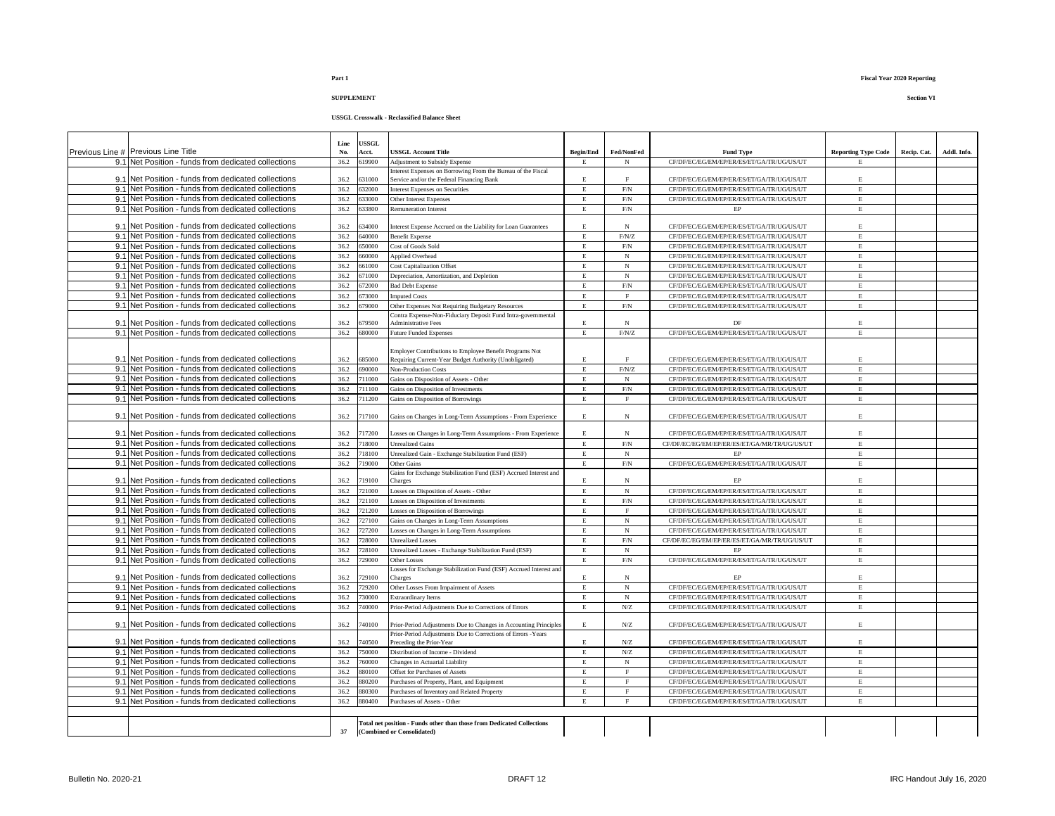**Part 1**

**Fiscal Year 2020 Reporting**

**SUPPLEMENT**

**Section VI**

**USSGL Crosswalk - Reclassified Balance Sheet**

| Previous Line # | Previous Line Title | Line No. | USSGL Acct. | USSGL Account Title | Begin/End | Fed/NonFed | Fund Type | Reporting Type Code | Recip. Cat. | Addl. Info. |
|---|---|---|---|---|---|---|---|---|---|---|
| 9.1 | Net Position - funds from dedicated collections | 36.2 | 619900 | Adjustment to Subsidy Expense | E | N | CF/DF/EC/EG/EM/EP/ER/ES/ET/GA/TR/UG/US/UT | E | | |
| 9.1 | Net Position - funds from dedicated collections | 36.2 | 631000 | Interest Expenses on Borrowing From the Bureau of the Fiscal Service and/or the Federal Financing Bank | E | F | CF/DF/EC/EG/EM/EP/ER/ES/ET/GA/TR/UG/US/UT | E | | |
| 9.1 | Net Position - funds from dedicated collections | 36.2 | 632000 | Interest Expenses on Securities | E | F/N | CF/DF/EC/EG/EM/EP/ER/ES/ET/GA/TR/UG/US/UT | E | | |
| 9.1 | Net Position - funds from dedicated collections | 36.2 | 633000 | Other Interest Expenses | E | F/N | CF/DF/EC/EG/EM/EP/ER/ES/ET/GA/TR/UG/US/UT | E | | |
| 9.1 | Net Position - funds from dedicated collections | 36.2 | 633800 | Remuneration Interest | E | F/N | EP | E | | |
| 9.1 | Net Position - funds from dedicated collections | 36.2 | 634000 | Interest Expense Accrued on the Liability for Loan Guarantees | E | N | CF/DF/EC/EG/EM/EP/ER/ES/ET/GA/TR/UG/US/UT | E | | |
| 9.1 | Net Position - funds from dedicated collections | 36.2 | 640000 | Benefit Expense | E | F/N/Z | CF/DF/EC/EG/EM/EP/ER/ES/ET/GA/TR/UG/US/UT | E | | |
| 9.1 | Net Position - funds from dedicated collections | 36.2 | 650000 | Cost of Goods Sold | E | F/N | CF/DF/EC/EG/EM/EP/ER/ES/ET/GA/TR/UG/US/UT | E | | |
| 9.1 | Net Position - funds from dedicated collections | 36.2 | 660000 | Applied Overhead | E | N | CF/DF/EC/EG/EM/EP/ER/ES/ET/GA/TR/UG/US/UT | E | | |
| 9.1 | Net Position - funds from dedicated collections | 36.2 | 661000 | Cost Capitalization Offset | E | N | CF/DF/EC/EG/EM/EP/ER/ES/ET/GA/TR/UG/US/UT | E | | |
| 9.1 | Net Position - funds from dedicated collections | 36.2 | 671000 | Depreciation, Amortization, and Depletion | E | N | CF/DF/EC/EG/EM/EP/ER/ES/ET/GA/TR/UG/US/UT | E | | |
| 9.1 | Net Position - funds from dedicated collections | 36.2 | 672000 | Bad Debt Expense | E | F/N | CF/DF/EC/EG/EM/EP/ER/ES/ET/GA/TR/UG/US/UT | E | | |
| 9.1 | Net Position - funds from dedicated collections | 36.2 | 673000 | Imputed Costs | E | F | CF/DF/EC/EG/EM/EP/ER/ES/ET/GA/TR/UG/US/UT | E | | |
| 9.1 | Net Position - funds from dedicated collections | 36.2 | 679000 | Other Expenses Not Requiring Budgetary Resources | E | F/N | CF/DF/EC/EG/EM/EP/ER/ES/ET/GA/TR/UG/US/UT | E | | |
| 9.1 | Net Position - funds from dedicated collections | 36.2 | 679500 | Contra Expense-Non-Fiduciary Deposit Fund Intra-governmental Administrative Fees | E | N | DF | E | | |
| 9.1 | Net Position - funds from dedicated collections | 36.2 | 680000 | Future Funded Expenses | E | F/N/Z | CF/DF/EC/EG/EM/EP/ER/ES/ET/GA/TR/UG/US/UT | E | | |
| 9.1 | Net Position - funds from dedicated collections | 36.2 | 685000 | Employer Contributions to Employee Benefit Programs Not Requiring Current-Year Budget Authority (Unobligated) | E | F | CF/DF/EC/EG/EM/EP/ER/ES/ET/GA/TR/UG/US/UT | E | | |
| 9.1 | Net Position - funds from dedicated collections | 36.2 | 690000 | Non-Production Costs | E | F/N/Z | CF/DF/EC/EG/EM/EP/ER/ES/ET/GA/TR/UG/US/UT | E | | |
| 9.1 | Net Position - funds from dedicated collections | 36.2 | 711000 | Gains on Disposition of Assets - Other | E | N | CF/DF/EC/EG/EM/EP/ER/ES/ET/GA/TR/UG/US/UT | E | | |
| 9.1 | Net Position - funds from dedicated collections | 36.2 | 711100 | Gains on Disposition of Investments | E | F/N | CF/DF/EC/EG/EM/EP/ER/ES/ET/GA/TR/UG/US/UT | E | | |
| 9.1 | Net Position - funds from dedicated collections | 36.2 | 711200 | Gains on Disposition of Borrowings | E | F | CF/DF/EC/EG/EM/EP/ER/ES/ET/GA/TR/UG/US/UT | E | | |
| 9.1 | Net Position - funds from dedicated collections | 36.2 | 717100 | Gains on Changes in Long-Term Assumptions - From Experience | E | N | CF/DF/EC/EG/EM/EP/ER/ES/ET/GA/TR/UG/US/UT | E | | |
| 9.1 | Net Position - funds from dedicated collections | 36.2 | 717200 | Losses on Changes in Long-Term Assumptions - From Experience | E | N | CF/DF/EC/EG/EM/EP/ER/ES/ET/GA/TR/UG/US/UT | E | | |
| 9.1 | Net Position - funds from dedicated collections | 36.2 | 718000 | Unrealized Gains | E | F/N | CF/DF/EC/EG/EM/EP/ER/ES/ET/GA/MR/TR/UG/US/UT | E | | |
| 9.1 | Net Position - funds from dedicated collections | 36.2 | 718100 | Unrealized Gain - Exchange Stabilization Fund (ESF) | E | N | EP | E | | |
| 9.1 | Net Position - funds from dedicated collections | 36.2 | 719000 | Other Gains | E | F/N | CF/DF/EC/EG/EM/EP/ER/ES/ET/GA/TR/UG/US/UT | E | | |
| 9.1 | Net Position - funds from dedicated collections | 36.2 | 719100 | Gains for Exchange Stabilization Fund (ESF) Accrued Interest and Charges | E | N | EP | E | | |
| 9.1 | Net Position - funds from dedicated collections | 36.2 | 721000 | Losses on Disposition of Assets - Other | E | N | CF/DF/EC/EG/EM/EP/ER/ES/ET/GA/TR/UG/US/UT | E | | |
| 9.1 | Net Position - funds from dedicated collections | 36.2 | 721100 | Losses on Disposition of Investments | E | F/N | CF/DF/EC/EG/EM/EP/ER/ES/ET/GA/TR/UG/US/UT | E | | |
| 9.1 | Net Position - funds from dedicated collections | 36.2 | 721200 | Losses on Disposition of Borrowings | E | F | CF/DF/EC/EG/EM/EP/ER/ES/ET/GA/TR/UG/US/UT | E | | |
| 9.1 | Net Position - funds from dedicated collections | 36.2 | 727100 | Gains on Changes in Long-Term Assumptions | E | N | CF/DF/EC/EG/EM/EP/ER/ES/ET/GA/TR/UG/US/UT | E | | |
| 9.1 | Net Position - funds from dedicated collections | 36.2 | 727200 | Losses on Changes in Long-Term Assumptions | E | N | CF/DF/EC/EG/EM/EP/ER/ES/ET/GA/TR/UG/US/UT | E | | |
| 9.1 | Net Position - funds from dedicated collections | 36.2 | 728000 | Unrealized Losses | E | F/N | CF/DF/EC/EG/EM/EP/ER/ES/ET/GA/MR/TR/UG/US/UT | E | | |
| 9.1 | Net Position - funds from dedicated collections | 36.2 | 728100 | Unrealized Losses - Exchange Stabilization Fund (ESF) | E | N | EP | E | | |
| 9.1 | Net Position - funds from dedicated collections | 36.2 | 729000 | Other Losses | E | F/N | CF/DF/EC/EG/EM/EP/ER/ES/ET/GA/TR/UG/US/UT | E | | |
| 9.1 | Net Position - funds from dedicated collections | 36.2 | 729100 | Losses for Exchange Stabilization Fund (ESF) Accrued Interest and Charges | E | N | EP | E | | |
| 9.1 | Net Position - funds from dedicated collections | 36.2 | 729200 | Other Losses From Impairment of Assets | E | N | CF/DF/EC/EG/EM/EP/ER/ES/ET/GA/TR/UG/US/UT | E | | |
| 9.1 | Net Position - funds from dedicated collections | 36.2 | 730000 | Extraordinary Items | E | N | CF/DF/EC/EG/EM/EP/ER/ES/ET/GA/TR/UG/US/UT | E | | |
| 9.1 | Net Position - funds from dedicated collections | 36.2 | 740000 | Prior-Period Adjustments Due to Corrections of Errors | E | N/Z | CF/DF/EC/EG/EM/EP/ER/ES/ET/GA/TR/UG/US/UT | E | | |
| 9.1 | Net Position - funds from dedicated collections | 36.2 | 740100 | Prior-Period Adjustments Due to Changes in Accounting Principles | E | N/Z | CF/DF/EC/EG/EM/EP/ER/ES/ET/GA/TR/UG/US/UT | E | | |
| 9.1 | Net Position - funds from dedicated collections | 36.2 | 740500 | Prior-Period Adjustments Due to Corrections of Errors -Years Preceding the Prior-Year | E | N/Z | CF/DF/EC/EG/EM/EP/ER/ES/ET/GA/TR/UG/US/UT | E | | |
| 9.1 | Net Position - funds from dedicated collections | 36.2 | 750000 | Distribution of Income - Dividend | E | N/Z | CF/DF/EC/EG/EM/EP/ER/ES/ET/GA/TR/UG/US/UT | E | | |
| 9.1 | Net Position - funds from dedicated collections | 36.2 | 760000 | Changes in Actuarial Liability | E | N | CF/DF/EC/EG/EM/EP/ER/ES/ET/GA/TR/UG/US/UT | E | | |
| 9.1 | Net Position - funds from dedicated collections | 36.2 | 880100 | Offset for Purchases of Assets | E | F | CF/DF/EC/EG/EM/EP/ER/ES/ET/GA/TR/UG/US/UT | E | | |
| 9.1 | Net Position - funds from dedicated collections | 36.2 | 880200 | Purchases of Property, Plant, and Equipment | E | F | CF/DF/EC/EG/EM/EP/ER/ES/ET/GA/TR/UG/US/UT | E | | |
| 9.1 | Net Position - funds from dedicated collections | 36.2 | 880300 | Purchases of Inventory and Related Property | E | F | CF/DF/EC/EG/EM/EP/ER/ES/ET/GA/TR/UG/US/UT | E | | |
| 9.1 | Net Position - funds from dedicated collections | 36.2 | 880400 | Purchases of Assets - Other | E | F | CF/DF/EC/EG/EM/EP/ER/ES/ET/GA/TR/UG/US/UT | E | | |
| | | | | | | | | | | |
| | | 37 | | **Total net position - Funds other than those from Dedicated Collections (Combined or Consolidated)** | | | | | | |

Bulletin No. 2020-21 DRAFT 12 IRC Handout July 16, 2020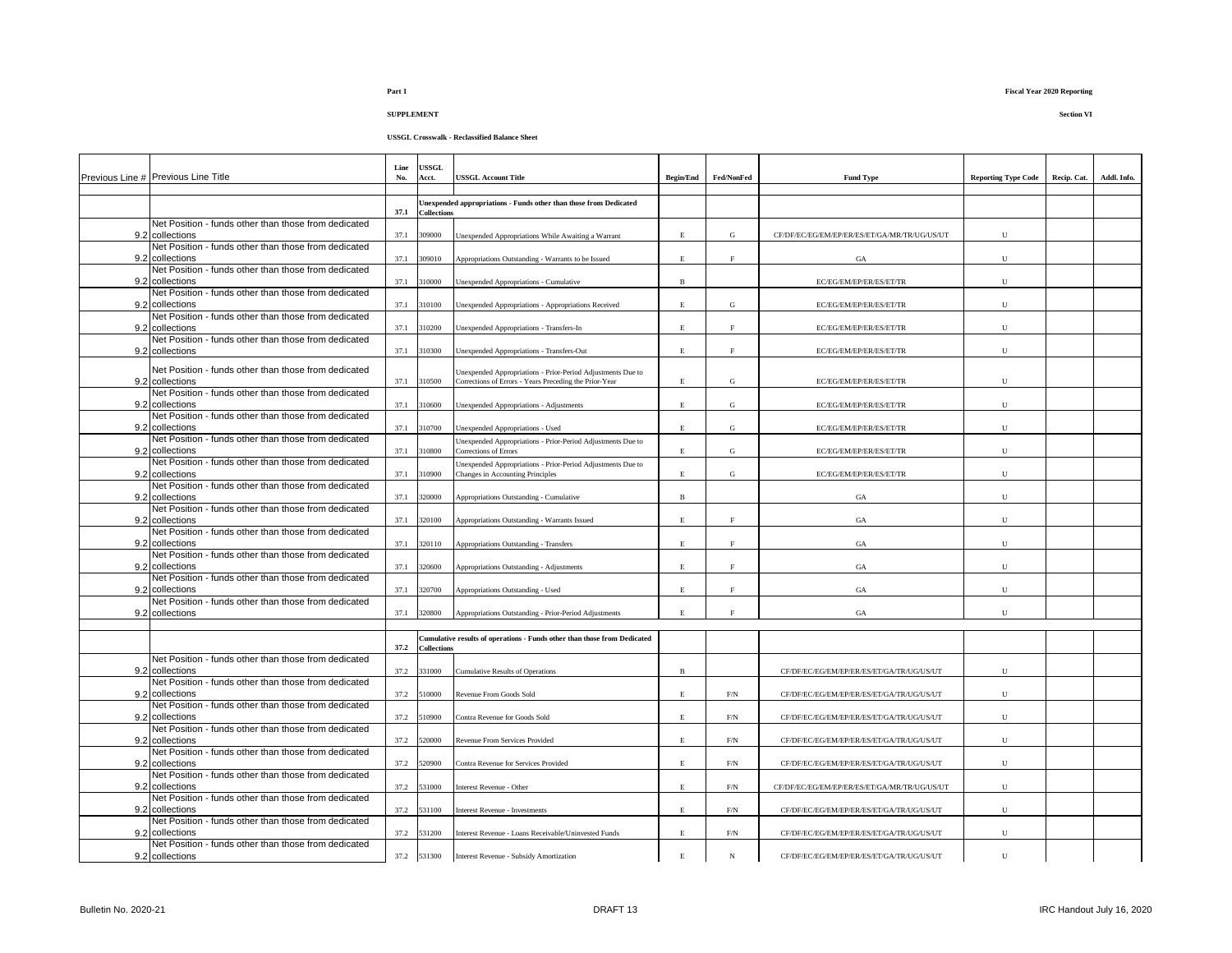Part 1

SUPPLEMENT

USSGL Crosswalk - Reclassified Balance Sheet

Fiscal Year 2020 Reporting

Section VI

| Previous Line # | Previous Line Title | Line No. | USSGL Acct. | USSGL Account Title | Begin/End | Fed/NonFed | Fund Type | Reporting Type Code | Recip. Cat. | Addl. Info. |
|---|---|---|---|---|---|---|---|---|---|---|
| | | | | | | | | | | |
| | | 37.1 | Unexpended appropriations - Funds other than those from Dedicated Collections | | | | | | | |
| 9.2 | Net Position - funds other than those from dedicated collections | 37.1 | 309000 | Unexpended Appropriations While Awaiting a Warrant | E | G | CF/DF/EC/EG/EM/EP/ER/ES/ET/GA/MR/TR/UG/US/UT | U | | |
| 9.2 | Net Position - funds other than those from dedicated collections | 37.1 | 309010 | Appropriations Outstanding - Warrants to be Issued | E | F | GA | U | | |
| 9.2 | Net Position - funds other than those from dedicated collections | 37.1 | 310000 | Unexpended Appropriations - Cumulative | B | | EC/EG/EM/EP/ER/ES/ET/TR | U | | |
| 9.2 | Net Position - funds other than those from dedicated collections | 37.1 | 310100 | Unexpended Appropriations - Appropriations Received | E | G | EC/EG/EM/EP/ER/ES/ET/TR | U | | |
| 9.2 | Net Position - funds other than those from dedicated collections | 37.1 | 310200 | Unexpended Appropriations - Transfers-In | E | F | EC/EG/EM/EP/ER/ES/ET/TR | U | | |
| 9.2 | Net Position - funds other than those from dedicated collections | 37.1 | 310300 | Unexpended Appropriations - Transfers-Out | E | F | EC/EG/EM/EP/ER/ES/ET/TR | U | | |
| 9.2 | Net Position - funds other than those from dedicated collections | 37.1 | 310500 | Unexpended Appropriations - Prior-Period Adjustments Due to Corrections of Errors - Years Preceding the Prior-Year | E | G | EC/EG/EM/EP/ER/ES/ET/TR | U | | |
| 9.2 | Net Position - funds other than those from dedicated collections | 37.1 | 310600 | Unexpended Appropriations - Adjustments | E | G | EC/EG/EM/EP/ER/ES/ET/TR | U | | |
| 9.2 | Net Position - funds other than those from dedicated collections | 37.1 | 310700 | Unexpended Appropriations - Used | E | G | EC/EG/EM/EP/ER/ES/ET/TR | U | | |
| 9.2 | Net Position - funds other than those from dedicated collections | 37.1 | 310800 | Unexpended Appropriations - Prior-Period Adjustments Due to Corrections of Errors | E | G | EC/EG/EM/EP/ER/ES/ET/TR | U | | |
| 9.2 | Net Position - funds other than those from dedicated collections | 37.1 | 310900 | Unexpended Appropriations - Prior-Period Adjustments Due to Changes in Accounting Principles | E | G | EC/EG/EM/EP/ER/ES/ET/TR | U | | |
| 9.2 | Net Position - funds other than those from dedicated collections | 37.1 | 320000 | Appropriations Outstanding - Cumulative | B | | GA | U | | |
| 9.2 | Net Position - funds other than those from dedicated collections | 37.1 | 320100 | Appropriations Outstanding - Warrants Issued | E | F | GA | U | | |
| 9.2 | Net Position - funds other than those from dedicated collections | 37.1 | 320110 | Appropriations Outstanding - Transfers | E | F | GA | U | | |
| 9.2 | Net Position - funds other than those from dedicated collections | 37.1 | 320600 | Appropriations Outstanding - Adjustments | E | F | GA | U | | |
| 9.2 | Net Position - funds other than those from dedicated collections | 37.1 | 320700 | Appropriations Outstanding - Used | E | F | GA | U | | |
| 9.2 | Net Position - funds other than those from dedicated collections | 37.1 | 320800 | Appropriations Outstanding - Prior-Period Adjustments | E | F | GA | U | | |
| | | | | | | | | | | |
| | | 37.2 | Cumulative results of operations - Funds other than those from Dedicated Collections | | | | | | | |
| 9.2 | Net Position - funds other than those from dedicated collections | 37.2 | 331000 | Cumulative Results of Operations | B | | CF/DF/EC/EG/EM/EP/ER/ES/ET/GA/TR/UG/US/UT | U | | |
| 9.2 | Net Position - funds other than those from dedicated collections | 37.2 | 510000 | Revenue From Goods Sold | E | F/N | CF/DF/EC/EG/EM/EP/ER/ES/ET/GA/TR/UG/US/UT | U | | |
| 9.2 | Net Position - funds other than those from dedicated collections | 37.2 | 510900 | Contra Revenue for Goods Sold | E | F/N | CF/DF/EC/EG/EM/EP/ER/ES/ET/GA/TR/UG/US/UT | U | | |
| 9.2 | Net Position - funds other than those from dedicated collections | 37.2 | 520000 | Revenue From Services Provided | E | F/N | CF/DF/EC/EG/EM/EP/ER/ES/ET/GA/TR/UG/US/UT | U | | |
| 9.2 | Net Position - funds other than those from dedicated collections | 37.2 | 520900 | Contra Revenue for Services Provided | E | F/N | CF/DF/EC/EG/EM/EP/ER/ES/ET/GA/TR/UG/US/UT | U | | |
| 9.2 | Net Position - funds other than those from dedicated collections | 37.2 | 531000 | Interest Revenue - Other | E | F/N | CF/DF/EC/EG/EM/EP/ER/ES/ET/GA/MR/TR/UG/US/UT | U | | |
| 9.2 | Net Position - funds other than those from dedicated collections | 37.2 | 531100 | Interest Revenue - Investments | E | F/N | CF/DF/EC/EG/EM/EP/ER/ES/ET/GA/TR/UG/US/UT | U | | |
| 9.2 | Net Position - funds other than those from dedicated collections | 37.2 | 531200 | Interest Revenue - Loans Receivable/Uninvested Funds | E | F/N | CF/DF/EC/EG/EM/EP/ER/ES/ET/GA/TR/UG/US/UT | U | | |
| 9.2 | Net Position - funds other than those from dedicated collections | 37.2 | 531300 | Interest Revenue - Subsidy Amortization | E | N | CF/DF/EC/EG/EM/EP/ER/ES/ET/GA/TR/UG/US/UT | U | | |

Bulletin No. 2020-21 DRAFT 13 IRC Handout July 16, 2020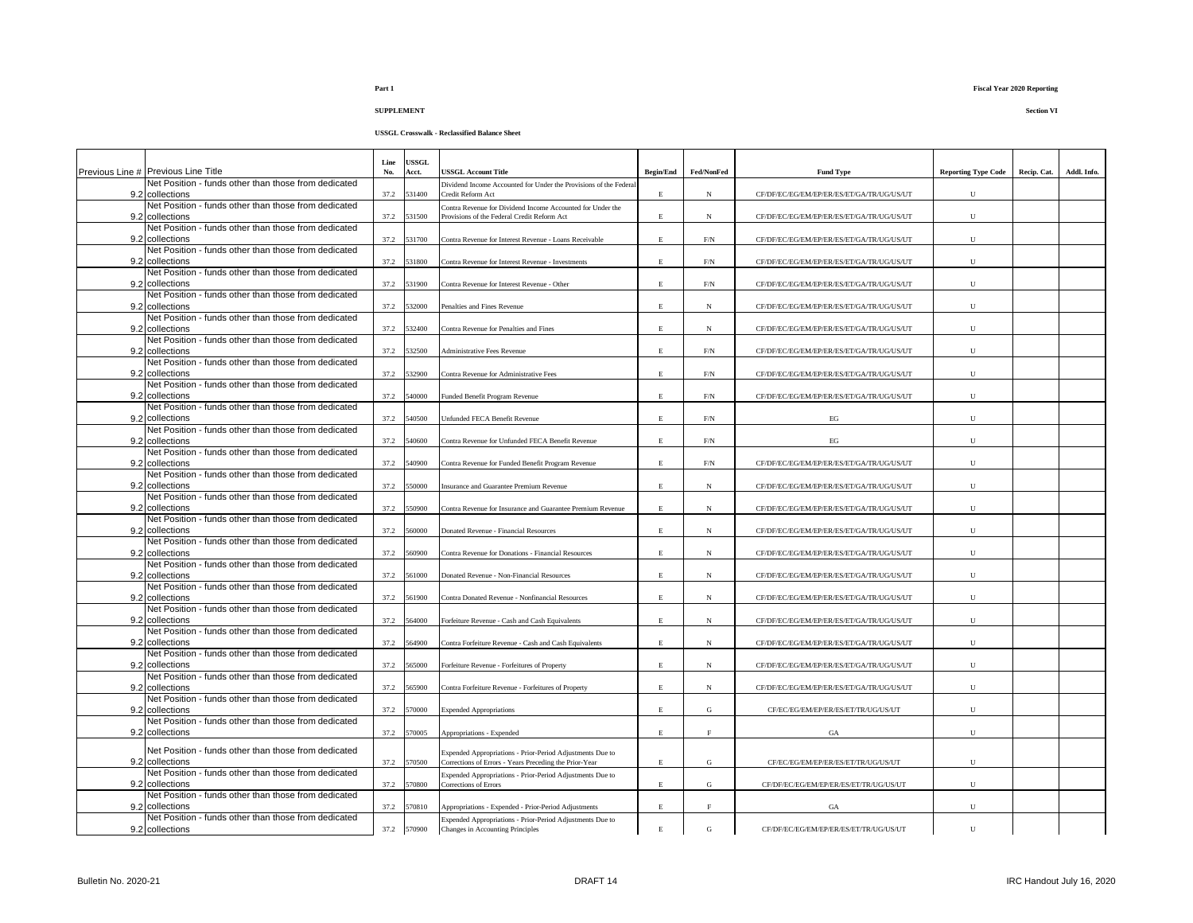**Part 1**

**Fiscal Year 2020 Reporting**

**SUPPLEMENT**

**Section VI**

**USSGL Crosswalk - Reclassified Balance Sheet**

| Previous Line # | Previous Line Title | Line No. | USSGL Acct. | USSGL Account Title | Begin/End | Fed/NonFed | Fund Type | Reporting Type Code | Recip. Cat. | Addl. Info. |
|---|---|---|---|---|---|---|---|---|---|---|
| 9.2 | Net Position - funds other than those from dedicated collections | 37.2 | 531400 | Dividend Income Accounted for Under the Provisions of the Federal Credit Reform Act | E | N | CF/DF/EC/EG/EM/EP/ER/ES/ET/GA/TR/UG/US/UT | U | | |
| 9.2 | Net Position - funds other than those from dedicated collections | 37.2 | 531500 | Contra Revenue for Dividend Income Accounted for Under the Provisions of the Federal Credit Reform Act | E | N | CF/DF/EC/EG/EM/EP/ER/ES/ET/GA/TR/UG/US/UT | U | | |
| 9.2 | Net Position - funds other than those from dedicated collections | 37.2 | 531700 | Contra Revenue for Interest Revenue - Loans Receivable | E | F/N | CF/DF/EC/EG/EM/EP/ER/ES/ET/GA/TR/UG/US/UT | U | | |
| 9.2 | Net Position - funds other than those from dedicated collections | 37.2 | 531800 | Contra Revenue for Interest Revenue - Investments | E | F/N | CF/DF/EC/EG/EM/EP/ER/ES/ET/GA/TR/UG/US/UT | U | | |
| 9.2 | Net Position - funds other than those from dedicated collections | 37.2 | 531900 | Contra Revenue for Interest Revenue - Other | E | F/N | CF/DF/EC/EG/EM/EP/ER/ES/ET/GA/TR/UG/US/UT | U | | |
| 9.2 | Net Position - funds other than those from dedicated collections | 37.2 | 532000 | Penalties and Fines Revenue | E | N | CF/DF/EC/EG/EM/EP/ER/ES/ET/GA/TR/UG/US/UT | U | | |
| 9.2 | Net Position - funds other than those from dedicated collections | 37.2 | 532400 | Contra Revenue for Penalties and Fines | E | N | CF/DF/EC/EG/EM/EP/ER/ES/ET/GA/TR/UG/US/UT | U | | |
| 9.2 | Net Position - funds other than those from dedicated collections | 37.2 | 532500 | Administrative Fees Revenue | E | F/N | CF/DF/EC/EG/EM/EP/ER/ES/ET/GA/TR/UG/US/UT | U | | |
| 9.2 | Net Position - funds other than those from dedicated collections | 37.2 | 532900 | Contra Revenue for Administrative Fees | E | F/N | CF/DF/EC/EG/EM/EP/ER/ES/ET/GA/TR/UG/US/UT | U | | |
| 9.2 | Net Position - funds other than those from dedicated collections | 37.2 | 540000 | Funded Benefit Program Revenue | E | F/N | CF/DF/EC/EG/EM/EP/ER/ES/ET/GA/TR/UG/US/UT | U | | |
| 9.2 | Net Position - funds other than those from dedicated collections | 37.2 | 540500 | Unfunded FECA Benefit Revenue | E | F/N | EG | U | | |
| 9.2 | Net Position - funds other than those from dedicated collections | 37.2 | 540600 | Contra Revenue for Unfunded FECA Benefit Revenue | E | F/N | EG | U | | |
| 9.2 | Net Position - funds other than those from dedicated collections | 37.2 | 540900 | Contra Revenue for Funded Benefit Program Revenue | E | F/N | CF/DF/EC/EG/EM/EP/ER/ES/ET/GA/TR/UG/US/UT | U | | |
| 9.2 | Net Position - funds other than those from dedicated collections | 37.2 | 550000 | Insurance and Guarantee Premium Revenue | E | N | CF/DF/EC/EG/EM/EP/ER/ES/ET/GA/TR/UG/US/UT | U | | |
| 9.2 | Net Position - funds other than those from dedicated collections | 37.2 | 550900 | Contra Revenue for Insurance and Guarantee Premium Revenue | E | N | CF/DF/EC/EG/EM/EP/ER/ES/ET/GA/TR/UG/US/UT | U | | |
| 9.2 | Net Position - funds other than those from dedicated collections | 37.2 | 560000 | Donated Revenue - Financial Resources | E | N | CF/DF/EC/EG/EM/EP/ER/ES/ET/GA/TR/UG/US/UT | U | | |
| 9.2 | Net Position - funds other than those from dedicated collections | 37.2 | 560900 | Contra Revenue for Donations - Financial Resources | E | N | CF/DF/EC/EG/EM/EP/ER/ES/ET/GA/TR/UG/US/UT | U | | |
| 9.2 | Net Position - funds other than those from dedicated collections | 37.2 | 561000 | Donated Revenue - Non-Financial Resources | E | N | CF/DF/EC/EG/EM/EP/ER/ES/ET/GA/TR/UG/US/UT | U | | |
| 9.2 | Net Position - funds other than those from dedicated collections | 37.2 | 561900 | Contra Donated Revenue - Nonfinancial Resources | E | N | CF/DF/EC/EG/EM/EP/ER/ES/ET/GA/TR/UG/US/UT | U | | |
| 9.2 | Net Position - funds other than those from dedicated collections | 37.2 | 564000 | Forfeiture Revenue - Cash and Cash Equivalents | E | N | CF/DF/EC/EG/EM/EP/ER/ES/ET/GA/TR/UG/US/UT | U | | |
| 9.2 | Net Position - funds other than those from dedicated collections | 37.2 | 564900 | Contra Forfeiture Revenue - Cash and Cash Equivalents | E | N | CF/DF/EC/EG/EM/EP/ER/ES/ET/GA/TR/UG/US/UT | U | | |
| 9.2 | Net Position - funds other than those from dedicated collections | 37.2 | 565000 | Forfeiture Revenue - Forfeitures of Property | E | N | CF/DF/EC/EG/EM/EP/ER/ES/ET/GA/TR/UG/US/UT | U | | |
| 9.2 | Net Position - funds other than those from dedicated collections | 37.2 | 565900 | Contra Forfeiture Revenue - Forfeitures of Property | E | N | CF/DF/EC/EG/EM/EP/ER/ES/ET/GA/TR/UG/US/UT | U | | |
| 9.2 | Net Position - funds other than those from dedicated collections | 37.2 | 570000 | Expended Appropriations | E | G | CF/EC/EG/EM/EP/ER/ES/ET/TR/UG/US/UT | U | | |
| 9.2 | Net Position - funds other than those from dedicated collections | 37.2 | 570005 | Appropriations - Expended | E | F | GA | U | | |
| 9.2 | Net Position - funds other than those from dedicated collections | 37.2 | 570500 | Expended Appropriations - Prior-Period Adjustments Due to Corrections of Errors - Years Preceding the Prior-Year | E | G | CF/EC/EG/EM/EP/ER/ES/ET/TR/UG/US/UT | U | | |
| 9.2 | Net Position - funds other than those from dedicated collections | 37.2 | 570800 | Expended Appropriations - Prior-Period Adjustments Due to Corrections of Errors | E | G | CF/DF/EC/EG/EM/EP/ER/ES/ET/TR/UG/US/UT | U | | |
| 9.2 | Net Position - funds other than those from dedicated collections | 37.2 | 570810 | Appropriations - Expended - Prior-Period Adjustments | E | F | GA | U | | |
| 9.2 | Net Position - funds other than those from dedicated collections | 37.2 | 570900 | Expended Appropriations - Prior-Period Adjustments Due to Changes in Accounting Principles | E | G | CF/DF/EC/EG/EM/EP/ER/ES/ET/TR/UG/US/UT | U | | |

Bulletin No. 2020-21 DRAFT 14 IRC Handout July 16, 2020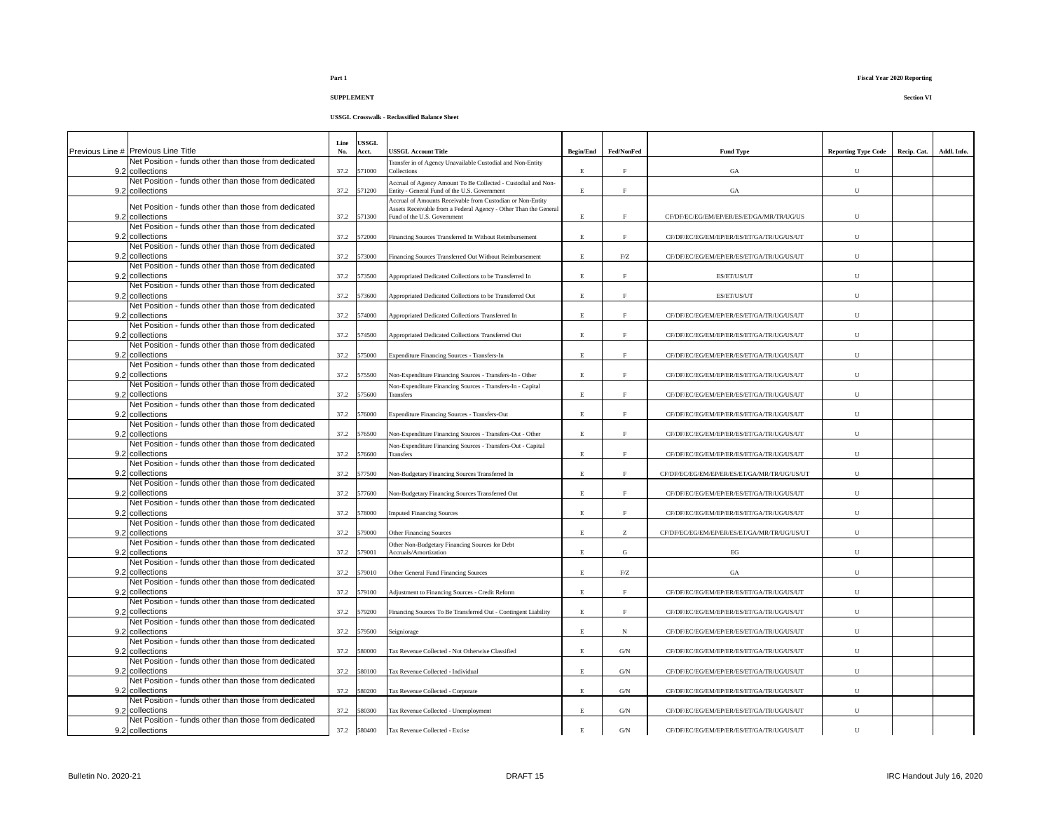**Part 1**

**Fiscal Year 2020 Reporting**

**SUPPLEMENT**

**Section VI**

**USSGL Crosswalk - Reclassified Balance Sheet**

| Previous Line # | Previous Line Title | Line No. | USSGL Acct. | USSGL Account Title | Begin/End | Fed/NonFed | Fund Type | Reporting Type Code | Recip. Cat. | Addl. Info. |
|---|---|---|---|---|---|---|---|---|---|---|
| 9.2 | Net Position - funds other than those from dedicated collections | 37.2 | 571000 | Transfer in of Agency Unavailable Custodial and Non-Entity Collections | E | F | GA | U | | |
| 9.2 | Net Position - funds other than those from dedicated collections | 37.2 | 571200 | Accrual of Agency Amount To Be Collected - Custodial and Non-Entity - General Fund of the U.S. Government | E | F | GA | U | | |
| 9.2 | Net Position - funds other than those from dedicated collections | 37.2 | 571300 | Accrual of Amounts Receivable from Custodian or Non-Entity Assets Receivable from a Federal Agency - Other Than the General Fund of the U.S. Government | E | F | CF/DF/EC/EG/EM/EP/ER/ES/ET/GA/MR/TR/UG/US | U | | |
| 9.2 | Net Position - funds other than those from dedicated collections | 37.2 | 572000 | Financing Sources Transferred In Without Reimbursement | E | F | CF/DF/EC/EG/EM/EP/ER/ES/ET/GA/TR/UG/US/UT | U | | |
| 9.2 | Net Position - funds other than those from dedicated collections | 37.2 | 573000 | Financing Sources Transferred Out Without Reimbursement | E | F/Z | CF/DF/EC/EG/EM/EP/ER/ES/ET/GA/TR/UG/US/UT | U | | |
| 9.2 | Net Position - funds other than those from dedicated collections | 37.2 | 573500 | Appropriated Dedicated Collections to be Transferred In | E | F | ES/ET/US/UT | U | | |
| 9.2 | Net Position - funds other than those from dedicated collections | 37.2 | 573600 | Appropriated Dedicated Collections to be Transferred Out | E | F | ES/ET/US/UT | U | | |
| 9.2 | Net Position - funds other than those from dedicated collections | 37.2 | 574000 | Appropriated Dedicated Collections Transferred In | E | F | CF/DF/EC/EG/EM/EP/ER/ES/ET/GA/TR/UG/US/UT | U | | |
| 9.2 | Net Position - funds other than those from dedicated collections | 37.2 | 574500 | Appropriated Dedicated Collections Transferred Out | E | F | CF/DF/EC/EG/EM/EP/ER/ES/ET/GA/TR/UG/US/UT | U | | |
| 9.2 | Net Position - funds other than those from dedicated collections | 37.2 | 575000 | Expenditure Financing Sources - Transfers-In | E | F | CF/DF/EC/EG/EM/EP/ER/ES/ET/GA/TR/UG/US/UT | U | | |
| 9.2 | Net Position - funds other than those from dedicated collections | 37.2 | 575500 | Non-Expenditure Financing Sources - Transfers-In - Other | E | F | CF/DF/EC/EG/EM/EP/ER/ES/ET/GA/TR/UG/US/UT | U | | |
| 9.2 | Net Position - funds other than those from dedicated collections | 37.2 | 575600 | Non-Expenditure Financing Sources - Transfers-In - Capital Transfers | E | F | CF/DF/EC/EG/EM/EP/ER/ES/ET/GA/TR/UG/US/UT | U | | |
| 9.2 | Net Position - funds other than those from dedicated collections | 37.2 | 576000 | Expenditure Financing Sources - Transfers-Out | E | F | CF/DF/EC/EG/EM/EP/ER/ES/ET/GA/TR/UG/US/UT | U | | |
| 9.2 | Net Position - funds other than those from dedicated collections | 37.2 | 576500 | Non-Expenditure Financing Sources - Transfers-Out - Other | E | F | CF/DF/EC/EG/EM/EP/ER/ES/ET/GA/TR/UG/US/UT | U | | |
| 9.2 | Net Position - funds other than those from dedicated collections | 37.2 | 576600 | Non-Expenditure Financing Sources - Transfers-Out - Capital Transfers | E | F | CF/DF/EC/EG/EM/EP/ER/ES/ET/GA/TR/UG/US/UT | U | | |
| 9.2 | Net Position - funds other than those from dedicated collections | 37.2 | 577500 | Non-Budgetary Financing Sources Transferred In | E | F | CF/DF/EC/EG/EM/EP/ER/ES/ET/GA/MR/TR/UG/US/UT | U | | |
| 9.2 | Net Position - funds other than those from dedicated collections | 37.2 | 577600 | Non-Budgetary Financing Sources Transferred Out | E | F | CF/DF/EC/EG/EM/EP/ER/ES/ET/GA/TR/UG/US/UT | U | | |
| 9.2 | Net Position - funds other than those from dedicated collections | 37.2 | 578000 | Imputed Financing Sources | E | F | CF/DF/EC/EG/EM/EP/ER/ES/ET/GA/TR/UG/US/UT | U | | |
| 9.2 | Net Position - funds other than those from dedicated collections | 37.2 | 579000 | Other Financing Sources | E | Z | CF/DF/EC/EG/EM/EP/ER/ES/ET/GA/MR/TR/UG/US/UT | U | | |
| 9.2 | Net Position - funds other than those from dedicated collections | 37.2 | 579001 | Other Non-Budgetary Financing Sources for Debt Accruals/Amortization | E | G | EG | U | | |
| 9.2 | Net Position - funds other than those from dedicated collections | 37.2 | 579010 | Other General Fund Financing Sources | E | F/Z | GA | U | | |
| 9.2 | Net Position - funds other than those from dedicated collections | 37.2 | 579100 | Adjustment to Financing Sources - Credit Reform | E | F | CF/DF/EC/EG/EM/EP/ER/ES/ET/GA/TR/UG/US/UT | U | | |
| 9.2 | Net Position - funds other than those from dedicated collections | 37.2 | 579200 | Financing Sources To Be Transferred Out - Contingent Liability | E | F | CF/DF/EC/EG/EM/EP/ER/ES/ET/GA/TR/UG/US/UT | U | | |
| 9.2 | Net Position - funds other than those from dedicated collections | 37.2 | 579500 | Seigniorage | E | N | CF/DF/EC/EG/EM/EP/ER/ES/ET/GA/TR/UG/US/UT | U | | |
| 9.2 | Net Position - funds other than those from dedicated collections | 37.2 | 580000 | Tax Revenue Collected - Not Otherwise Classified | E | G/N | CF/DF/EC/EG/EM/EP/ER/ES/ET/GA/TR/UG/US/UT | U | | |
| 9.2 | Net Position - funds other than those from dedicated collections | 37.2 | 580100 | Tax Revenue Collected - Individual | E | G/N | CF/DF/EC/EG/EM/EP/ER/ES/ET/GA/TR/UG/US/UT | U | | |
| 9.2 | Net Position - funds other than those from dedicated collections | 37.2 | 580200 | Tax Revenue Collected - Corporate | E | G/N | CF/DF/EC/EG/EM/EP/ER/ES/ET/GA/TR/UG/US/UT | U | | |
| 9.2 | Net Position - funds other than those from dedicated collections | 37.2 | 580300 | Tax Revenue Collected - Unemployment | E | G/N | CF/DF/EC/EG/EM/EP/ER/ES/ET/GA/TR/UG/US/UT | U | | |
| 9.2 | Net Position - funds other than those from dedicated collections | 37.2 | 580400 | Tax Revenue Collected - Excise | E | G/N | CF/DF/EC/EG/EM/EP/ER/ES/ET/GA/TR/UG/US/UT | U | | |

Bulletin No. 2020-21 DRAFT 15 IRC Handout July 16, 2020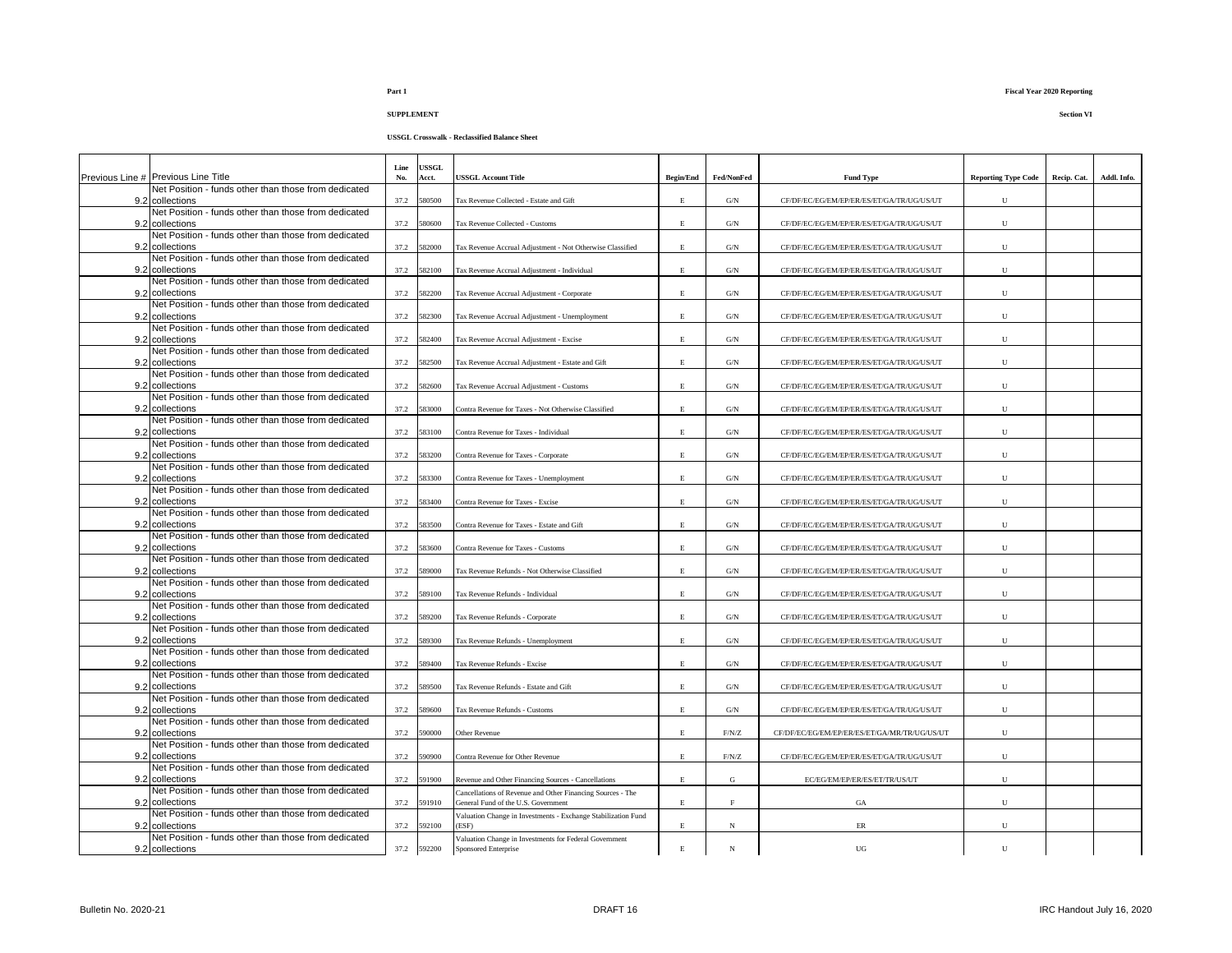**Part 1**

**SUPPLEMENT**

**USSGL Crosswalk - Reclassified Balance Sheet**

**Fiscal Year 2020 Reporting**

**Section VI**

| Previous Line # | Previous Line Title | Line No. | USSGL Acct. | USSGL Account Title | Begin/End | Fed/NonFed | Fund Type | Reporting Type Code | Recip. Cat. | Addl. Info. |
|---|---|---|---|---|---|---|---|---|---|---|
| 9.2 | Net Position - funds other than those from dedicated collections | 37.2 | 580500 | Tax Revenue Collected - Estate and Gift | E | G/N | CF/DF/EC/EG/EM/EP/ER/ES/ET/GA/TR/UG/US/UT | U | | |
| 9.2 | Net Position - funds other than those from dedicated collections | 37.2 | 580600 | Tax Revenue Collected - Customs | E | G/N | CF/DF/EC/EG/EM/EP/ER/ES/ET/GA/TR/UG/US/UT | U | | |
| 9.2 | Net Position - funds other than those from dedicated collections | 37.2 | 582000 | Tax Revenue Accrual Adjustment - Not Otherwise Classified | E | G/N | CF/DF/EC/EG/EM/EP/ER/ES/ET/GA/TR/UG/US/UT | U | | |
| 9.2 | Net Position - funds other than those from dedicated collections | 37.2 | 582100 | Tax Revenue Accrual Adjustment - Individual | E | G/N | CF/DF/EC/EG/EM/EP/ER/ES/ET/GA/TR/UG/US/UT | U | | |
| 9.2 | Net Position - funds other than those from dedicated collections | 37.2 | 582200 | Tax Revenue Accrual Adjustment - Corporate | E | G/N | CF/DF/EC/EG/EM/EP/ER/ES/ET/GA/TR/UG/US/UT | U | | |
| 9.2 | Net Position - funds other than those from dedicated collections | 37.2 | 582300 | Tax Revenue Accrual Adjustment - Unemployment | E | G/N | CF/DF/EC/EG/EM/EP/ER/ES/ET/GA/TR/UG/US/UT | U | | |
| 9.2 | Net Position - funds other than those from dedicated collections | 37.2 | 582400 | Tax Revenue Accrual Adjustment - Excise | E | G/N | CF/DF/EC/EG/EM/EP/ER/ES/ET/GA/TR/UG/US/UT | U | | |
| 9.2 | Net Position - funds other than those from dedicated collections | 37.2 | 582500 | Tax Revenue Accrual Adjustment - Estate and Gift | E | G/N | CF/DF/EC/EG/EM/EP/ER/ES/ET/GA/TR/UG/US/UT | U | | |
| 9.2 | Net Position - funds other than those from dedicated collections | 37.2 | 582600 | Tax Revenue Accrual Adjustment - Customs | E | G/N | CF/DF/EC/EG/EM/EP/ER/ES/ET/GA/TR/UG/US/UT | U | | |
| 9.2 | Net Position - funds other than those from dedicated collections | 37.2 | 583000 | Contra Revenue for Taxes - Not Otherwise Classified | E | G/N | CF/DF/EC/EG/EM/EP/ER/ES/ET/GA/TR/UG/US/UT | U | | |
| 9.2 | Net Position - funds other than those from dedicated collections | 37.2 | 583100 | Contra Revenue for Taxes - Individual | E | G/N | CF/DF/EC/EG/EM/EP/ER/ES/ET/GA/TR/UG/US/UT | U | | |
| 9.2 | Net Position - funds other than those from dedicated collections | 37.2 | 583200 | Contra Revenue for Taxes - Corporate | E | G/N | CF/DF/EC/EG/EM/EP/ER/ES/ET/GA/TR/UG/US/UT | U | | |
| 9.2 | Net Position - funds other than those from dedicated collections | 37.2 | 583300 | Contra Revenue for Taxes - Unemployment | E | G/N | CF/DF/EC/EG/EM/EP/ER/ES/ET/GA/TR/UG/US/UT | U | | |
| 9.2 | Net Position - funds other than those from dedicated collections | 37.2 | 583400 | Contra Revenue for Taxes - Excise | E | G/N | CF/DF/EC/EG/EM/EP/ER/ES/ET/GA/TR/UG/US/UT | U | | |
| 9.2 | Net Position - funds other than those from dedicated collections | 37.2 | 583500 | Contra Revenue for Taxes - Estate and Gift | E | G/N | CF/DF/EC/EG/EM/EP/ER/ES/ET/GA/TR/UG/US/UT | U | | |
| 9.2 | Net Position - funds other than those from dedicated collections | 37.2 | 583600 | Contra Revenue for Taxes - Customs | E | G/N | CF/DF/EC/EG/EM/EP/ER/ES/ET/GA/TR/UG/US/UT | U | | |
| 9.2 | Net Position - funds other than those from dedicated collections | 37.2 | 589000 | Tax Revenue Refunds - Not Otherwise Classified | E | G/N | CF/DF/EC/EG/EM/EP/ER/ES/ET/GA/TR/UG/US/UT | U | | |
| 9.2 | Net Position - funds other than those from dedicated collections | 37.2 | 589100 | Tax Revenue Refunds - Individual | E | G/N | CF/DF/EC/EG/EM/EP/ER/ES/ET/GA/TR/UG/US/UT | U | | |
| 9.2 | Net Position - funds other than those from dedicated collections | 37.2 | 589200 | Tax Revenue Refunds - Corporate | E | G/N | CF/DF/EC/EG/EM/EP/ER/ES/ET/GA/TR/UG/US/UT | U | | |
| 9.2 | Net Position - funds other than those from dedicated collections | 37.2 | 589300 | Tax Revenue Refunds - Unemployment | E | G/N | CF/DF/EC/EG/EM/EP/ER/ES/ET/GA/TR/UG/US/UT | U | | |
| 9.2 | Net Position - funds other than those from dedicated collections | 37.2 | 589400 | Tax Revenue Refunds - Excise | E | G/N | CF/DF/EC/EG/EM/EP/ER/ES/ET/GA/TR/UG/US/UT | U | | |
| 9.2 | Net Position - funds other than those from dedicated collections | 37.2 | 589500 | Tax Revenue Refunds - Estate and Gift | E | G/N | CF/DF/EC/EG/EM/EP/ER/ES/ET/GA/TR/UG/US/UT | U | | |
| 9.2 | Net Position - funds other than those from dedicated collections | 37.2 | 589600 | Tax Revenue Refunds - Customs | E | G/N | CF/DF/EC/EG/EM/EP/ER/ES/ET/GA/TR/UG/US/UT | U | | |
| 9.2 | Net Position - funds other than those from dedicated collections | 37.2 | 590000 | Other Revenue | E | F/N/Z | CF/DF/EC/EG/EM/EP/ER/ES/ET/GA/MR/TR/UG/US/UT | U | | |
| 9.2 | Net Position - funds other than those from dedicated collections | 37.2 | 590900 | Contra Revenue for Other Revenue | E | F/N/Z | CF/DF/EC/EG/EM/EP/ER/ES/ET/GA/TR/UG/US/UT | U | | |
| 9.2 | Net Position - funds other than those from dedicated collections | 37.2 | 591900 | Revenue and Other Financing Sources - Cancellations | E | G | EC/EG/EM/EP/ER/ES/ET/TR/US/UT | U | | |
| 9.2 | Net Position - funds other than those from dedicated collections | 37.2 | 591910 | Cancellations of Revenue and Other Financing Sources - The General Fund of the U.S. Government | E | F | GA | U | | |
| 9.2 | Net Position - funds other than those from dedicated collections | 37.2 | 592100 | Valuation Change in Investments - Exchange Stabilization Fund (ESF) | E | N | ER | U | | |
| 9.2 | Net Position - funds other than those from dedicated collections | 37.2 | 592200 | Valuation Change in Investments for Federal Government Sponsored Enterprise | E | N | UG | U | | |

Bulletin No. 2020-21 DRAFT 16 IRC Handout July 16, 2020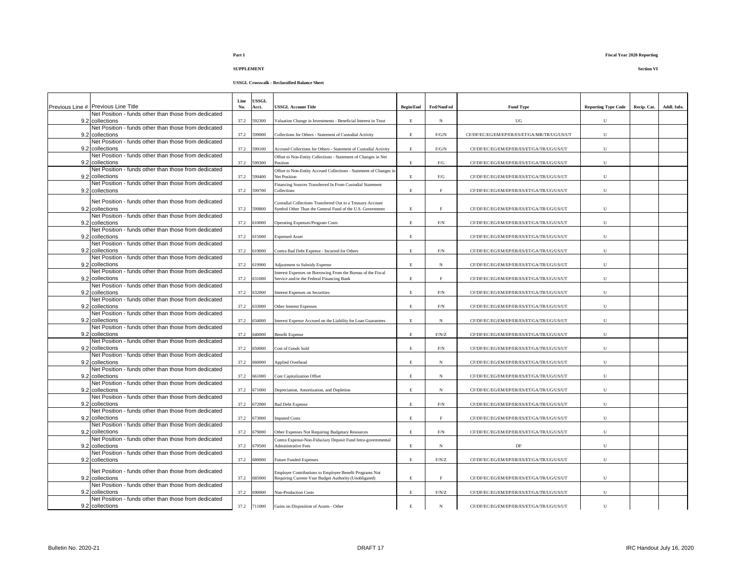**Part 1**

**SUPPLEMENT**

**USSGL Crosswalk - Reclassified Balance Sheet**

**Fiscal Year 2020 Reporting**

**Section VI**

| Previous Line # | Previous Line Title | Line No. | USSGL Acct. | USSGL Account Title | Begin/End | Fed/NonFed | Fund Type | Reporting Type Code | Recip. Cat. | Addl. Info. |
|---|---|---|---|---|---|---|---|---|---|---|
| 9.2 | Net Position - funds other than those from dedicated collections | 37.2 | 592300 | Valuation Change in Investments - Beneficial Interest in Trust | E | N | UG | U | | |
| 9.2 | Net Position - funds other than those from dedicated collections | 37.2 | 599000 | Collections for Others - Statement of Custodial Activity | E | F/G/N | CF/DF/EC/EG/EM/EP/ER/ES/ET/GA/MR/TR/UG/US/UT | U | | |
| 9.2 | Net Position - funds other than those from dedicated collections | 37.2 | 599100 | Accrued Collections for Others - Statement of Custodial Activity | E | F/G/N | CF/DF/EC/EG/EM/EP/ER/ES/ET/GA/TR/UG/US/UT | U | | |
| 9.2 | Net Position - funds other than those from dedicated collections | 37.2 | 599300 | Offset to Non-Entity Collections - Statement of Changes in Net Position | E | F/G | CF/DF/EC/EG/EM/EP/ER/ES/ET/GA/TR/UG/US/UT | U | | |
| 9.2 | Net Position - funds other than those from dedicated collections | 37.2 | 599400 | Offset to Non-Entity Accrued Collections - Statement of Changes in Net Position | E | F/G | CF/DF/EC/EG/EM/EP/ER/ES/ET/GA/TR/UG/US/UT | U | | |
| 9.2 | Net Position - funds other than those from dedicated collections | 37.2 | 599700 | Financing Sources Transferred In From Custodial Statement Collections | E | F | CF/DF/EC/EG/EM/EP/ER/ES/ET/GA/TR/UG/US/UT | U | | |
| 9.2 | Net Position - funds other than those from dedicated collections | 37.2 | 599800 | Custodial Collections Transferred Out to a Treasury Account Symbol Other Than the General Fund of the U.S. Government | E | F | CF/DF/EC/EG/EM/EP/ER/ES/ET/GA/TR/UG/US/UT | U | | |
| 9.2 | Net Position - funds other than those from dedicated collections | 37.2 | 610000 | Operating Expenses/Program Costs | E | F/N | CF/DF/EC/EG/EM/EP/ER/ES/ET/GA/TR/UG/US/UT | U | | |
| 9.2 | Net Position - funds other than those from dedicated collections | 37.2 | 615000 | Expensed Asset | E | | CF/DF/EC/EG/EM/EP/ER/ES/ET/GA/TR/UG/US/UT | U | | |
| 9.2 | Net Position - funds other than those from dedicated collections | 37.2 | 619000 | Contra Bad Debt Expense - Incurred for Others | E | F/N | CF/DF/EC/EG/EM/EP/ER/ES/ET/GA/TR/UG/US/UT | U | | |
| 9.2 | Net Position - funds other than those from dedicated collections | 37.2 | 619900 | Adjustment to Subsidy Expense | E | N | CF/DF/EC/EG/EM/EP/ER/ES/ET/GA/TR/UG/US/UT | U | | |
| 9.2 | Net Position - funds other than those from dedicated collections | 37.2 | 631000 | Interest Expenses on Borrowing From the Bureau of the Fiscal Service and/or the Federal Financing Bank | E | F | CF/DF/EC/EG/EM/EP/ER/ES/ET/GA/TR/UG/US/UT | U | | |
| 9.2 | Net Position - funds other than those from dedicated collections | 37.2 | 632000 | Interest Expenses on Securities | E | F/N | CF/DF/EC/EG/EM/EP/ER/ES/ET/GA/TR/UG/US/UT | U | | |
| 9.2 | Net Position - funds other than those from dedicated collections | 37.2 | 633000 | Other Interest Expenses | E | F/N | CF/DF/EC/EG/EM/EP/ER/ES/ET/GA/TR/UG/US/UT | U | | |
| 9.2 | Net Position - funds other than those from dedicated collections | 37.2 | 634000 | Interest Expense Accrued on the Liability for Loan Guarantees | E | N | CF/DF/EC/EG/EM/EP/ER/ES/ET/GA/TR/UG/US/UT | U | | |
| 9.2 | Net Position - funds other than those from dedicated collections | 37.2 | 640000 | Benefit Expense | E | F/N/Z | CF/DF/EC/EG/EM/EP/ER/ES/ET/GA/TR/UG/US/UT | U | | |
| 9.2 | Net Position - funds other than those from dedicated collections | 37.2 | 650000 | Cost of Goods Sold | E | F/N | CF/DF/EC/EG/EM/EP/ER/ES/ET/GA/TR/UG/US/UT | U | | |
| 9.2 | Net Position - funds other than those from dedicated collections | 37.2 | 660000 | Applied Overhead | E | N | CF/DF/EC/EG/EM/EP/ER/ES/ET/GA/TR/UG/US/UT | U | | |
| 9.2 | Net Position - funds other than those from dedicated collections | 37.2 | 661000 | Cost Capitalization Offset | E | N | CF/DF/EC/EG/EM/EP/ER/ES/ET/GA/TR/UG/US/UT | U | | |
| 9.2 | Net Position - funds other than those from dedicated collections | 37.2 | 671000 | Depreciation, Amortization, and Depletion | E | N | CF/DF/EC/EG/EM/EP/ER/ES/ET/GA/TR/UG/US/UT | U | | |
| 9.2 | Net Position - funds other than those from dedicated collections | 37.2 | 672000 | Bad Debt Expense | E | F/N | CF/DF/EC/EG/EM/EP/ER/ES/ET/GA/TR/UG/US/UT | U | | |
| 9.2 | Net Position - funds other than those from dedicated collections | 37.2 | 673000 | Imputed Costs | E | F | CF/DF/EC/EG/EM/EP/ER/ES/ET/GA/TR/UG/US/UT | U | | |
| 9.2 | Net Position - funds other than those from dedicated collections | 37.2 | 679000 | Other Expenses Not Requiring Budgetary Resources | E | F/N | CF/DF/EC/EG/EM/EP/ER/ES/ET/GA/TR/UG/US/UT | U | | |
| 9.2 | Net Position - funds other than those from dedicated collections | 37.2 | 679500 | Contra Expense-Non-Fiduciary Deposit Fund Intra-governmental Administrative Fees | E | N | DF | U | | |
| 9.2 | Net Position - funds other than those from dedicated collections | 37.2 | 680000 | Future Funded Expenses | E | F/N/Z | CF/DF/EC/EG/EM/EP/ER/ES/ET/GA/TR/UG/US/UT | U | | |
| 9.2 | Net Position - funds other than those from dedicated collections | 37.2 | 685000 | Employer Contributions to Employee Benefit Programs Not Requiring Current-Year Budget Authority (Unobligated) | E | F | CF/DF/EC/EG/EM/EP/ER/ES/ET/GA/TR/UG/US/UT | U | | |
| 9.2 | Net Position - funds other than those from dedicated collections | 37.2 | 690000 | Non-Production Costs | E | F/N/Z | CF/DF/EC/EG/EM/EP/ER/ES/ET/GA/TR/UG/US/UT | U | | |
| 9.2 | Net Position - funds other than those from dedicated collections | 37.2 | 711000 | Gains on Disposition of Assets - Other | E | N | CF/DF/EC/EG/EM/EP/ER/ES/ET/GA/TR/UG/US/UT | U | | |

Bulletin No. 2020-21 DRAFT 17 IRC Handout July 16, 2020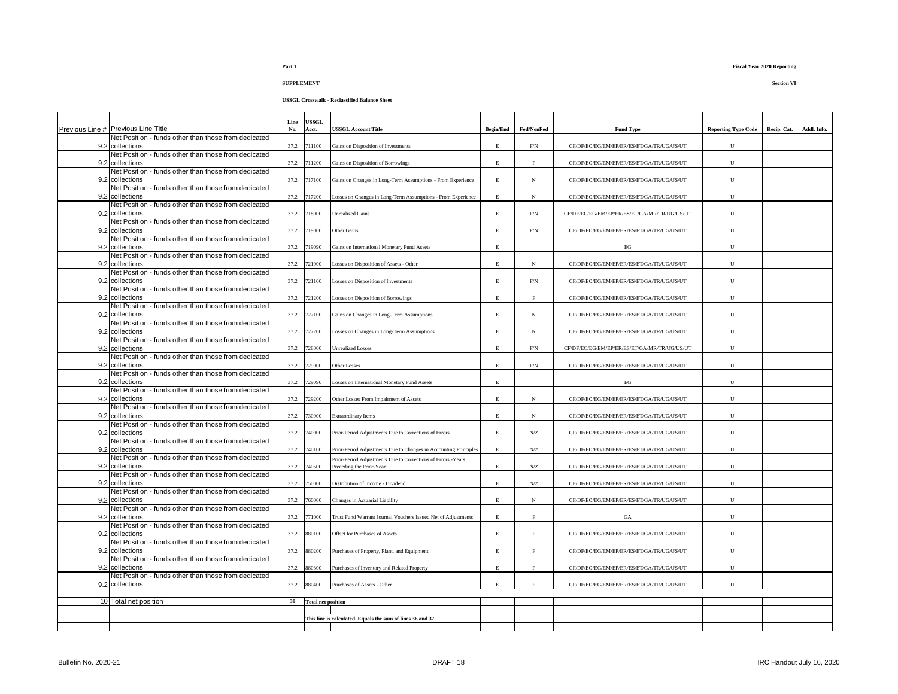Part 1

SUPPLEMENT

**USSGL Crosswalk - Reclassified Balance Sheet**

Fiscal Year 2020 Reporting

Section VI

| Previous Line # | Previous Line Title | Line No. | USSGL Acct. | USSGL Account Title | Begin/End | Fed/NonFed | Fund Type | Reporting Type Code | Recip. Cat. | Addl. Info. |
|---|---|---|---|---|---|---|---|---|---|---|
| 9.2 | Net Position - funds other than those from dedicated collections | 37.2 | 711100 | Gains on Disposition of Investments | E | F/N | CF/DF/EC/EG/EM/EP/ER/ES/ET/GA/TR/UG/US/UT | U | | |
| 9.2 | Net Position - funds other than those from dedicated collections | 37.2 | 711200 | Gains on Disposition of Borrowings | E | F | CF/DF/EC/EG/EM/EP/ER/ES/ET/GA/TR/UG/US/UT | U | | |
| 9.2 | Net Position - funds other than those from dedicated collections | 37.2 | 717100 | Gains on Changes in Long-Term Assumptions - From Experience | E | N | CF/DF/EC/EG/EM/EP/ER/ES/ET/GA/TR/UG/US/UT | U | | |
| 9.2 | Net Position - funds other than those from dedicated collections | 37.2 | 717200 | Losses on Changes in Long-Term Assumptions - From Experience | E | N | CF/DF/EC/EG/EM/EP/ER/ES/ET/GA/TR/UG/US/UT | U | | |
| 9.2 | Net Position - funds other than those from dedicated collections | 37.2 | 718000 | Unrealized Gains | E | F/N | CF/DF/EC/EG/EM/EP/ER/ES/ET/GA/MR/TR/UG/US/UT | U | | |
| 9.2 | Net Position - funds other than those from dedicated collections | 37.2 | 719000 | Other Gains | E | F/N | CF/DF/EC/EG/EM/EP/ER/ES/ET/GA/TR/UG/US/UT | U | | |
| 9.2 | Net Position - funds other than those from dedicated collections | 37.2 | 719090 | Gains on International Monetary Fund Assets | E | | EG | U | | |
| 9.2 | Net Position - funds other than those from dedicated collections | 37.2 | 721000 | Losses on Disposition of Assets - Other | E | N | CF/DF/EC/EG/EM/EP/ER/ES/ET/GA/TR/UG/US/UT | U | | |
| 9.2 | Net Position - funds other than those from dedicated collections | 37.2 | 721100 | Losses on Disposition of Investments | E | F/N | CF/DF/EC/EG/EM/EP/ER/ES/ET/GA/TR/UG/US/UT | U | | |
| 9.2 | Net Position - funds other than those from dedicated collections | 37.2 | 721200 | Losses on Disposition of Borrowings | E | F | CF/DF/EC/EG/EM/EP/ER/ES/ET/GA/TR/UG/US/UT | U | | |
| 9.2 | Net Position - funds other than those from dedicated collections | 37.2 | 727100 | Gains on Changes in Long-Term Assumptions | E | N | CF/DF/EC/EG/EM/EP/ER/ES/ET/GA/TR/UG/US/UT | U | | |
| 9.2 | Net Position - funds other than those from dedicated collections | 37.2 | 727200 | Losses on Changes in Long-Term Assumptions | E | N | CF/DF/EC/EG/EM/EP/ER/ES/ET/GA/TR/UG/US/UT | U | | |
| 9.2 | Net Position - funds other than those from dedicated collections | 37.2 | 728000 | Unrealized Losses | E | F/N | CF/DF/EC/EG/EM/EP/ER/ES/ET/GA/MR/TR/UG/US/UT | U | | |
| 9.2 | Net Position - funds other than those from dedicated collections | 37.2 | 729000 | Other Losses | E | F/N | CF/DF/EC/EG/EM/EP/ER/ES/ET/GA/TR/UG/US/UT | U | | |
| 9.2 | Net Position - funds other than those from dedicated collections | 37.2 | 729090 | Losses on International Monetary Fund Assets | E | | EG | U | | |
| 9.2 | Net Position - funds other than those from dedicated collections | 37.2 | 729200 | Other Losses From Impairment of Assets | E | N | CF/DF/EC/EG/EM/EP/ER/ES/ET/GA/TR/UG/US/UT | U | | |
| 9.2 | Net Position - funds other than those from dedicated collections | 37.2 | 730000 | Extraordinary Items | E | N | CF/DF/EC/EG/EM/EP/ER/ES/ET/GA/TR/UG/US/UT | U | | |
| 9.2 | Net Position - funds other than those from dedicated collections | 37.2 | 740000 | Prior-Period Adjustments Due to Corrections of Errors | E | N/Z | CF/DF/EC/EG/EM/EP/ER/ES/ET/GA/TR/UG/US/UT | U | | |
| 9.2 | Net Position - funds other than those from dedicated collections | 37.2 | 740100 | Prior-Period Adjustments Due to Changes in Accounting Principles | E | N/Z | CF/DF/EC/EG/EM/EP/ER/ES/ET/GA/TR/UG/US/UT | U | | |
| 9.2 | Net Position - funds other than those from dedicated collections | 37.2 | 740500 | Prior-Period Adjustments Due to Corrections of Errors -Years Preceding the Prior-Year | E | N/Z | CF/DF/EC/EG/EM/EP/ER/ES/ET/GA/TR/UG/US/UT | U | | |
| 9.2 | Net Position - funds other than those from dedicated collections | 37.2 | 750000 | Distribution of Income - Dividend | E | N/Z | CF/DF/EC/EG/EM/EP/ER/ES/ET/GA/TR/UG/US/UT | U | | |
| 9.2 | Net Position - funds other than those from dedicated collections | 37.2 | 760000 | Changes in Actuarial Liability | E | N | CF/DF/EC/EG/EM/EP/ER/ES/ET/GA/TR/UG/US/UT | U | | |
| 9.2 | Net Position - funds other than those from dedicated collections | 37.2 | 771000 | Trust Fund Warrant Journal Vouchers Issued Net of Adjustments | E | F | GA | U | | |
| 9.2 | Net Position - funds other than those from dedicated collections | 37.2 | 880100 | Offset for Purchases of Assets | E | F | CF/DF/EC/EG/EM/EP/ER/ES/ET/GA/TR/UG/US/UT | U | | |
| 9.2 | Net Position - funds other than those from dedicated collections | 37.2 | 880200 | Purchases of Property, Plant, and Equipment | E | F | CF/DF/EC/EG/EM/EP/ER/ES/ET/GA/TR/UG/US/UT | U | | |
| 9.2 | Net Position - funds other than those from dedicated collections | 37.2 | 880300 | Purchases of Inventory and Related Property | E | F | CF/DF/EC/EG/EM/EP/ER/ES/ET/GA/TR/UG/US/UT | U | | |
| 9.2 | Net Position - funds other than those from dedicated collections | 37.2 | 880400 | Purchases of Assets - Other | E | F | CF/DF/EC/EG/EM/EP/ER/ES/ET/GA/TR/UG/US/UT | U | | |
| | | | | | | | | | | |
| 10 | Total net position | **38** | **Total net position** | | | | | | | |
| | | | | | | | | | | |
| | | | | **This line is calculated. Equals the sum of lines 36 and 37.** | | | | | | |
| | | | | | | | | | | |

Bulletin No. 2020-21 DRAFT 18 IRC Handout July 16, 2020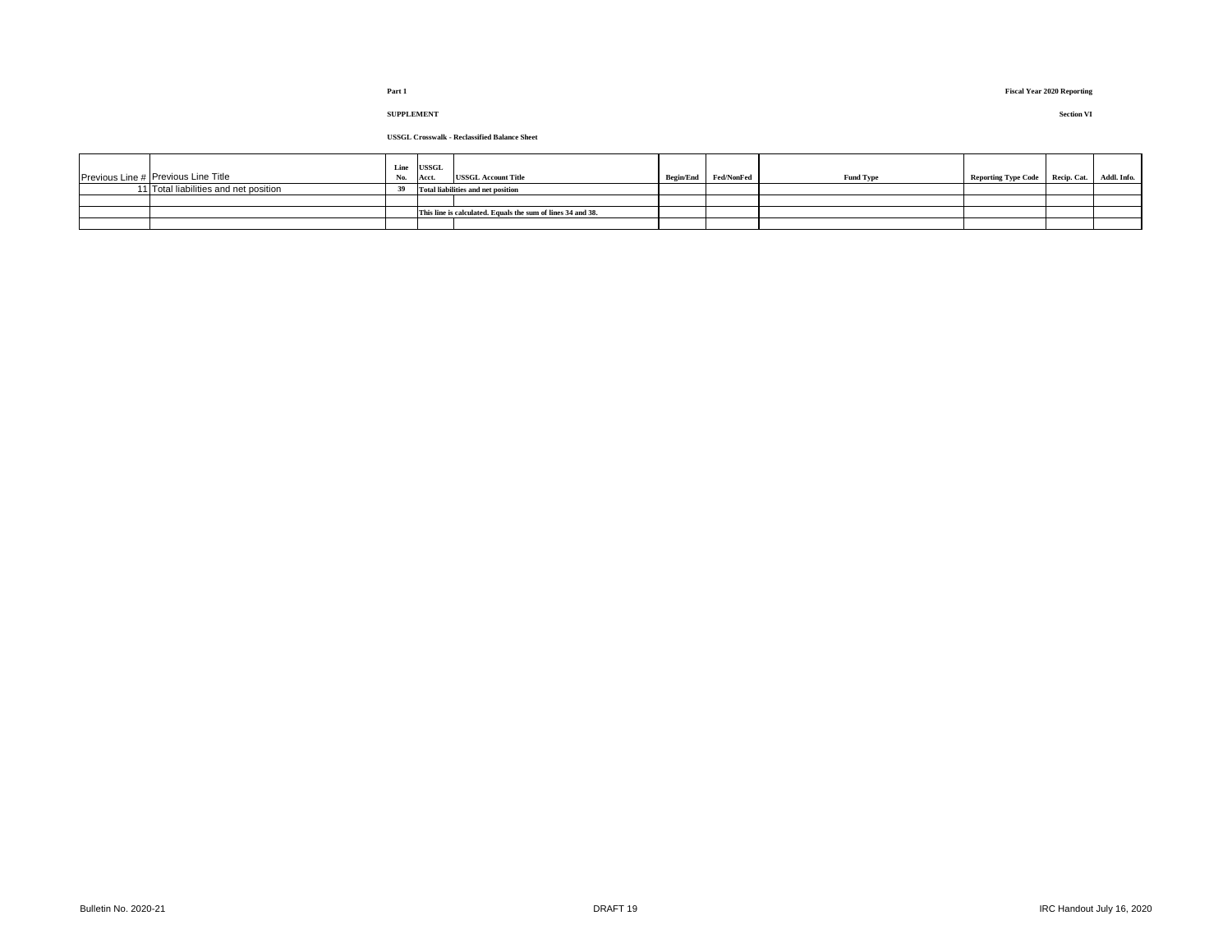**Part 1**

**Fiscal Year 2020 Reporting**

**SUPPLEMENT**

**Section VI**

**USSGL Crosswalk - Reclassified Balance Sheet**

| Previous Line # | Previous Line Title | Line No. | USSGL Acct. | USSGL Account Title | Begin/End | Fed/NonFed | Fund Type | Reporting Type Code | Recip. Cat. | Addl. Info. |
|---|---|---|---|---|---|---|---|---|---|---|
| 11 | Total liabilities and net position | 39 | | Total liabilities and net position | | | | | | |
| | | | | | | | | | | |
| | | | | This line is calculated. Equals the sum of lines 34 and 38. | | | | | | |
| | | | | | | | | | | |

Bulletin No. 2020-21

DRAFT 19

IRC Handout July 16, 2020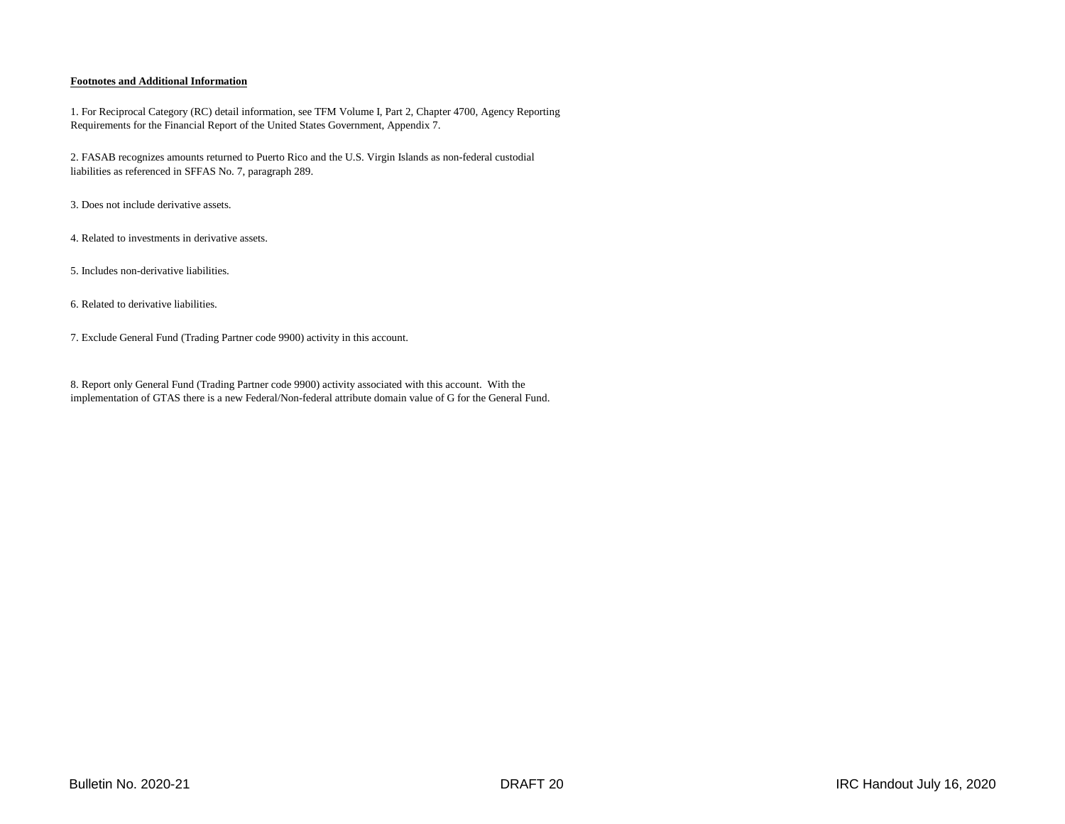**Footnotes and Additional Information**

1. For Reciprocal Category (RC) detail information, see TFM Volume I, Part 2, Chapter 4700, Agency Reporting Requirements for the Financial Report of the United States Government, Appendix 7.

2. FASAB recognizes amounts returned to Puerto Rico and the U.S. Virgin Islands as non-federal custodial liabilities as referenced in SFFAS No. 7, paragraph 289.

3. Does not include derivative assets.

4. Related to investments in derivative assets.

5. Includes non-derivative liabilities.

6. Related to derivative liabilities.

7. Exclude General Fund (Trading Partner code 9900) activity in this account.

8. Report only General Fund (Trading Partner code 9900) activity associated with this account. With the implementation of GTAS there is a new Federal/Non-federal attribute domain value of G for the General Fund.